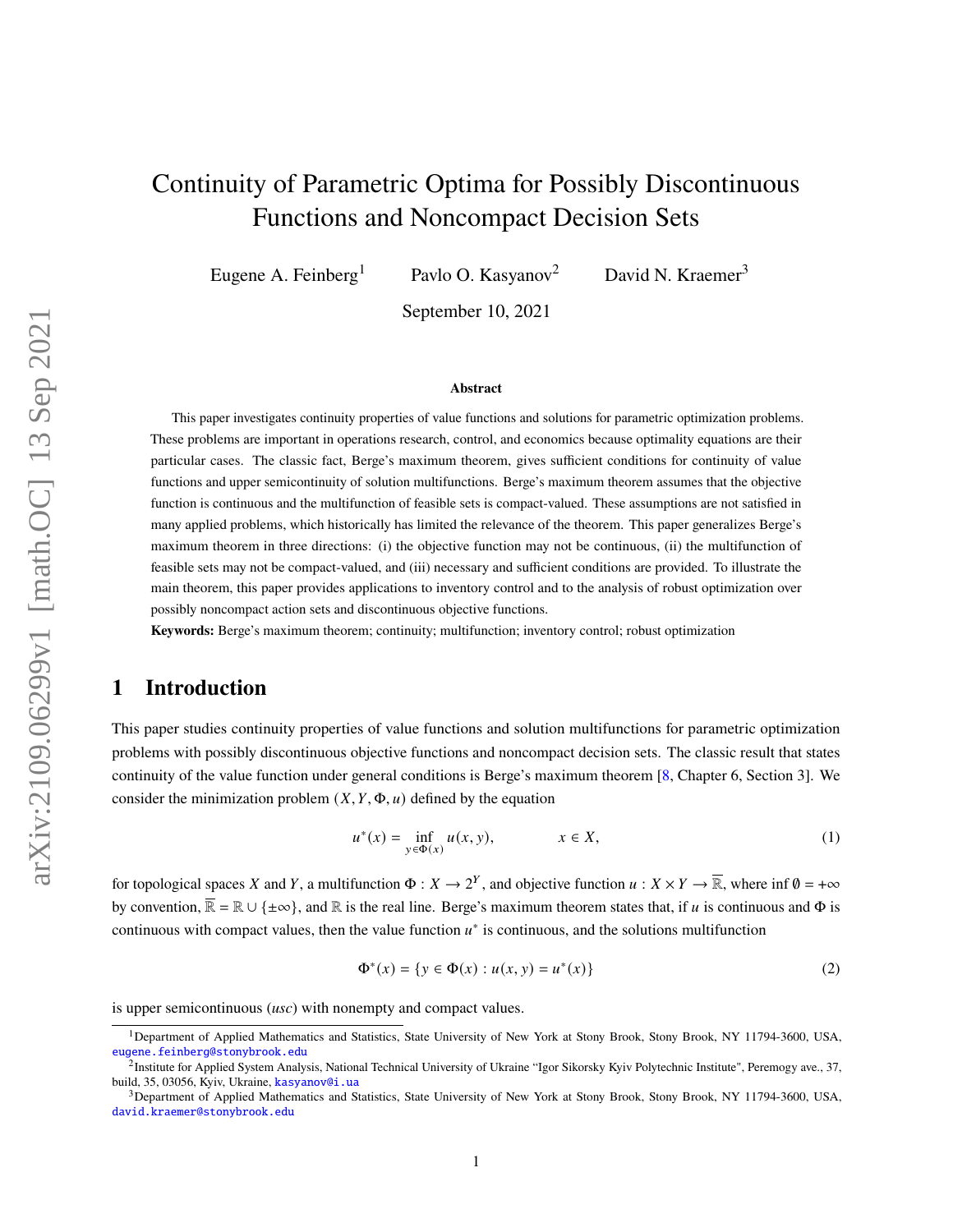# Continuity of Parametric Optima for Possibly Discontinuous Functions and Noncompact Decision Sets

Eugene A. Feinberg[1] Pavlo O. Kasyanov[2] David N. Kraemer[3]

September 10, 2021

### Abstract

This paper investigates continuity properties of value functions and solutions for parametric optimization problems. These problems are important in operations research, control, and economics because optimality equations are their particular cases. The classic fact, Berge's maximum theorem, gives sufficient conditions for continuity of value functions and upper semicontinuity of solution multifunctions. Berge's maximum theorem assumes that the objective function is continuous and the multifunction of feasible sets is compact-valued. These assumptions are not satisfied in many applied problems, which historically has limited the relevance of the theorem. This paper generalizes Berge's maximum theorem in three directions: (i) the objective function may not be continuous, (ii) the multifunction of feasible sets may not be compact-valued, and (iii) necessary and sufficient conditions are provided. To illustrate the main theorem, this paper provides applications to inventory control and to the analysis of robust optimization over possibly noncompact action sets and discontinuous objective functions.

**Keywords:** Berge's maximum theorem; continuity; multifunction; inventory control; robust optimization

## 1 Introduction

This paper studies continuity properties of value functions and solution multifunctions for parametric optimization problems with possibly discontinuous objective functions and noncompact decision sets. The classic result that states continuity of the value function under general conditions is Berge's maximum theorem [8, Chapter 6, Section 3]. We consider the minimization problem $(X, Y, \Phi, u)$ defined by the equation

$$u^*(x) = \inf_{y \in \Phi(x)} u(x, y), \qquad x \in X, \tag{1}$$

for topological spaces $X$ and $Y$, a multifunction $\Phi : X \to 2^Y$, and objective function $u : X \times Y \to \overline{\mathbb{R}}$, where $\inf \emptyset = +\infty$ by convention, $\overline{\mathbb{R}} = \mathbb{R} \cup \{\pm\infty\}$, and $\mathbb{R}$ is the real line. Berge's maximum theorem states that, if $u$ is continuous and $\Phi$ is continuous with compact values, then the value function $u^*$ is continuous, and the solutions multifunction

$$\Phi^*(x) = \{y \in \Phi(x) : u(x, y) = u^*(x)\} \tag{2}$$

is upper semicontinuous (*usc*) with nonempty and compact values.

[1] Department of Applied Mathematics and Statistics, State University of New York at Stony Brook, Stony Brook, NY 11794-3600, USA, eugene.feinberg@stonybrook.edu

[2] Institute for Applied System Analysis, National Technical University of Ukraine "Igor Sikorsky Kyiv Polytechnic Institute", Peremogy ave., 37, build, 35, 03056, Kyiv, Ukraine, kasyanov@i.ua

[3] Department of Applied Mathematics and Statistics, State University of New York at Stony Brook, Stony Brook, NY 11794-3600, USA, david.kraemer@stonybrook.edu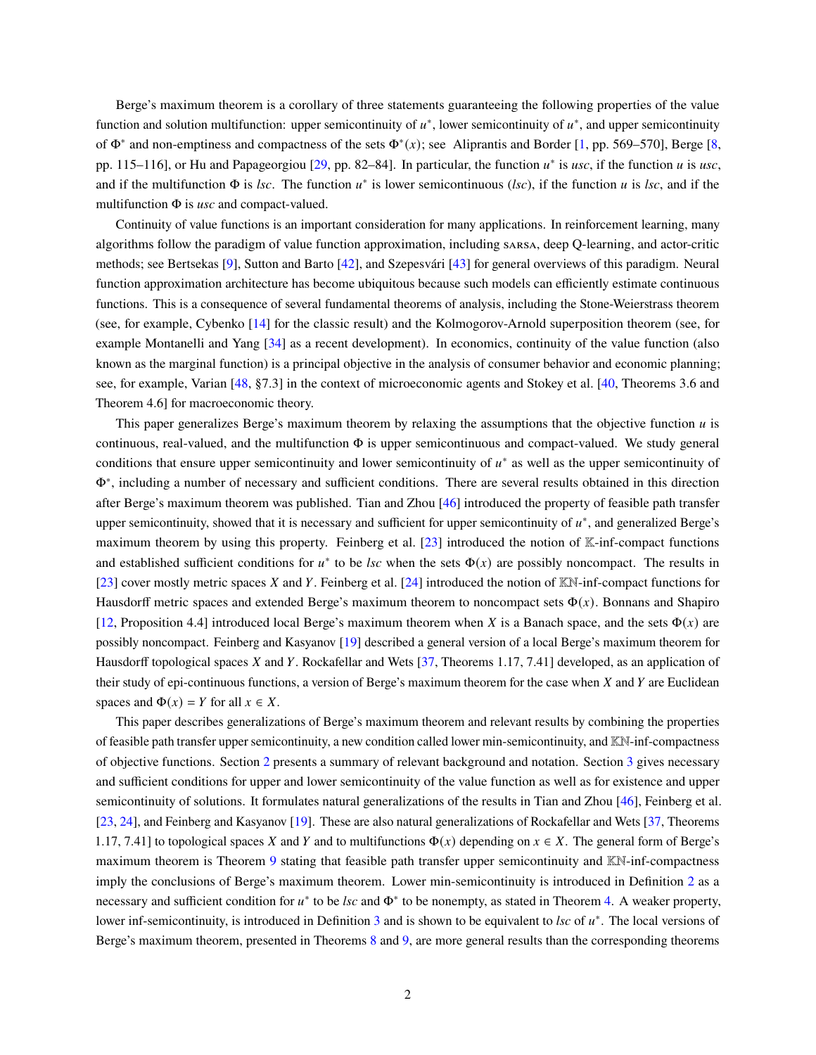Berge's maximum theorem is a corollary of three statements guaranteeing the following properties of the value function and solution multifunction: upper semicontinuity of $u^*$, lower semicontinuity of $u^*$, and upper semicontinuity of $\Phi^*$ and non-emptiness and compactness of the sets $\Phi^*(x)$; see Aliprantis and Border [1, pp. 569–570], Berge [8, pp. 115–116], or Hu and Papageorgiou [29, pp. 82–84]. In particular, the function $u^*$ is *usc*, if the function $u$ is *usc*, and if the multifunction $\Phi$ is *lsc*. The function $u^*$ is lower semicontinuous (*lsc*), if the function $u$ is *lsc*, and if the multifunction $\Phi$ is *usc* and compact-valued.

Continuity of value functions is an important consideration for many applications. In reinforcement learning, many algorithms follow the paradigm of value function approximation, including SARSA, deep Q-learning, and actor-critic methods; see Bertsekas [9], Sutton and Barto [42], and Szepesvári [43] for general overviews of this paradigm. Neural function approximation architecture has become ubiquitous because such models can efficiently estimate continuous functions. This is a consequence of several fundamental theorems of analysis, including the Stone-Weierstrass theorem (see, for example, Cybenko [14] for the classic result) and the Kolmogorov-Arnold superposition theorem (see, for example Montanelli and Yang [34] as a recent development). In economics, continuity of the value function (also known as the marginal function) is a principal objective in the analysis of consumer behavior and economic planning; see, for example, Varian [48, §7.3] in the context of microeconomic agents and Stokey et al. [40, Theorems 3.6 and Theorem 4.6] for macroeconomic theory.

This paper generalizes Berge's maximum theorem by relaxing the assumptions that the objective function $u$ is continuous, real-valued, and the multifunction $\Phi$ is upper semicontinuous and compact-valued. We study general conditions that ensure upper semicontinuity and lower semicontinuity of $u^*$ as well as the upper semicontinuity of $\Phi^*$, including a number of necessary and sufficient conditions. There are several results obtained in this direction after Berge's maximum theorem was published. Tian and Zhou [46] introduced the property of feasible path transfer upper semicontinuity, showed that it is necessary and sufficient for upper semicontinuity of $u^*$, and generalized Berge's maximum theorem by using this property. Feinberg et al. [23] introduced the notion of $\mathbb{K}$-inf-compact functions and established sufficient conditions for $u^*$ to be *lsc* when the sets $\Phi(x)$ are possibly noncompact. The results in [23] cover mostly metric spaces $X$ and $Y$. Feinberg et al. [24] introduced the notion of $\mathbb{KN}$-inf-compact functions for Hausdorff metric spaces and extended Berge's maximum theorem to noncompact sets $\Phi(x)$. Bonnans and Shapiro [12, Proposition 4.4] introduced local Berge's maximum theorem when $X$ is a Banach space, and the sets $\Phi(x)$ are possibly noncompact. Feinberg and Kasyanov [19] described a general version of a local Berge's maximum theorem for Hausdorff topological spaces $X$ and $Y$. Rockafellar and Wets [37, Theorems 1.17, 7.41] developed, as an application of their study of epi-continuous functions, a version of Berge's maximum theorem for the case when $X$ and $Y$ are Euclidean spaces and $\Phi(x) = Y$ for all $x \in X$.

This paper describes generalizations of Berge's maximum theorem and relevant results by combining the properties of feasible path transfer upper semicontinuity, a new condition called lower min-semicontinuity, and $\mathbb{KN}$-inf-compactness of objective functions. Section 2 presents a summary of relevant background and notation. Section 3 gives necessary and sufficient conditions for upper and lower semicontinuity of the value function as well as for existence and upper semicontinuity of solutions. It formulates natural generalizations of the results in Tian and Zhou [46], Feinberg et al. [23, 24], and Feinberg and Kasyanov [19]. These are also natural generalizations of Rockafellar and Wets [37, Theorems 1.17, 7.41] to topological spaces $X$ and $Y$ and to multifunctions $\Phi(x)$ depending on $x \in X$. The general form of Berge's maximum theorem is Theorem 9 stating that feasible path transfer upper semicontinuity and $\mathbb{KN}$-inf-compactness imply the conclusions of Berge's maximum theorem. Lower min-semicontinuity is introduced in Definition 2 as a necessary and sufficient condition for $u^*$ to be *lsc* and $\Phi^*$ to be nonempty, as stated in Theorem 4. A weaker property, lower inf-semicontinuity, is introduced in Definition 3 and is shown to be equivalent to *lsc* of $u^*$. The local versions of Berge's maximum theorem, presented in Theorems 8 and 9, are more general results than the corresponding theorems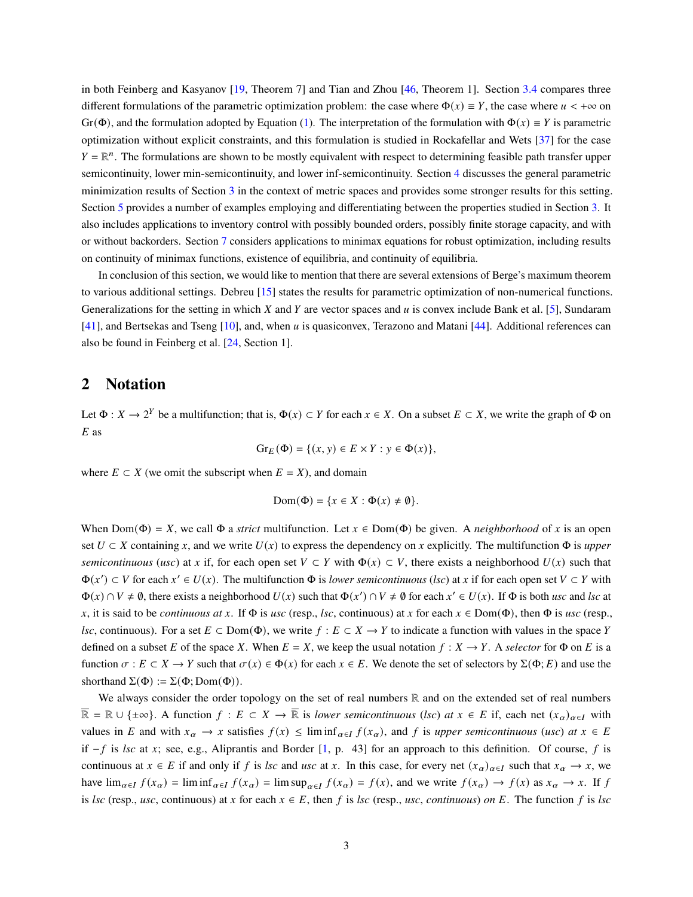in both Feinberg and Kasyanov [19, Theorem 7] and Tian and Zhou [46, Theorem 1]. Section 3.4 compares three different formulations of the parametric optimization problem: the case where $\Phi(x) \equiv Y$, the case where $u < +\infty$ on $\mathrm{Gr}(\Phi)$, and the formulation adopted by Equation (1). The interpretation of the formulation with $\Phi(x) \equiv Y$ is parametric optimization without explicit constraints, and this formulation is studied in Rockafellar and Wets [37] for the case $Y = \mathbb{R}^n$. The formulations are shown to be mostly equivalent with respect to determining feasible path transfer upper semicontinuity, lower min-semicontinuity, and lower inf-semicontinuity. Section 4 discusses the general parametric minimization results of Section 3 in the context of metric spaces and provides some stronger results for this setting. Section 5 provides a number of examples employing and differentiating between the properties studied in Section 3. It also includes applications to inventory control with possibly bounded orders, possibly finite storage capacity, and with or without backorders. Section 7 considers applications to minimax equations for robust optimization, including results on continuity of minimax functions, existence of equilibria, and continuity of equilibria.

In conclusion of this section, we would like to mention that there are several extensions of Berge's maximum theorem to various additional settings. Debreu [15] states the results for parametric optimization of non-numerical functions. Generalizations for the setting in which $X$ and $Y$ are vector spaces and $u$ is convex include Bank et al. [5], Sundaram [41], and Bertsekas and Tseng [10], and, when $u$ is quasiconvex, Terazono and Matani [44]. Additional references can also be found in Feinberg et al. [24, Section 1].

## 2 Notation

Let $\Phi : X \to 2^Y$ be a multifunction; that is, $\Phi(x) \subset Y$ for each $x \in X$. On a subset $E \subset X$, we write the graph of $\Phi$ on $E$ as

$$\mathrm{Gr}_E(\Phi) = \{(x, y) \in E \times Y : y \in \Phi(x)\},$$

where $E \subset X$ (we omit the subscript when $E = X$), and domain

$$\mathrm{Dom}(\Phi) = \{x \in X : \Phi(x) \neq \emptyset\}.$$

When $\mathrm{Dom}(\Phi) = X$, we call $\Phi$ a *strict* multifunction. Let $x \in \mathrm{Dom}(\Phi)$ be given. A *neighborhood* of $x$ is an open set $U \subset X$ containing $x$, and we write $U(x)$ to express the dependency on $x$ explicitly. The multifunction $\Phi$ is *upper semicontinuous* (*usc*) at $x$ if, for each open set $V \subset Y$ with $\Phi(x) \subset V$, there exists a neighborhood $U(x)$ such that $\Phi(x') \subset V$ for each $x' \in U(x)$. The multifunction $\Phi$ is *lower semicontinuous* (*lsc*) at $x$ if for each open set $V \subset Y$ with $\Phi(x) \cap V \neq \emptyset$, there exists a neighborhood $U(x)$ such that $\Phi(x') \cap V \neq \emptyset$ for each $x' \in U(x)$. If $\Phi$ is both *usc* and *lsc* at $x$, it is said to be *continuous at* $x$. If $\Phi$ is *usc* (resp., *lsc*, continuous) at $x$ for each $x \in \mathrm{Dom}(\Phi)$, then $\Phi$ is *usc* (resp., *lsc*, continuous). For a set $E \subset \mathrm{Dom}(\Phi)$, we write $f : E \subset X \to Y$ to indicate a function with values in the space $Y$ defined on a subset $E$ of the space $X$. When $E = X$, we keep the usual notation $f : X \to Y$. A *selector* for $\Phi$ on $E$ is a function $\sigma : E \subset X \to Y$ such that $\sigma(x) \in \Phi(x)$ for each $x \in E$. We denote the set of selectors by $\Sigma(\Phi; E)$ and use the shorthand $\Sigma(\Phi) := \Sigma(\Phi; \mathrm{Dom}(\Phi))$.

We always consider the order topology on the set of real numbers $\mathbb{R}$ and on the extended set of real numbers $\overline{\mathbb{R}} = \mathbb{R} \cup \{\pm\infty\}$. A function $f : E \subset X \to \overline{\mathbb{R}}$ is *lower semicontinuous* (*lsc*) *at* $x \in E$ if, each net $(x_\alpha)_{\alpha \in I}$ with values in $E$ and with $x_\alpha \to x$ satisfies $f(x) \leq \liminf_{\alpha \in I} f(x_\alpha)$, and $f$ is *upper semicontinuous* (*usc*) *at* $x \in E$ if $-f$ is *lsc* at $x$; see, e.g., Aliprantis and Border [1, p. 43] for an approach to this definition. Of course, $f$ is continuous at $x \in E$ if and only if $f$ is *lsc* and *usc* at $x$. In this case, for every net $(x_\alpha)_{\alpha \in I}$ such that $x_\alpha \to x$, we have $\lim_{\alpha \in I} f(x_\alpha) = \liminf_{\alpha \in I} f(x_\alpha) = \limsup_{\alpha \in I} f(x_\alpha) = f(x)$, and we write $f(x_\alpha) \to f(x)$ as $x_\alpha \to x$. If $f$ is *lsc* (resp., *usc*, continuous) at $x$ for each $x \in E$, then $f$ is *lsc* (resp., *usc*, *continuous*) *on* $E$. The function $f$ is *lsc*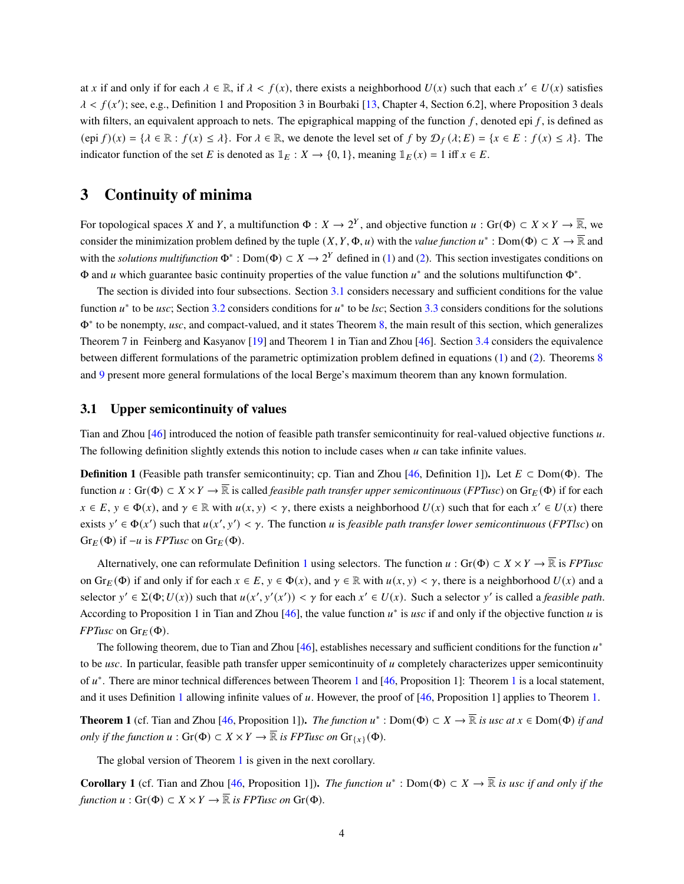at $x$ if and only if for each $\lambda \in \mathbb{R}$, if $\lambda < f(x)$, there exists a neighborhood $U(x)$ such that each $x' \in U(x)$ satisfies $\lambda < f(x')$; see, e.g., Definition 1 and Proposition 3 in Bourbaki [13, Chapter 4, Section 6.2], where Proposition 3 deals with filters, an equivalent approach to nets. The epigraphical mapping of the function $f$, denoted epi $f$, is defined as $(\text{epi } f)(x) = \{\lambda \in \mathbb{R} : f(x) \le \lambda\}$. For $\lambda \in \mathbb{R}$, we denote the level set of $f$ by $\mathcal{D}_f(\lambda; E) = \{x \in E : f(x) \le \lambda\}$. The indicator function of the set $E$ is denoted as $\mathbb{1}_E : X \to \{0, 1\}$, meaning $\mathbb{1}_E(x) = 1$ iff $x \in E$.

# 3 Continuity of minima

For topological spaces $X$ and $Y$, a multifunction $\Phi : X \to 2^Y$, and objective function $u : \text{Gr}(\Phi) \subset X \times Y \to \overline{\mathbb{R}}$, we consider the minimization problem defined by the tuple $(X, Y, \Phi, u)$ with the *value function* $u^* : \text{Dom}(\Phi) \subset X \to \overline{\mathbb{R}}$ and with the *solutions multifunction* $\Phi^* : \text{Dom}(\Phi) \subset X \to 2^Y$ defined in (1) and (2). This section investigates conditions on $\Phi$ and $u$ which guarantee basic continuity properties of the value function $u^*$ and the solutions multifunction $\Phi^*$.

The section is divided into four subsections. Section 3.1 considers necessary and sufficient conditions for the value function $u^*$ to be *usc*; Section 3.2 considers conditions for $u^*$ to be *lsc*; Section 3.3 considers conditions for the solutions $\Phi^*$ to be nonempty, *usc*, and compact-valued, and it states Theorem 8, the main result of this section, which generalizes Theorem 7 in Feinberg and Kasyanov [19] and Theorem 1 in Tian and Zhou [46]. Section 3.4 considers the equivalence between different formulations of the parametric optimization problem defined in equations (1) and (2). Theorems 8 and 9 present more general formulations of the local Berge's maximum theorem than any known formulation.

## 3.1 Upper semicontinuity of values

Tian and Zhou [46] introduced the notion of feasible path transfer semicontinuity for real-valued objective functions $u$. The following definition slightly extends this notion to include cases when $u$ can take infinite values.

**Definition 1** (Feasible path transfer semicontinuity; cp. Tian and Zhou [46, Definition 1])**.** Let $E \subset \text{Dom}(\Phi)$. The function $u : \text{Gr}(\Phi) \subset X \times Y \to \overline{\mathbb{R}}$ is called *feasible path transfer upper semicontinuous* (*FPTusc*) on $\text{Gr}_E(\Phi)$ if for each $x \in E$, $y \in \Phi(x)$, and $\gamma \in \mathbb{R}$ with $u(x, y) < \gamma$, there exists a neighborhood $U(x)$ such that for each $x' \in U(x)$ there exists $y' \in \Phi(x')$ such that $u(x', y') < \gamma$. The function $u$ is *feasible path transfer lower semicontinuous* (*FPTlsc*) on $\text{Gr}_E(\Phi)$ if $-u$ is *FPTusc* on $\text{Gr}_E(\Phi)$.

Alternatively, one can reformulate Definition 1 using selectors. The function $u : \text{Gr}(\Phi) \subset X \times Y \to \overline{\mathbb{R}}$ is *FPTusc* on $\text{Gr}_E(\Phi)$ if and only if for each $x \in E$, $y \in \Phi(x)$, and $\gamma \in \mathbb{R}$ with $u(x, y) < \gamma$, there is a neighborhood $U(x)$ and a selector $y' \in \Sigma(\Phi; U(x))$ such that $u(x', y'(x')) < \gamma$ for each $x' \in U(x)$. Such a selector $y'$ is called a *feasible path*. According to Proposition 1 in Tian and Zhou [46], the value function $u^*$ is *usc* if and only if the objective function $u$ is *FPTusc* on $\text{Gr}_E(\Phi)$.

The following theorem, due to Tian and Zhou [46], establishes necessary and sufficient conditions for the function $u^*$ to be *usc*. In particular, feasible path transfer upper semicontinuity of $u$ completely characterizes upper semicontinuity of $u^*$. There are minor technical differences between Theorem 1 and [46, Proposition 1]: Theorem 1 is a local statement, and it uses Definition 1 allowing infinite values of $u$. However, the proof of [46, Proposition 1] applies to Theorem 1.

**Theorem 1** (cf. Tian and Zhou [46, Proposition 1])**.** *The function $u^* : \text{Dom}(\Phi) \subset X \to \overline{\mathbb{R}}$ is usc at $x \in \text{Dom}(\Phi)$ if and only if the function $u : \text{Gr}(\Phi) \subset X \times Y \to \overline{\mathbb{R}}$ is FPTusc on $\text{Gr}_{\{x\}}(\Phi)$.*

The global version of Theorem 1 is given in the next corollary.

**Corollary 1** (cf. Tian and Zhou [46, Proposition 1])**.** *The function $u^* : \text{Dom}(\Phi) \subset X \to \overline{\mathbb{R}}$ is usc if and only if the function $u : \text{Gr}(\Phi) \subset X \times Y \to \overline{\mathbb{R}}$ is FPTusc on $\text{Gr}(\Phi)$.*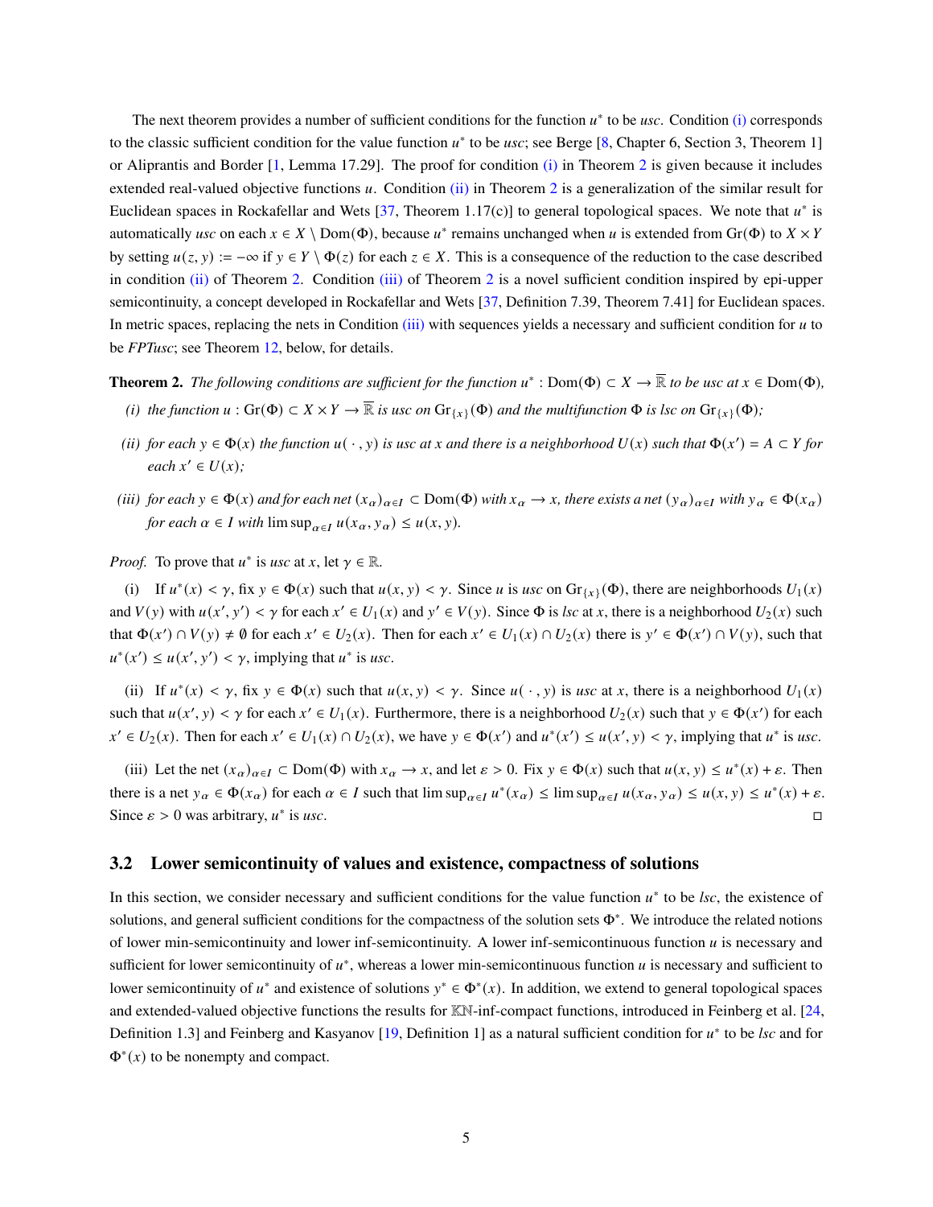The next theorem provides a number of sufficient conditions for the function $u^*$ to be *usc*. Condition (i) corresponds to the classic sufficient condition for the value function $u^*$ to be *usc*; see Berge [8, Chapter 6, Section 3, Theorem 1] or Aliprantis and Border [1, Lemma 17.29]. The proof for condition (i) in Theorem 2 is given because it includes extended real-valued objective functions $u$. Condition (ii) in Theorem 2 is a generalization of the similar result for Euclidean spaces in Rockafellar and Wets [37, Theorem 1.17(c)] to general topological spaces. We note that $u^*$ is automatically *usc* on each $x \in X \setminus \mathrm{Dom}(\Phi)$, because $u^*$ remains unchanged when $u$ is extended from $\mathrm{Gr}(\Phi)$ to $X \times Y$ by setting $u(z, y) := -\infty$ if $y \in Y \setminus \Phi(z)$ for each $z \in X$. This is a consequence of the reduction to the case described in condition (ii) of Theorem 2. Condition (iii) of Theorem 2 is a novel sufficient condition inspired by epi-upper semicontinuity, a concept developed in Rockafellar and Wets [37, Definition 7.39, Theorem 7.41] for Euclidean spaces. In metric spaces, replacing the nets in Condition (iii) with sequences yields a necessary and sufficient condition for $u$ to be *FPTusc*; see Theorem 12, below, for details.

**Theorem 2.** *The following conditions are sufficient for the function $u^* : \mathrm{Dom}(\Phi) \subset X \to \overline{\mathbb{R}}$ to be usc at $x \in \mathrm{Dom}(\Phi)$,*

*(i) the function $u : \mathrm{Gr}(\Phi) \subset X \times Y \to \overline{\mathbb{R}}$ is usc on $\mathrm{Gr}_{\{x\}}(\Phi)$ and the multifunction $\Phi$ is lsc on $\mathrm{Gr}_{\{x\}}(\Phi)$;*

*(ii) for each $y \in \Phi(x)$ the function $u(\,\cdot\,, y)$ is usc at $x$ and there is a neighborhood $U(x)$ such that $\Phi(x') = A \subset Y$ for each $x' \in U(x)$;*

*(iii) for each $y \in \Phi(x)$ and for each net $(x_\alpha)_{\alpha \in I} \subset \mathrm{Dom}(\Phi)$ with $x_\alpha \to x$, there exists a net $(y_\alpha)_{\alpha \in I}$ with $y_\alpha \in \Phi(x_\alpha)$ for each $\alpha \in I$ with $\limsup_{\alpha \in I} u(x_\alpha, y_\alpha) \le u(x, y)$.*

*Proof.* To prove that $u^*$ is *usc* at $x$, let $\gamma \in \mathbb{R}$.

(i) If $u^*(x) < \gamma$, fix $y \in \Phi(x)$ such that $u(x, y) < \gamma$. Since $u$ is *usc* on $\mathrm{Gr}_{\{x\}}(\Phi)$, there are neighborhoods $U_1(x)$ and $V(y)$ with $u(x', y') < \gamma$ for each $x' \in U_1(x)$ and $y' \in V(y)$. Since $\Phi$ is *lsc* at $x$, there is a neighborhood $U_2(x)$ such that $\Phi(x') \cap V(y) \neq \emptyset$ for each $x' \in U_2(x)$. Then for each $x' \in U_1(x) \cap U_2(x)$ there is $y' \in \Phi(x') \cap V(y)$, such that $u^*(x') \le u(x', y') < \gamma$, implying that $u^*$ is *usc*.

(ii) If $u^*(x) < \gamma$, fix $y \in \Phi(x)$ such that $u(x, y) < \gamma$. Since $u(\,\cdot\,, y)$ is *usc* at $x$, there is a neighborhood $U_1(x)$ such that $u(x', y) < \gamma$ for each $x' \in U_1(x)$. Furthermore, there is a neighborhood $U_2(x)$ such that $y \in \Phi(x')$ for each $x' \in U_2(x)$. Then for each $x' \in U_1(x) \cap U_2(x)$, we have $y \in \Phi(x')$ and $u^*(x') \le u(x', y) < \gamma$, implying that $u^*$ is *usc*.

(iii) Let the net $(x_\alpha)_{\alpha \in I} \subset \mathrm{Dom}(\Phi)$ with $x_\alpha \to x$, and let $\varepsilon > 0$. Fix $y \in \Phi(x)$ such that $u(x, y) \le u^*(x) + \varepsilon$. Then there is a net $y_\alpha \in \Phi(x_\alpha)$ for each $\alpha \in I$ such that $\limsup_{\alpha \in I} u^*(x_\alpha) \le \limsup_{\alpha \in I} u(x_\alpha, y_\alpha) \le u(x, y) \le u^*(x) + \varepsilon$. Since $\varepsilon > 0$ was arbitrary, $u^*$ is *usc*. $\square$

## 3.2 Lower semicontinuity of values and existence, compactness of solutions

In this section, we consider necessary and sufficient conditions for the value function $u^*$ to be *lsc*, the existence of solutions, and general sufficient conditions for the compactness of the solution sets $\Phi^*$. We introduce the related notions of lower min-semicontinuity and lower inf-semicontinuity. A lower inf-semicontinuous function $u$ is necessary and sufficient for lower semicontinuity of $u^*$, whereas a lower min-semicontinuous function $u$ is necessary and sufficient to lower semicontinuity of $u^*$ and existence of solutions $y^* \in \Phi^*(x)$. In addition, we extend to general topological spaces and extended-valued objective functions the results for $\mathbb{KN}$-inf-compact functions, introduced in Feinberg et al. [24, Definition 1.3] and Feinberg and Kasyanov [19, Definition 1] as a natural sufficient condition for $u^*$ to be *lsc* and for $\Phi^*(x)$ to be nonempty and compact.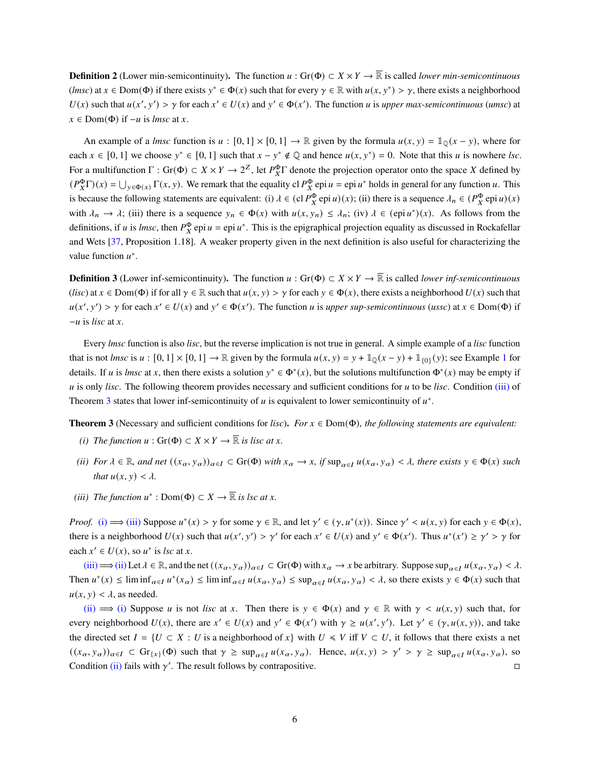**Definition 2** (Lower min-semicontinuity)**.** The function $u : \mathrm{Gr}(\Phi) \subset X \times Y \to \overline{\mathbb{R}}$ is called *lower min-semicontinuous* (*lmsc*) at $x \in \mathrm{Dom}(\Phi)$ if there exists $y^* \in \Phi(x)$ such that for every $\gamma \in \mathbb{R}$ with $u(x, y^*) > \gamma$, there exists a neighborhood $U(x)$ such that $u(x', y') > \gamma$ for each $x' \in U(x)$ and $y' \in \Phi(x')$. The function $u$ is *upper max-semicontinuous* (*umsc*) at $x \in \mathrm{Dom}(\Phi)$ if $-u$ is *lmsc* at $x$.

An example of a *lmsc* function is $u : [0,1] \times [0,1] \to \mathbb{R}$ given by the formula $u(x,y) = \mathbb{1}_{\mathbb{Q}}(x-y)$, where for each $x \in [0,1]$ we choose $y^* \in [0,1]$ such that $x - y^* \notin \mathbb{Q}$ and hence $u(x, y^*) = 0$. Note that this $u$ is nowhere *lsc*. For a multifunction $\Gamma : \mathrm{Gr}(\Phi) \subset X \times Y \to 2^Z$, let $P_X^{\Phi}\Gamma$ denote the projection operator onto the space $X$ defined by $(P_X^{\Phi}\Gamma)(x) = \bigcup_{y \in \Phi(x)} \Gamma(x,y)$. We remark that the equality $\mathrm{cl}\, P_X^{\Phi} \,\mathrm{epi}\, u = \mathrm{epi}\, u^*$ holds in general for any function $u$. This is because the following statements are equivalent: (i) $\lambda \in (\mathrm{cl}\, P_X^{\Phi} \,\mathrm{epi}\, u)(x)$; (ii) there is a sequence $\lambda_n \in (P_X^{\Phi} \,\mathrm{epi}\, u)(x)$ with $\lambda_n \to \lambda$; (iii) there is a sequence $y_n \in \Phi(x)$ with $u(x, y_n) \leq \lambda_n$; (iv) $\lambda \in (\mathrm{epi}\, u^*)(x)$. As follows from the definitions, if $u$ is *lmsc*, then $P_X^{\Phi} \,\mathrm{epi}\, u = \mathrm{epi}\, u^*$. This is the epigraphical projection equality as discussed in Rockafellar and Wets [37, Proposition 1.18]. A weaker property given in the next definition is also useful for characterizing the value function $u^*$.

**Definition 3** (Lower inf-semicontinuity)**.** The function $u : \mathrm{Gr}(\Phi) \subset X \times Y \to \overline{\mathbb{R}}$ is called *lower inf-semicontinuous* (*lisc*) at $x \in \mathrm{Dom}(\Phi)$ if for all $\gamma \in \mathbb{R}$ such that $u(x, y) > \gamma$ for each $y \in \Phi(x)$, there exists a neighborhood $U(x)$ such that $u(x', y') > \gamma$ for each $x' \in U(x)$ and $y' \in \Phi(x')$. The function $u$ is *upper sup-semicontinuous* (*ussc*) at $x \in \mathrm{Dom}(\Phi)$ if $-u$ is *lisc* at $x$.

Every *lmsc* function is also *lisc*, but the reverse implication is not true in general. A simple example of a *lisc* function that is not *lmsc* is $u : [0,1] \times [0,1] \to \mathbb{R}$ given by the formula $u(x,y) = y + \mathbb{1}_{\mathbb{Q}}(x-y) + \mathbb{1}_{\{0\}}(y)$; see Example 1 for details. If $u$ is *lmsc* at $x$, then there exists a solution $y^* \in \Phi^*(x)$, but the solutions multifunction $\Phi^*(x)$ may be empty if $u$ is only *lisc*. The following theorem provides necessary and sufficient conditions for $u$ to be *lisc*. Condition (iii) of Theorem 3 states that lower inf-semicontinuity of $u$ is equivalent to lower semicontinuity of $u^*$.

**Theorem 3** (Necessary and sufficient conditions for *lisc*)**.** *For $x \in \mathrm{Dom}(\Phi)$, the following statements are equivalent:*

*(i) The function $u : \mathrm{Gr}(\Phi) \subset X \times Y \to \overline{\mathbb{R}}$ is lisc at $x$.*

*(ii) For $\lambda \in \mathbb{R}$, and net $((x_\alpha, y_\alpha))_{\alpha \in I} \subset \mathrm{Gr}(\Phi)$ with $x_\alpha \to x$, if $\sup_{\alpha \in I} u(x_\alpha, y_\alpha) < \lambda$, there exists $y \in \Phi(x)$ such that $u(x,y) < \lambda$.*

*(iii) The function $u^* : \mathrm{Dom}(\Phi) \subset X \to \overline{\mathbb{R}}$ is lsc at $x$.*

*Proof.* (i) $\Longrightarrow$ (iii) Suppose $u^*(x) > \gamma$ for some $\gamma \in \mathbb{R}$, and let $\gamma' \in (\gamma, u^*(x))$. Since $\gamma' < u(x,y)$ for each $y \in \Phi(x)$, there is a neighborhood $U(x)$ such that $u(x', y') > \gamma'$ for each $x' \in U(x)$ and $y' \in \Phi(x')$. Thus $u^*(x') \geq \gamma' > \gamma$ for each $x' \in U(x)$, so $u^*$ is *lsc* at $x$.

(iii) $\Longrightarrow$ (ii) Let $\lambda \in \mathbb{R}$, and the net $((x_\alpha, y_\alpha))_{\alpha \in I} \subset \mathrm{Gr}(\Phi)$ with $x_\alpha \to x$ be arbitrary. Suppose $\sup_{\alpha \in I} u(x_\alpha, y_\alpha) < \lambda$. Then $u^*(x) \leq \liminf_{\alpha \in I} u^*(x_\alpha) \leq \liminf_{\alpha \in I} u(x_\alpha, y_\alpha) \leq \sup_{\alpha \in I} u(x_\alpha, y_\alpha) < \lambda$, so there exists $y \in \Phi(x)$ such that $u(x,y) < \lambda$, as needed.

(ii) $\Longrightarrow$ (i) Suppose $u$ is not *lisc* at $x$. Then there is $y \in \Phi(x)$ and $\gamma \in \mathbb{R}$ with $\gamma < u(x,y)$ such that, for every neighborhood $U(x)$, there are $x' \in U(x)$ and $y' \in \Phi(x')$ with $\gamma \geq u(x', y')$. Let $\gamma' \in (\gamma, u(x,y))$, and take the directed set $I = \{U \subset X : U \text{ is a neighborhood of } x\}$ with $U \preccurlyeq V$ iff $V \subset U$, it follows that there exists a net $((x_\alpha, y_\alpha))_{\alpha \in I} \subset \mathrm{Gr}_{\{x\}}(\Phi)$ such that $\gamma \geq \sup_{\alpha \in I} u(x_\alpha, y_\alpha)$. Hence, $u(x,y) > \gamma' > \gamma \geq \sup_{\alpha \in I} u(x_\alpha, y_\alpha)$, so Condition (ii) fails with $\gamma'$. The result follows by contrapositive. $\square$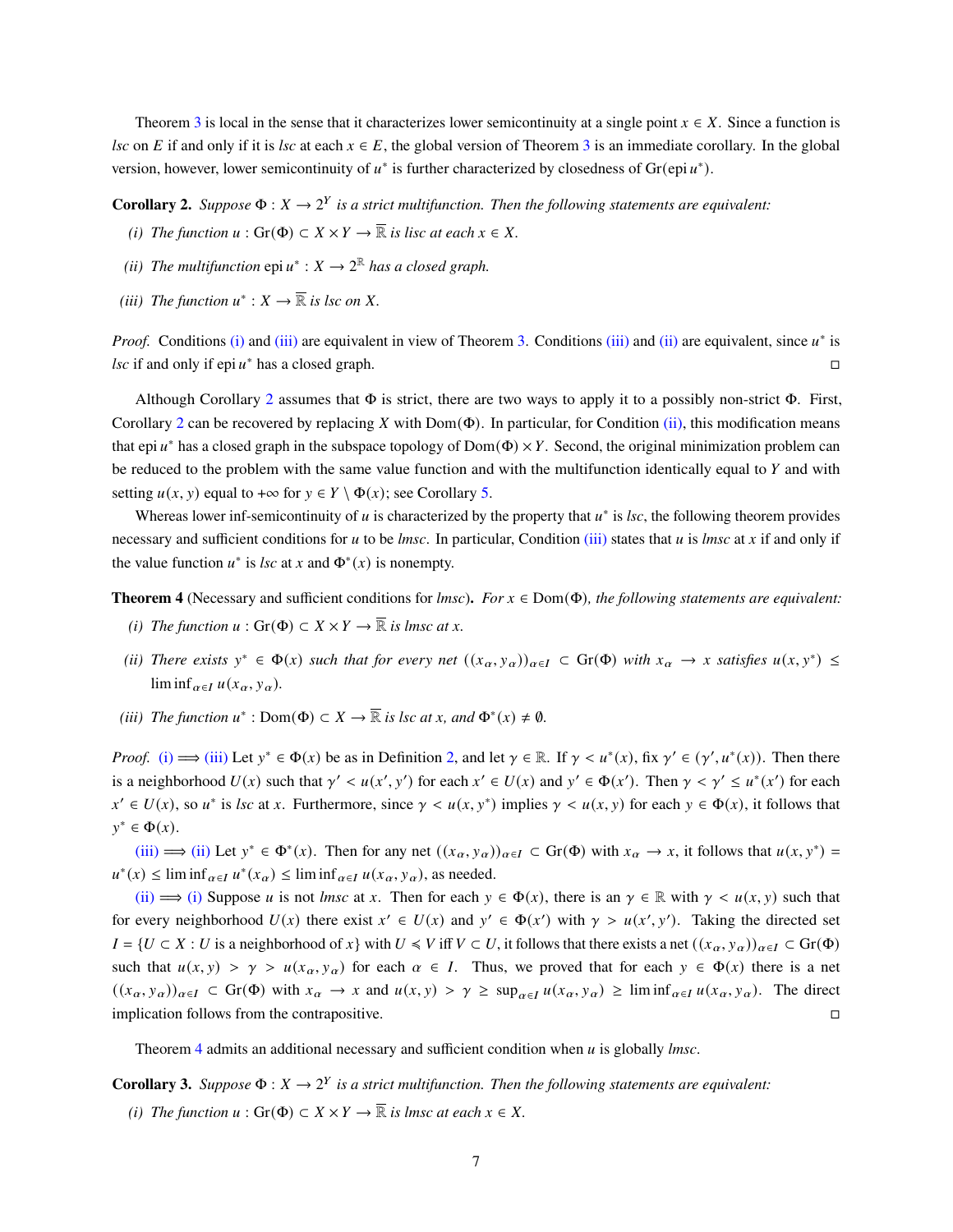Theorem 3 is local in the sense that it characterizes lower semicontinuity at a single point $x \in X$. Since a function is *lsc* on $E$ if and only if it is *lsc* at each $x \in E$, the global version of Theorem 3 is an immediate corollary. In the global version, however, lower semicontinuity of $u^*$ is further characterized by closedness of $\mathrm{Gr}(\mathrm{epi}\, u^*)$.

**Corollary 2.** *Suppose $\Phi : X \to 2^Y$ is a strict multifunction. Then the following statements are equivalent:*

*(i) The function $u : \mathrm{Gr}(\Phi) \subset X \times Y \to \overline{\mathbb{R}}$ is lisc at each $x \in X$.*

*(ii) The multifunction $\mathrm{epi}\, u^* : X \to 2^{\mathbb{R}}$ has a closed graph.*

*(iii) The function $u^* : X \to \overline{\mathbb{R}}$ is lsc on $X$.*

*Proof.* Conditions (i) and (iii) are equivalent in view of Theorem 3. Conditions (iii) and (ii) are equivalent, since $u^*$ is *lsc* if and only if $\mathrm{epi}\, u^*$ has a closed graph. □

Although Corollary 2 assumes that $\Phi$ is strict, there are two ways to apply it to a possibly non-strict $\Phi$. First, Corollary 2 can be recovered by replacing $X$ with $\mathrm{Dom}(\Phi)$. In particular, for Condition (ii), this modification means that $\mathrm{epi}\, u^*$ has a closed graph in the subspace topology of $\mathrm{Dom}(\Phi) \times Y$. Second, the original minimization problem can be reduced to the problem with the same value function and with the multifunction identically equal to $Y$ and with setting $u(x, y)$ equal to $+\infty$ for $y \in Y \setminus \Phi(x)$; see Corollary 5.

Whereas lower inf-semicontinuity of $u$ is characterized by the property that $u^*$ is *lsc*, the following theorem provides necessary and sufficient conditions for $u$ to be *lmsc*. In particular, Condition (iii) states that $u$ is *lmsc* at $x$ if and only if the value function $u^*$ is *lsc* at $x$ and $\Phi^*(x)$ is nonempty.

**Theorem 4** (Necessary and sufficient conditions for *lmsc*)**.** *For $x \in \mathrm{Dom}(\Phi)$, the following statements are equivalent:*

*(i) The function $u : \mathrm{Gr}(\Phi) \subset X \times Y \to \overline{\mathbb{R}}$ is lmsc at $x$.*

*(ii) There exists $y^* \in \Phi(x)$ such that for every net $((x_\alpha, y_\alpha))_{\alpha \in I} \subset \mathrm{Gr}(\Phi)$ with $x_\alpha \to x$ satisfies $u(x, y^*) \leq \liminf_{\alpha \in I} u(x_\alpha, y_\alpha)$.*

*(iii) The function $u^* : \mathrm{Dom}(\Phi) \subset X \to \overline{\mathbb{R}}$ is lsc at $x$, and $\Phi^*(x) \neq \emptyset$.*

*Proof.* (i) $\Longrightarrow$ (iii) Let $y^* \in \Phi(x)$ be as in Definition 2, and let $\gamma \in \mathbb{R}$. If $\gamma < u^*(x)$, fix $\gamma' \in (\gamma', u^*(x))$. Then there is a neighborhood $U(x)$ such that $\gamma' < u(x', y')$ for each $x' \in U(x)$ and $y' \in \Phi(x')$. Then $\gamma < \gamma' \leq u^*(x')$ for each $x' \in U(x)$, so $u^*$ is *lsc* at $x$. Furthermore, since $\gamma < u(x, y^*)$ implies $\gamma < u(x, y)$ for each $y \in \Phi(x)$, it follows that $y^* \in \Phi(x)$.

(iii) $\Longrightarrow$ (ii) Let $y^* \in \Phi^*(x)$. Then for any net $((x_\alpha, y_\alpha))_{\alpha \in I} \subset \mathrm{Gr}(\Phi)$ with $x_\alpha \to x$, it follows that $u(x, y^*) = u^*(x) \leq \liminf_{\alpha \in I} u^*(x_\alpha) \leq \liminf_{\alpha \in I} u(x_\alpha, y_\alpha)$, as needed.

(ii) $\Longrightarrow$ (i) Suppose $u$ is not *lmsc* at $x$. Then for each $y \in \Phi(x)$, there is an $\gamma \in \mathbb{R}$ with $\gamma < u(x, y)$ such that for every neighborhood $U(x)$ there exist $x' \in U(x)$ and $y' \in \Phi(x')$ with $\gamma > u(x', y')$. Taking the directed set $I = \{U \subset X : U \text{ is a neighborhood of } x\}$ with $U \preccurlyeq V$ iff $V \subset U$, it follows that there exists a net $((x_\alpha, y_\alpha))_{\alpha \in I} \subset \mathrm{Gr}(\Phi)$ such that $u(x, y) > \gamma > u(x_\alpha, y_\alpha)$ for each $\alpha \in I$. Thus, we proved that for each $y \in \Phi(x)$ there is a net $((x_\alpha, y_\alpha))_{\alpha \in I} \subset \mathrm{Gr}(\Phi)$ with $x_\alpha \to x$ and $u(x, y) > \gamma \geq \sup_{\alpha \in I} u(x_\alpha, y_\alpha) \geq \liminf_{\alpha \in I} u(x_\alpha, y_\alpha)$. The direct implication follows from the contrapositive. □

Theorem 4 admits an additional necessary and sufficient condition when $u$ is globally *lmsc*.

**Corollary 3.** *Suppose $\Phi : X \to 2^Y$ is a strict multifunction. Then the following statements are equivalent:*

*(i) The function $u : \mathrm{Gr}(\Phi) \subset X \times Y \to \overline{\mathbb{R}}$ is lmsc at each $x \in X$.*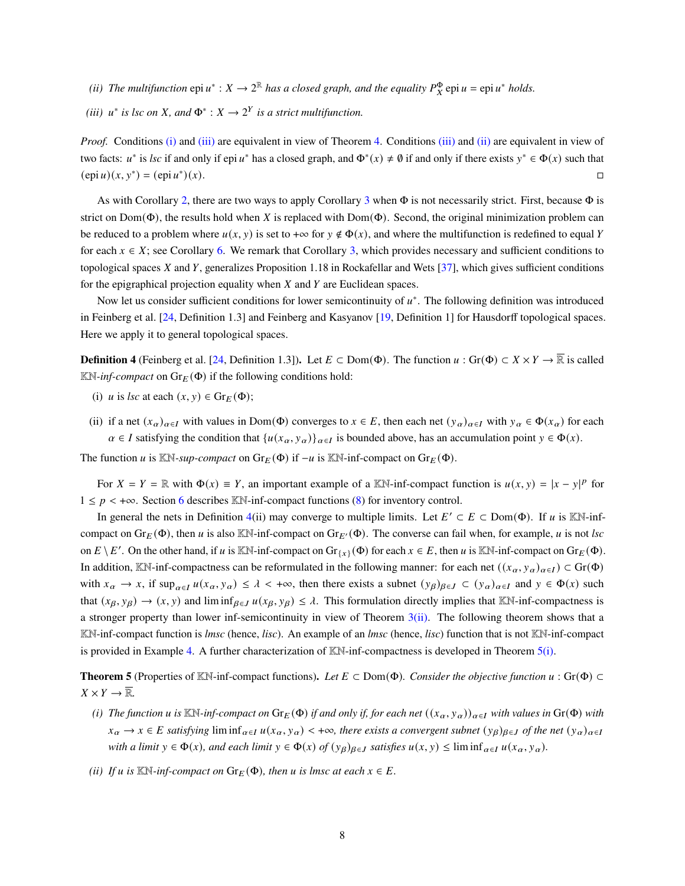*(ii) The multifunction* $\operatorname{epi} u^* : X \to 2^{\mathbb{R}}$ *has a closed graph, and the equality* $P_X^{\Phi} \operatorname{epi} u = \operatorname{epi} u^*$ *holds.*

*(iii)* $u^*$ *is lsc on* $X$*, and* $\Phi^* : X \to 2^Y$ *is a strict multifunction.*

*Proof.* Conditions (i) and (iii) are equivalent in view of Theorem 4. Conditions (iii) and (ii) are equivalent in view of two facts: $u^*$ is *lsc* if and only if $\operatorname{epi} u^*$ has a closed graph, and $\Phi^*(x) \neq \emptyset$ if and only if there exists $y^* \in \Phi(x)$ such that $(\operatorname{epi} u)(x, y^*) = (\operatorname{epi} u^*)(x)$. □

As with Corollary 2, there are two ways to apply Corollary 3 when $\Phi$ is not necessarily strict. First, because $\Phi$ is strict on $\operatorname{Dom}(\Phi)$, the results hold when $X$ is replaced with $\operatorname{Dom}(\Phi)$. Second, the original minimization problem can be reduced to a problem where $u(x, y)$ is set to $+\infty$ for $y \notin \Phi(x)$, and where the multifunction is redefined to equal $Y$ for each $x \in X$; see Corollary 6. We remark that Corollary 3, which provides necessary and sufficient conditions to topological spaces $X$ and $Y$, generalizes Proposition 1.18 in Rockafellar and Wets [37], which gives sufficient conditions for the epigraphical projection equality when $X$ and $Y$ are Euclidean spaces.

Now let us consider sufficient conditions for lower semicontinuity of $u^*$. The following definition was introduced in Feinberg et al. [24, Definition 1.3] and Feinberg and Kasyanov [19, Definition 1] for Hausdorff topological spaces. Here we apply it to general topological spaces.

**Definition 4** (Feinberg et al. [24, Definition 1.3])**.** Let $E \subset \operatorname{Dom}(\Phi)$. The function $u : \operatorname{Gr}(\Phi) \subset X \times Y \to \overline{\mathbb{R}}$ is called $\mathbb{K}\mathbb{N}$*-inf-compact* on $\operatorname{Gr}_E(\Phi)$ if the following conditions hold:

(i) $u$ is *lsc* at each $(x, y) \in \operatorname{Gr}_E(\Phi)$;

(ii) if a net $(x_\alpha)_{\alpha \in I}$ with values in $\operatorname{Dom}(\Phi)$ converges to $x \in E$, then each net $(y_\alpha)_{\alpha \in I}$ with $y_\alpha \in \Phi(x_\alpha)$ for each $\alpha \in I$ satisfying the condition that $\{u(x_\alpha, y_\alpha)\}_{\alpha \in I}$ is bounded above, has an accumulation point $y \in \Phi(x)$.

The function $u$ is $\mathbb{K}\mathbb{N}$*-sup-compact* on $\operatorname{Gr}_E(\Phi)$ if $-u$ is $\mathbb{K}\mathbb{N}$-inf-compact on $\operatorname{Gr}_E(\Phi)$.

For $X = Y = \mathbb{R}$ with $\Phi(x) \equiv Y$, an important example of a $\mathbb{K}\mathbb{N}$-inf-compact function is $u(x, y) = |x - y|^p$ for $1 \le p < +\infty$. Section 6 describes $\mathbb{K}\mathbb{N}$-inf-compact functions (8) for inventory control.

In general the nets in Definition 4(ii) may converge to multiple limits. Let $E' \subset E \subset \operatorname{Dom}(\Phi)$. If $u$ is $\mathbb{K}\mathbb{N}$-inf-compact on $\operatorname{Gr}_E(\Phi)$, then $u$ is also $\mathbb{K}\mathbb{N}$-inf-compact on $\operatorname{Gr}_{E'}(\Phi)$. The converse can fail when, for example, $u$ is not *lsc* on $E \setminus E'$. On the other hand, if $u$ is $\mathbb{K}\mathbb{N}$-inf-compact on $\operatorname{Gr}_{\{x\}}(\Phi)$ for each $x \in E$, then $u$ is $\mathbb{K}\mathbb{N}$-inf-compact on $\operatorname{Gr}_E(\Phi)$. In addition, $\mathbb{K}\mathbb{N}$-inf-compactness can be reformulated in the following manner: for each net $((x_\alpha, y_\alpha)_{\alpha \in I}) \subset \operatorname{Gr}(\Phi)$ with $x_\alpha \to x$, if $\sup_{\alpha \in I} u(x_\alpha, y_\alpha) \le \lambda < +\infty$, then there exists a subnet $(y_\beta)_{\beta \in J} \subset (y_\alpha)_{\alpha \in I}$ and $y \in \Phi(x)$ such that $(x_\beta, y_\beta) \to (x, y)$ and $\liminf_{\beta \in J} u(x_\beta, y_\beta) \le \lambda$. This formulation directly implies that $\mathbb{K}\mathbb{N}$-inf-compactness is a stronger property than lower inf-semicontinuity in view of Theorem 3(ii). The following theorem shows that a $\mathbb{K}\mathbb{N}$-inf-compact function is *lmsc* (hence, *lisc*). An example of an *lmsc* (hence, *lisc*) function that is not $\mathbb{K}\mathbb{N}$-inf-compact is provided in Example 4. A further characterization of $\mathbb{K}\mathbb{N}$-inf-compactness is developed in Theorem 5(i).

**Theorem 5** (Properties of $\mathbb{K}\mathbb{N}$-inf-compact functions)**.** *Let* $E \subset \operatorname{Dom}(\Phi)$*. Consider the objective function* $u : \operatorname{Gr}(\Phi) \subset X \times Y \to \overline{\mathbb{R}}$*.*

*(i) The function* $u$ *is* $\mathbb{K}\mathbb{N}$*-inf-compact on* $\operatorname{Gr}_E(\Phi)$ *if and only if, for each net* $((x_\alpha, y_\alpha))_{\alpha \in I}$ *with values in* $\operatorname{Gr}(\Phi)$ *with* $x_\alpha \to x \in E$ *satisfying* $\liminf_{\alpha \in I} u(x_\alpha, y_\alpha) < +\infty$*, there exists a convergent subnet* $(y_\beta)_{\beta \in J}$ *of the net* $(y_\alpha)_{\alpha \in I}$ *with a limit* $y \in \Phi(x)$*, and each limit* $y \in \Phi(x)$ *of* $(y_\beta)_{\beta \in J}$ *satisfies* $u(x, y) \le \liminf_{\alpha \in I} u(x_\alpha, y_\alpha)$*.*

*(ii) If* $u$ *is* $\mathbb{K}\mathbb{N}$*-inf-compact on* $\operatorname{Gr}_E(\Phi)$*, then* $u$ *is lmsc at each* $x \in E$*.*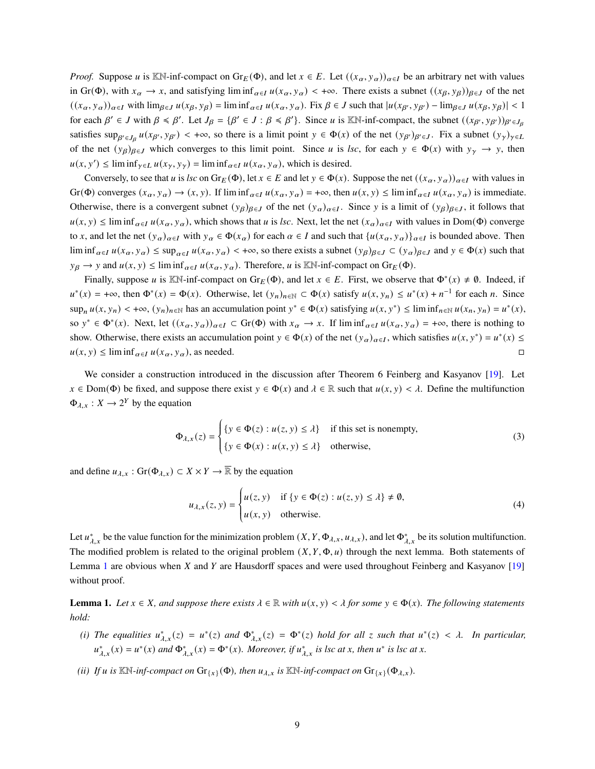*Proof.* Suppose $u$ is $\mathbb{K}\mathbb{N}$-inf-compact on $\mathrm{Gr}_E(\Phi)$, and let $x \in E$. Let $((x_\alpha, y_\alpha))_{\alpha\in I}$ be an arbitrary net with values in $\mathrm{Gr}(\Phi)$, with $x_\alpha \to x$, and satisfying $\liminf_{\alpha\in I} u(x_\alpha, y_\alpha) < +\infty$. There exists a subnet $((x_\beta, y_\beta))_{\beta\in J}$ of the net $((x_\alpha, y_\alpha))_{\alpha\in I}$ with $\lim_{\beta\in J} u(x_\beta, y_\beta) = \liminf_{\alpha\in I} u(x_\alpha, y_\alpha)$. Fix $\beta \in J$ such that $|u(x_{\beta'}, y_{\beta'}) - \lim_{\beta\in J} u(x_\beta, y_\beta)| < 1$ for each $\beta' \in J$ with $\beta \preccurlyeq \beta'$. Let $J_\beta = \{\beta' \in J : \beta \preccurlyeq \beta'\}$. Since $u$ is $\mathbb{K}\mathbb{N}$-inf-compact, the subnet $((x_{\beta'}, y_{\beta'}))_{\beta'\in J_\beta}$ satisfies $\sup_{\beta'\in J_\beta} u(x_{\beta'}, y_{\beta'}) < +\infty$, so there is a limit point $y \in \Phi(x)$ of the net $(y_{\beta'})_{\beta'\in J}$. Fix a subnet $(y_\gamma)_{\gamma\in L}$ of the net $(y_\beta)_{\beta\in J}$ which converges to this limit point. Since $u$ is *lsc*, for each $y \in \Phi(x)$ with $y_\gamma \to y$, then $u(x, y') \le \liminf_{\gamma\in L} u(x_\gamma, y_\gamma) = \liminf_{\alpha\in I} u(x_\alpha, y_\alpha)$, which is desired.

Conversely, to see that $u$ is *lsc* on $\mathrm{Gr}_E(\Phi)$, let $x \in E$ and let $y \in \Phi(x)$. Suppose the net $((x_\alpha, y_\alpha))_{\alpha\in I}$ with values in $\mathrm{Gr}(\Phi)$ converges $(x_\alpha, y_\alpha) \to (x, y)$. If $\liminf_{\alpha\in I} u(x_\alpha, y_\alpha) = +\infty$, then $u(x, y) \le \liminf_{\alpha\in I} u(x_\alpha, y_\alpha)$ is immediate. Otherwise, there is a convergent subnet $(y_\beta)_{\beta\in J}$ of the net $(y_\alpha)_{\alpha\in I}$. Since $y$ is a limit of $(y_\beta)_{\beta\in J}$, it follows that $u(x, y) \le \liminf_{\alpha\in I} u(x_\alpha, y_\alpha)$, which shows that $u$ is *lsc*. Next, let the net $(x_\alpha)_{\alpha\in I}$ with values in $\mathrm{Dom}(\Phi)$ converge to $x$, and let the net $(y_\alpha)_{\alpha\in I}$ with $y_\alpha \in \Phi(x_\alpha)$ for each $\alpha \in I$ and such that $\{u(x_\alpha, y_\alpha)\}_{\alpha\in I}$ is bounded above. Then $\liminf_{\alpha\in I} u(x_\alpha, y_\alpha) \le \sup_{\alpha\in I} u(x_\alpha, y_\alpha) < +\infty$, so there exists a subnet $(y_\beta)_{\beta\in J} \subset (y_\alpha)_{\beta\in J}$ and $y \in \Phi(x)$ such that $y_\beta \to y$ and $u(x, y) \le \liminf_{\alpha\in I} u(x_\alpha, y_\alpha)$. Therefore, $u$ is $\mathbb{K}\mathbb{N}$-inf-compact on $\mathrm{Gr}_E(\Phi)$.

Finally, suppose $u$ is $\mathbb{K}\mathbb{N}$-inf-compact on $\mathrm{Gr}_E(\Phi)$, and let $x \in E$. First, we observe that $\Phi^*(x) \ne \emptyset$. Indeed, if $u^*(x) = +\infty$, then $\Phi^*(x) = \Phi(x)$. Otherwise, let $(y_n)_{n\in\mathbb{N}} \subset \Phi(x)$ satisfy $u(x, y_n) \le u^*(x) + n^{-1}$ for each $n$. Since $\sup_n u(x, y_n) < +\infty$, $(y_n)_{n\in\mathbb{N}}$ has an accumulation point $y^* \in \Phi(x)$ satisfying $u(x, y^*) \le \liminf_{n\in\mathbb{N}} u(x_n, y_n) = u^*(x)$, so $y^* \in \Phi^*(x)$. Next, let $((x_\alpha, y_\alpha))_{\alpha\in I} \subset \mathrm{Gr}(\Phi)$ with $x_\alpha \to x$. If $\liminf_{\alpha\in I} u(x_\alpha, y_\alpha) = +\infty$, there is nothing to show. Otherwise, there exists an accumulation point $y \in \Phi(x)$ of the net $(y_\alpha)_{\alpha\in I}$, which satisfies $u(x, y^*) = u^*(x) \le u(x, y) \le \liminf_{\alpha\in I} u(x_\alpha, y_\alpha)$, as needed. □

We consider a construction introduced in the discussion after Theorem 6 Feinberg and Kasyanov [19]. Let $x \in \mathrm{Dom}(\Phi)$ be fixed, and suppose there exist $y \in \Phi(x)$ and $\lambda \in \mathbb{R}$ such that $u(x, y) < \lambda$. Define the multifunction $\Phi_{\lambda,x} : X \to 2^Y$ by the equation

$$
\Phi_{\lambda,x}(z) = \begin{cases} \{y \in \Phi(z) : u(z, y) \le \lambda\} & \text{if this set is nonempty,} \\ \{y \in \Phi(x) : u(x, y) \le \lambda\} & \text{otherwise,} \end{cases} \tag{3}
$$

and define $u_{\lambda,x} : \mathrm{Gr}(\Phi_{\lambda,x}) \subset X \times Y \to \overline{\mathbb{R}}$ by the equation

$$
u_{\lambda,x}(z, y) = \begin{cases} u(z, y) & \text{if } \{y \in \Phi(z) : u(z, y) \le \lambda\} \ne \emptyset, \\ u(x, y) & \text{otherwise.} \end{cases} \tag{4}
$$

Let $u^*_{\lambda,x}$ be the value function for the minimization problem $(X, Y, \Phi_{\lambda,x}, u_{\lambda,x})$, and let $\Phi^*_{\lambda,x}$ be its solution multifunction. The modified problem is related to the original problem $(X, Y, \Phi, u)$ through the next lemma. Both statements of Lemma 1 are obvious when $X$ and $Y$ are Hausdorff spaces and were used throughout Feinberg and Kasyanov [19] without proof.

**Lemma 1.** *Let $x \in X$, and suppose there exists $\lambda \in \mathbb{R}$ with $u(x, y) < \lambda$ for some $y \in \Phi(x)$. The following statements hold:*

*(i) The equalities $u^*_{\lambda,x}(z) = u^*(z)$ and $\Phi^*_{\lambda,x}(z) = \Phi^*(z)$ hold for all $z$ such that $u^*(z) < \lambda$. In particular, $u^*_{\lambda,x}(x) = u^*(x)$ and $\Phi^*_{\lambda,x}(x) = \Phi^*(x)$. Moreover, if $u^*_{\lambda,x}$ is lsc at $x$, then $u^*$ is lsc at $x$.*

*(ii) If $u$ is $\mathbb{K}\mathbb{N}$-inf-compact on $\mathrm{Gr}_{\{x\}}(\Phi)$, then $u_{\lambda,x}$ is $\mathbb{K}\mathbb{N}$-inf-compact on $\mathrm{Gr}_{\{x\}}(\Phi_{\lambda,x})$.*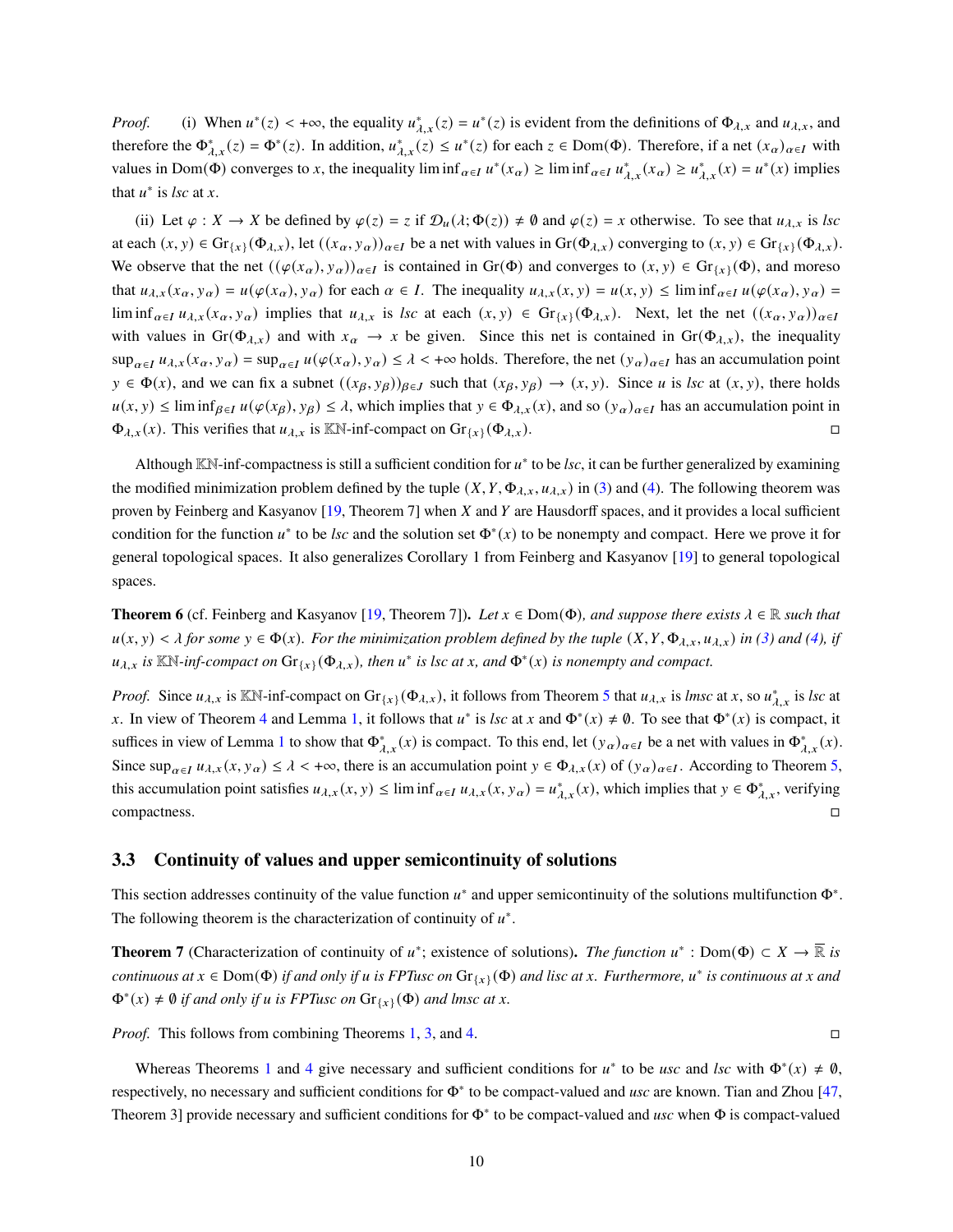*Proof.* (i) When $u^*(z) < +\infty$, the equality $u^*_{\lambda,x}(z) = u^*(z)$ is evident from the definitions of $\Phi_{\lambda,x}$ and $u_{\lambda,x}$, and therefore the $\Phi^*_{\lambda,x}(z) = \Phi^*(z)$. In addition, $u^*_{\lambda,x}(z) \le u^*(z)$ for each $z \in \mathrm{Dom}(\Phi)$. Therefore, if a net $(x_\alpha)_{\alpha\in I}$ with values in $\mathrm{Dom}(\Phi)$ converges to $x$, the inequality $\liminf_{\alpha\in I} u^*(x_\alpha) \ge \liminf_{\alpha\in I} u^*_{\lambda,x}(x_\alpha) \ge u^*_{\lambda,x}(x) = u^*(x)$ implies that $u^*$ is *lsc* at $x$.

(ii) Let $\varphi : X \to X$ be defined by $\varphi(z) = z$ if $\mathcal{D}_u(\lambda; \Phi(z)) \neq \emptyset$ and $\varphi(z) = x$ otherwise. To see that $u_{\lambda,x}$ is *lsc* at each $(x, y) \in \mathrm{Gr}_{\{x\}}(\Phi_{\lambda,x})$, let $((x_\alpha, y_\alpha))_{\alpha\in I}$ be a net with values in $\mathrm{Gr}(\Phi_{\lambda,x})$ converging to $(x, y) \in \mathrm{Gr}_{\{x\}}(\Phi_{\lambda,x})$. We observe that the net $((\varphi(x_\alpha), y_\alpha))_{\alpha\in I}$ is contained in $\mathrm{Gr}(\Phi)$ and converges to $(x, y) \in \mathrm{Gr}_{\{x\}}(\Phi)$, and moreso that $u_{\lambda,x}(x_\alpha, y_\alpha) = u(\varphi(x_\alpha), y_\alpha)$ for each $\alpha \in I$. The inequality $u_{\lambda,x}(x, y) = u(x, y) \le \liminf_{\alpha\in I} u(\varphi(x_\alpha), y_\alpha) = \liminf_{\alpha\in I} u_{\lambda,x}(x_\alpha, y_\alpha)$ implies that $u_{\lambda,x}$ is *lsc* at each $(x, y) \in \mathrm{Gr}_{\{x\}}(\Phi_{\lambda,x})$. Next, let the net $((x_\alpha, y_\alpha))_{\alpha\in I}$ with values in $\mathrm{Gr}(\Phi_{\lambda,x})$ and with $x_\alpha \to x$ be given. Since this net is contained in $\mathrm{Gr}(\Phi_{\lambda,x})$, the inequality $\sup_{\alpha\in I} u_{\lambda,x}(x_\alpha, y_\alpha) = \sup_{\alpha\in I} u(\varphi(x_\alpha), y_\alpha) \le \lambda < +\infty$ holds. Therefore, the net $(y_\alpha)_{\alpha\in I}$ has an accumulation point $y \in \Phi(x)$, and we can fix a subnet $((x_\beta, y_\beta))_{\beta\in J}$ such that $(x_\beta, y_\beta) \to (x, y)$. Since $u$ is *lsc* at $(x, y)$, there holds $u(x, y) \le \liminf_{\beta\in J} u(\varphi(x_\beta), y_\beta) \le \lambda$, which implies that $y \in \Phi_{\lambda,x}(x)$, and so $(y_\alpha)_{\alpha\in I}$ has an accumulation point in $\Phi_{\lambda,x}(x)$. This verifies that $u_{\lambda,x}$ is $\mathbb{KN}$-inf-compact on $\mathrm{Gr}_{\{x\}}(\Phi_{\lambda,x})$. ◻

Although $\mathbb{KN}$-inf-compactness is still a sufficient condition for $u^*$ to be *lsc*, it can be further generalized by examining the modified minimization problem defined by the tuple $(X, Y, \Phi_{\lambda,x}, u_{\lambda,x})$ in (3) and (4). The following theorem was proven by Feinberg and Kasyanov [19, Theorem 7] when $X$ and $Y$ are Hausdorff spaces, and it provides a local sufficient condition for the function $u^*$ to be *lsc* and the solution set $\Phi^*(x)$ to be nonempty and compact. Here we prove it for general topological spaces. It also generalizes Corollary 1 from Feinberg and Kasyanov [19] to general topological spaces.

**Theorem 6** (cf. Feinberg and Kasyanov [19, Theorem 7])**.** *Let $x \in \mathrm{Dom}(\Phi)$, and suppose there exists $\lambda \in \mathbb{R}$ such that $u(x, y) < \lambda$ for some $y \in \Phi(x)$. For the minimization problem defined by the tuple $(X, Y, \Phi_{\lambda,x}, u_{\lambda,x})$ in (3) and (4), if $u_{\lambda,x}$ is $\mathbb{KN}$-inf-compact on $\mathrm{Gr}_{\{x\}}(\Phi_{\lambda,x})$, then $u^*$ is lsc at $x$, and $\Phi^*(x)$ is nonempty and compact.*

*Proof.* Since $u_{\lambda,x}$ is $\mathbb{KN}$-inf-compact on $\mathrm{Gr}_{\{x\}}(\Phi_{\lambda,x})$, it follows from Theorem 5 that $u_{\lambda,x}$ is *lmsc* at $x$, so $u^*_{\lambda,x}$ is *lsc* at $x$. In view of Theorem 4 and Lemma 1, it follows that $u^*$ is *lsc* at $x$ and $\Phi^*(x) \neq \emptyset$. To see that $\Phi^*(x)$ is compact, it suffices in view of Lemma 1 to show that $\Phi^*_{\lambda,x}(x)$ is compact. To this end, let $(y_\alpha)_{\alpha\in I}$ be a net with values in $\Phi^*_{\lambda,x}(x)$. Since $\sup_{\alpha\in I} u_{\lambda,x}(x, y_\alpha) \le \lambda < +\infty$, there is an accumulation point $y \in \Phi_{\lambda,x}(x)$ of $(y_\alpha)_{\alpha\in I}$. According to Theorem 5, this accumulation point satisfies $u_{\lambda,x}(x, y) \le \liminf_{\alpha\in I} u_{\lambda,x}(x, y_\alpha) = u^*_{\lambda,x}(x)$, which implies that $y \in \Phi^*_{\lambda,x}$, verifying compactness. ◻

### 3.3 Continuity of values and upper semicontinuity of solutions

This section addresses continuity of the value function $u^*$ and upper semicontinuity of the solutions multifunction $\Phi^*$. The following theorem is the characterization of continuity of $u^*$.

**Theorem 7** (Characterization of continuity of $u^*$; existence of solutions)**.** *The function $u^* : \mathrm{Dom}(\Phi) \subset X \to \overline{\mathbb{R}}$ is continuous at $x \in \mathrm{Dom}(\Phi)$ if and only if $u$ is FPTusc on $\mathrm{Gr}_{\{x\}}(\Phi)$ and lisc at $x$. Furthermore, $u^*$ is continuous at $x$ and $\Phi^*(x) \neq \emptyset$ if and only if $u$ is FPTusc on $\mathrm{Gr}_{\{x\}}(\Phi)$ and lmsc at $x$.*

*Proof.* This follows from combining Theorems 1, 3, and 4. ◻

Whereas Theorems 1 and 4 give necessary and sufficient conditions for $u^*$ to be *usc* and *lsc* with $\Phi^*(x) \neq \emptyset$, respectively, no necessary and sufficient conditions for $\Phi^*$ to be compact-valued and *usc* are known. Tian and Zhou [47, Theorem 3] provide necessary and sufficient conditions for $\Phi^*$ to be compact-valued and *usc* when $\Phi$ is compact-valued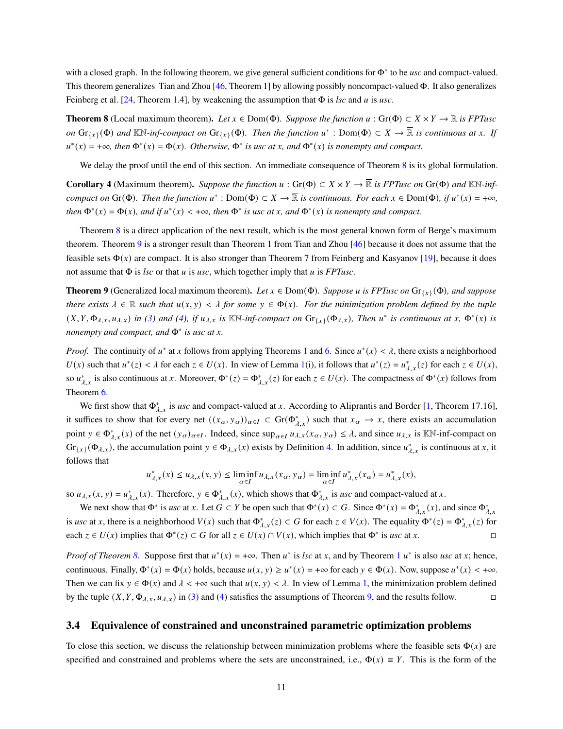with a closed graph. In the following theorem, we give general sufficient conditions for $\Phi^*$ to be *usc* and compact-valued. This theorem generalizes Tian and Zhou [46, Theorem 1] by allowing possibly noncompact-valued $\Phi$. It also generalizes Feinberg et al. [24, Theorem 1.4], by weakening the assumption that $\Phi$ is *lsc* and $u$ is *usc*.

**Theorem 8** (Local maximum theorem)**.** *Let $x \in \mathrm{Dom}(\Phi)$. Suppose the function $u : \mathrm{Gr}(\Phi) \subset X \times Y \to \overline{\mathbb{R}}$ is FPTusc on $\mathrm{Gr}_{\{x\}}(\Phi)$ and $\mathbb{KN}$-inf-compact on $\mathrm{Gr}_{\{x\}}(\Phi)$. Then the function $u^* : \mathrm{Dom}(\Phi) \subset X \to \overline{\mathbb{R}}$ is continuous at $x$. If $u^*(x) = +\infty$, then $\Phi^*(x) = \Phi(x)$. Otherwise, $\Phi^*$ is usc at $x$, and $\Phi^*(x)$ is nonempty and compact.*

We delay the proof until the end of this section. An immediate consequence of Theorem 8 is its global formulation.

**Corollary 4** (Maximum theorem)**.** *Suppose the function $u : \mathrm{Gr}(\Phi) \subset X \times Y \to \overline{\mathbb{R}}$ is FPTusc on $\mathrm{Gr}(\Phi)$ and $\mathbb{KN}$-inf-compact on $\mathrm{Gr}(\Phi)$. Then the function $u^* : \mathrm{Dom}(\Phi) \subset X \to \overline{\mathbb{R}}$ is continuous. For each $x \in \mathrm{Dom}(\Phi)$, if $u^*(x) = +\infty$, then $\Phi^*(x) = \Phi(x)$, and if $u^*(x) < +\infty$, then $\Phi^*$ is usc at $x$, and $\Phi^*(x)$ is nonempty and compact.*

Theorem 8 is a direct application of the next result, which is the most general known form of Berge's maximum theorem. Theorem 9 is a stronger result than Theorem 1 from Tian and Zhou [46] because it does not assume that the feasible sets $\Phi(x)$ are compact. It is also stronger than Theorem 7 from Feinberg and Kasyanov [19], because it does not assume that $\Phi$ is *lsc* or that $u$ is *usc*, which together imply that $u$ is *FPTusc*.

**Theorem 9** (Generalized local maximum theorem)**.** *Let $x \in \mathrm{Dom}(\Phi)$. Suppose $u$ is FPTusc on $\mathrm{Gr}_{\{x\}}(\Phi)$, and suppose there exists $\lambda \in \mathbb{R}$ such that $u(x, y) < \lambda$ for some $y \in \Phi(x)$. For the minimization problem defined by the tuple $(X, Y, \Phi_{\lambda,x}, u_{\lambda,x})$ in (3) and (4), if $u_{\lambda,x}$ is $\mathbb{KN}$-inf-compact on $\mathrm{Gr}_{\{x\}}(\Phi_{\lambda,x})$, Then $u^*$ is continuous at $x$, $\Phi^*(x)$ is nonempty and compact, and $\Phi^*$ is usc at $x$.*

*Proof.* The continuity of $u^*$ at $x$ follows from applying Theorems 1 and 6. Since $u^*(x) < \lambda$, there exists a neighborhood $U(x)$ such that $u^*(z) < \lambda$ for each $z \in U(x)$. In view of Lemma 1(i), it follows that $u^*(z) = u^*_{\lambda,x}(z)$ for each $z \in U(x)$, so $u^*_{\lambda,x}$ is also continuous at $x$. Moreover, $\Phi^*(z) = \Phi^*_{\lambda,x}(z)$ for each $z \in U(x)$. The compactness of $\Phi^*(x)$ follows from Theorem 6.

We first show that $\Phi^*_{\lambda,x}$ is *usc* and compact-valued at $x$. According to Aliprantis and Border [1, Theorem 17.16], it suffices to show that for every net $((x_\alpha, y_\alpha))_{\alpha \in I} \subset \mathrm{Gr}(\Phi^*_{\lambda,x})$ such that $x_\alpha \to x$, there exists an accumulation point $y \in \Phi^*_{\lambda,x}(x)$ of the net $(y_\alpha)_{\alpha \in I}$. Indeed, since $\sup_{\alpha \in I} u_{\lambda,x}(x_\alpha, y_\alpha) \le \lambda$, and since $u_{\lambda,x}$ is $\mathbb{KN}$-inf-compact on $\mathrm{Gr}_{\{x\}}(\Phi_{\lambda,x})$, the accumulation point $y \in \Phi_{\lambda,x}(x)$ exists by Definition 4. In addition, since $u^*_{\lambda,x}$ is continuous at $x$, it follows that

$$u^*_{\lambda,x}(x) \le u_{\lambda,x}(x, y) \le \liminf_{\alpha \in I} u_{\lambda,x}(x_\alpha, y_\alpha) = \liminf_{\alpha \in I} u^*_{\lambda,x}(x_\alpha) = u^*_{\lambda,x}(x),$$

so $u_{\lambda,x}(x, y) = u^*_{\lambda,x}(x)$. Therefore, $y \in \Phi^*_{\lambda,x}(x)$, which shows that $\Phi^*_{\lambda,x}$ is *usc* and compact-valued at $x$.

We next show that $\Phi^*$ is *usc* at $x$. Let $G \subset Y$ be open such that $\Phi^*(x) \subset G$. Since $\Phi^*(x) = \Phi^*_{\lambda,x}(x)$, and since $\Phi^*_{\lambda,x}$ is *usc* at $x$, there is a neighborhood $V(x)$ such that $\Phi^*_{\lambda,x}(z) \subset G$ for each $z \in V(x)$. The equality $\Phi^*(z) = \Phi^*_{\lambda,x}(z)$ for each $z \in U(x)$ implies that $\Phi^*(z) \subset G$ for all $z \in U(x) \cap V(x)$, which implies that $\Phi^*$ is *usc* at $x$. □

*Proof of Theorem 8.* Suppose first that $u^*(x) = +\infty$. Then $u^*$ is *lsc* at $x$, and by Theorem 1 $u^*$ is also *usc* at $x$; hence, continuous. Finally, $\Phi^*(x) = \Phi(x)$ holds, because $u(x, y) \ge u^*(x) = +\infty$ for each $y \in \Phi(x)$. Now, suppose $u^*(x) < +\infty$. Then we can fix $y \in \Phi(x)$ and $\lambda < +\infty$ such that $u(x, y) < \lambda$. In view of Lemma 1, the minimization problem defined by the tuple $(X, Y, \Phi_{\lambda,x}, u_{\lambda,x})$ in (3) and (4) satisfies the assumptions of Theorem 9, and the results follow. □

### 3.4 Equivalence of constrained and unconstrained parametric optimization problems

To close this section, we discuss the relationship between minimization problems where the feasible sets $\Phi(x)$ are specified and constrained and problems where the sets are unconstrained, i.e., $\Phi(x) \equiv Y$. This is the form of the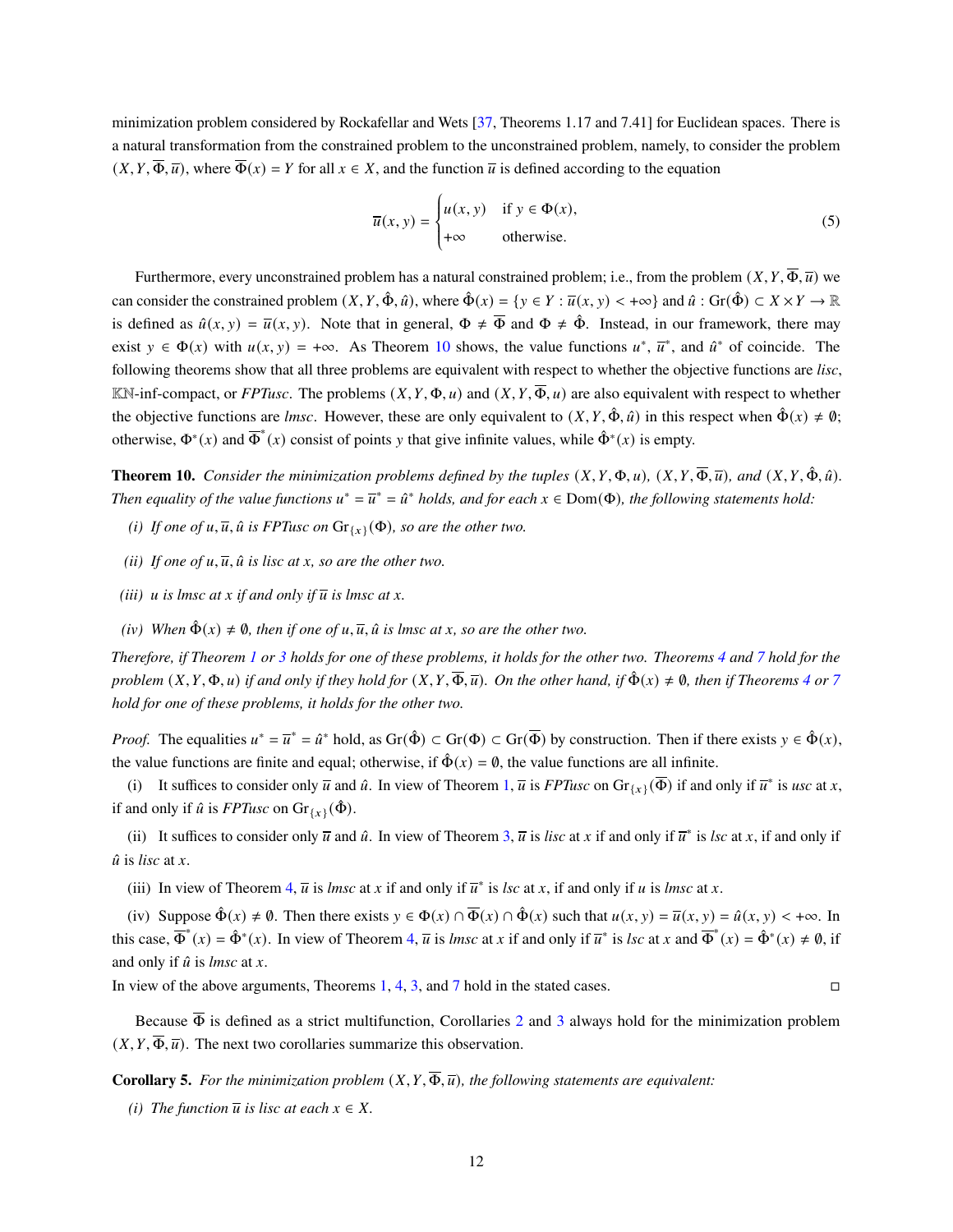minimization problem considered by Rockafellar and Wets [37, Theorems 1.17 and 7.41] for Euclidean spaces. There is a natural transformation from the constrained problem to the unconstrained problem, namely, to consider the problem $(X, Y, \overline{\Phi}, \overline{u})$, where $\overline{\Phi}(x) = Y$ for all $x \in X$, and the function $\overline{u}$ is defined according to the equation

$$
\overline{u}(x, y) = \begin{cases} u(x, y) & \text{if } y \in \Phi(x), \\ +\infty & \text{otherwise.} \end{cases} \tag{5}
$$

Furthermore, every unconstrained problem has a natural constrained problem; i.e., from the problem $(X, Y, \overline{\Phi}, \overline{u})$ we can consider the constrained problem $(X, Y, \hat{\Phi}, \hat{u})$, where $\hat{\Phi}(x) = \{y \in Y : \overline{u}(x, y) < +\infty\}$ and $\hat{u} : \mathrm{Gr}(\hat{\Phi}) \subset X \times Y \to \mathbb{R}$ is defined as $\hat{u}(x, y) = \overline{u}(x, y)$. Note that in general, $\Phi \neq \overline{\Phi}$ and $\Phi \neq \hat{\Phi}$. Instead, in our framework, there may exist $y \in \Phi(x)$ with $u(x, y) = +\infty$. As Theorem 10 shows, the value functions $u^*$, $\overline{u}^*$, and $\hat{u}^*$ of coincide. The following theorems show that all three problems are equivalent with respect to whether the objective functions are *lisc*, $\mathbb{K}\mathbb{N}$-inf-compact, or *FPTusc*. The problems $(X, Y, \Phi, u)$ and $(X, Y, \overline{\Phi}, u)$ are also equivalent with respect to whether the objective functions are *lmsc*. However, these are only equivalent to $(X, Y, \hat{\Phi}, \hat{u})$ in this respect when $\hat{\Phi}(x) \neq \emptyset$; otherwise, $\Phi^*(x)$ and $\overline{\Phi}^*(x)$ consist of points $y$ that give infinite values, while $\hat{\Phi}^*(x)$ is empty.

**Theorem 10.** *Consider the minimization problems defined by the tuples $(X, Y, \Phi, u)$, $(X, Y, \overline{\Phi}, \overline{u})$, and $(X, Y, \hat{\Phi}, \hat{u})$. Then equality of the value functions $u^* = \overline{u}^* = \hat{u}^*$ holds, and for each $x \in \mathrm{Dom}(\Phi)$, the following statements hold:*

*(i) If one of $u, \overline{u}, \hat{u}$ is FPTusc on $\mathrm{Gr}_{\{x\}}(\Phi)$, so are the other two.*

*(ii) If one of $u, \overline{u}, \hat{u}$ is lisc at $x$, so are the other two.*

*(iii) $u$ is lmsc at $x$ if and only if $\overline{u}$ is lmsc at $x$.*

*(iv) When $\hat{\Phi}(x) \neq \emptyset$, then if one of $u, \overline{u}, \hat{u}$ is lmsc at $x$, so are the other two.*

*Therefore, if Theorem 1 or 3 holds for one of these problems, it holds for the other two. Theorems 4 and 7 hold for the problem $(X, Y, \Phi, u)$ if and only if they hold for $(X, Y, \overline{\Phi}, \overline{u})$. On the other hand, if $\hat{\Phi}(x) \neq \emptyset$, then if Theorems 4 or 7 hold for one of these problems, it holds for the other two.*

*Proof.* The equalities $u^* = \overline{u}^* = \hat{u}^*$ hold, as $\mathrm{Gr}(\hat{\Phi}) \subset \mathrm{Gr}(\Phi) \subset \mathrm{Gr}(\overline{\Phi})$ by construction. Then if there exists $y \in \hat{\Phi}(x)$, the value functions are finite and equal; otherwise, if $\hat{\Phi}(x) = \emptyset$, the value functions are all infinite.

(i) It suffices to consider only $\overline{u}$ and $\hat{u}$. In view of Theorem 1, $\overline{u}$ is *FPTusc* on $\mathrm{Gr}_{\{x\}}(\overline{\Phi})$ if and only if $\overline{u}^*$ is *usc* at $x$, if and only if $\hat{u}$ is *FPTusc* on $\mathrm{Gr}_{\{x\}}(\hat{\Phi})$.

(ii) It suffices to consider only $\overline{u}$ and $\hat{u}$. In view of Theorem 3, $\overline{u}$ is *lisc* at $x$ if and only if $\overline{u}^*$ is *lsc* at $x$, if and only if $\hat{u}$ is *lisc* at $x$.

(iii) In view of Theorem 4, $\overline{u}$ is *lmsc* at $x$ if and only if $\overline{u}^*$ is *lsc* at $x$, if and only if $u$ is *lmsc* at $x$.

(iv) Suppose $\hat{\Phi}(x) \neq \emptyset$. Then there exists $y \in \Phi(x) \cap \overline{\Phi}(x) \cap \hat{\Phi}(x)$ such that $u(x, y) = \overline{u}(x, y) = \hat{u}(x, y) < +\infty$. In this case, $\overline{\Phi}^*(x) = \hat{\Phi}^*(x)$. In view of Theorem 4, $\overline{u}$ is *lmsc* at $x$ if and only if $\overline{u}^*$ is *lsc* at $x$ and $\overline{\Phi}^*(x) = \hat{\Phi}^*(x) \neq \emptyset$, if and only if $\hat{u}$ is *lmsc* at $x$.

In view of the above arguments, Theorems 1, 4, 3, and 7 hold in the stated cases. $\square$

Because $\overline{\Phi}$ is defined as a strict multifunction, Corollaries 2 and 3 always hold for the minimization problem $(X, Y, \overline{\Phi}, \overline{u})$. The next two corollaries summarize this observation.

**Corollary 5.** *For the minimization problem $(X, Y, \overline{\Phi}, \overline{u})$, the following statements are equivalent:*

*(i) The function $\overline{u}$ is lisc at each $x \in X$.*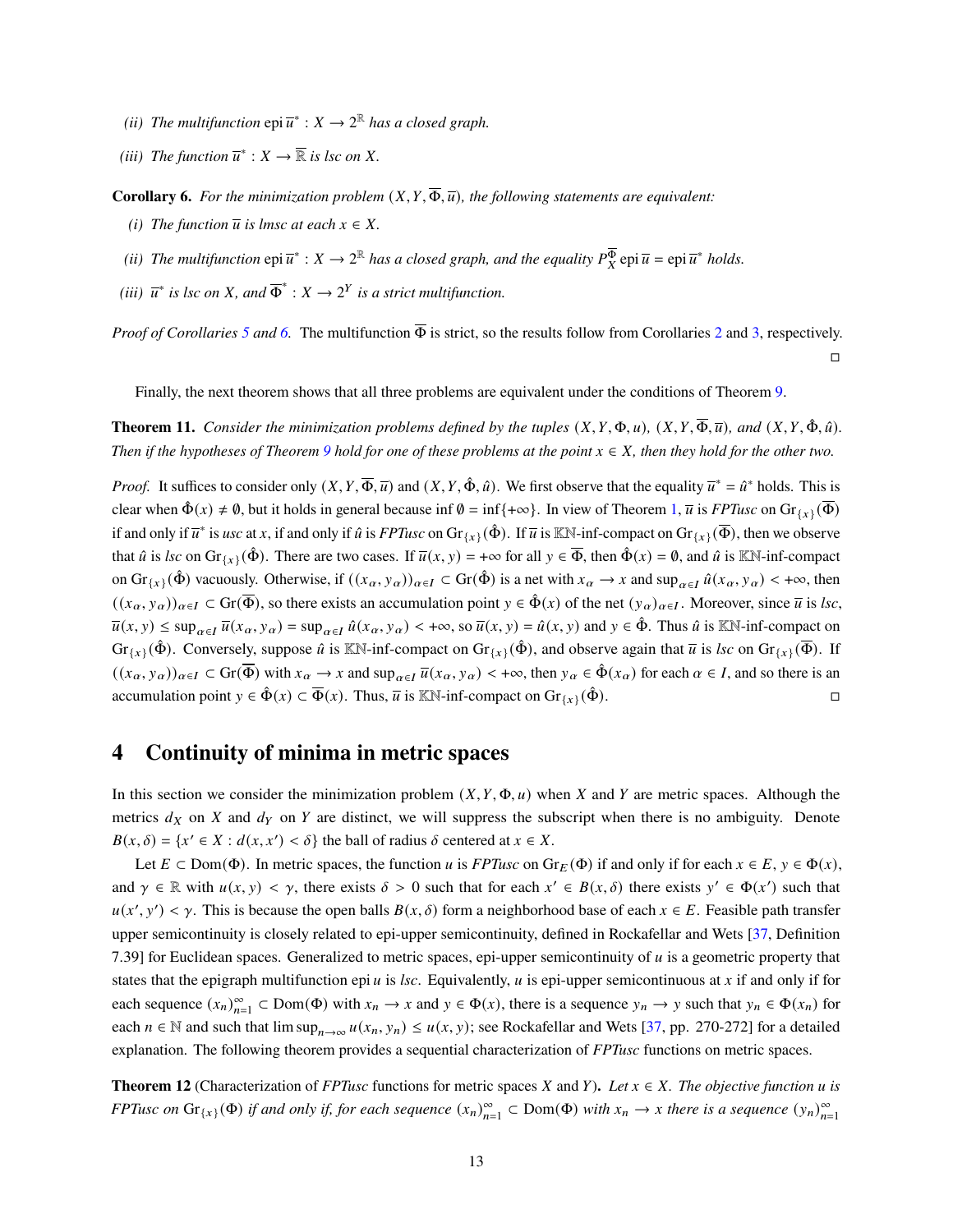*(ii) The multifunction* $\operatorname{epi} \overline{u}^* : X \to 2^{\mathbb{R}}$ *has a closed graph.*

*(iii) The function* $\overline{u}^* : X \to \overline{\mathbb{R}}$ *is lsc on* $X$*.*

**Corollary 6.** *For the minimization problem* $(X, Y, \overline{\Phi}, \overline{u})$*, the following statements are equivalent:*

*(i) The function* $\overline{u}$ *is lmsc at each* $x \in X$*.*

*(ii) The multifunction* $\operatorname{epi} \overline{u}^* : X \to 2^{\mathbb{R}}$ *has a closed graph, and the equality* $P_X^{\overline{\Phi}} \operatorname{epi} \overline{u} = \operatorname{epi} \overline{u}^*$ *holds.*

*(iii)* $\overline{u}^*$ *is lsc on* $X$*, and* $\overline{\Phi}^* : X \to 2^Y$ *is a strict multifunction.*

*Proof of Corollaries 5 and 6.* The multifunction $\overline{\Phi}$ is strict, so the results follow from Corollaries 2 and 3, respectively. □

Finally, the next theorem shows that all three problems are equivalent under the conditions of Theorem 9.

**Theorem 11.** *Consider the minimization problems defined by the tuples* $(X, Y, \Phi, u)$*,* $(X, Y, \overline{\Phi}, \overline{u})$*, and* $(X, Y, \hat{\Phi}, \hat{u})$*. Then if the hypotheses of Theorem 9 hold for one of these problems at the point* $x \in X$*, then they hold for the other two.*

*Proof.* It suffices to consider only $(X, Y, \overline{\Phi}, \overline{u})$ and $(X, Y, \hat{\Phi}, \hat{u})$. We first observe that the equality $\overline{u}^* = \hat{u}^*$ holds. This is clear when $\hat{\Phi}(x) \neq \emptyset$, but it holds in general because $\inf \emptyset = \inf\{+\infty\}$. In view of Theorem 1, $\overline{u}$ is *FPTusc* on $\operatorname{Gr}_{\{x\}}(\overline{\Phi})$ if and only if $\overline{u}^*$ is *usc* at $x$, if and only if $\hat{u}$ is *FPTusc* on $\operatorname{Gr}_{\{x\}}(\hat{\Phi})$. If $\overline{u}$ is $\mathbb{K}\mathbb{N}$-inf-compact on $\operatorname{Gr}_{\{x\}}(\overline{\Phi})$, then we observe that $\hat{u}$ is *lsc* on $\operatorname{Gr}_{\{x\}}(\hat{\Phi})$. There are two cases. If $\overline{u}(x, y) = +\infty$ for all $y \in \overline{\Phi}$, then $\hat{\Phi}(x) = \emptyset$, and $\hat{u}$ is $\mathbb{K}\mathbb{N}$-inf-compact on $\operatorname{Gr}_{\{x\}}(\hat{\Phi})$ vacuously. Otherwise, if $((x_\alpha, y_\alpha))_{\alpha \in I} \subset \operatorname{Gr}(\hat{\Phi})$ is a net with $x_\alpha \to x$ and $\sup_{\alpha \in I} \hat{u}(x_\alpha, y_\alpha) < +\infty$, then $((x_\alpha, y_\alpha))_{\alpha \in I} \subset \operatorname{Gr}(\overline{\Phi})$, so there exists an accumulation point $y \in \hat{\Phi}(x)$ of the net $(y_\alpha)_{\alpha \in I}$. Moreover, since $\overline{u}$ is *lsc*, $\overline{u}(x, y) \leq \sup_{\alpha \in I} \overline{u}(x_\alpha, y_\alpha) = \sup_{\alpha \in I} \hat{u}(x_\alpha, y_\alpha) < +\infty$, so $\overline{u}(x, y) = \hat{u}(x, y)$ and $y \in \hat{\Phi}$. Thus $\hat{u}$ is $\mathbb{K}\mathbb{N}$-inf-compact on $\operatorname{Gr}_{\{x\}}(\hat{\Phi})$. Conversely, suppose $\hat{u}$ is $\mathbb{K}\mathbb{N}$-inf-compact on $\operatorname{Gr}_{\{x\}}(\hat{\Phi})$, and observe again that $\overline{u}$ is *lsc* on $\operatorname{Gr}_{\{x\}}(\overline{\Phi})$. If $((x_\alpha, y_\alpha))_{\alpha \in I} \subset \operatorname{Gr}(\overline{\Phi})$ with $x_\alpha \to x$ and $\sup_{\alpha \in I} \overline{u}(x_\alpha, y_\alpha) < +\infty$, then $y_\alpha \in \hat{\Phi}(x_\alpha)$ for each $\alpha \in I$, and so there is an accumulation point $y \in \hat{\Phi}(x) \subset \overline{\Phi}(x)$. Thus, $\overline{u}$ is $\mathbb{K}\mathbb{N}$-inf-compact on $\operatorname{Gr}_{\{x\}}(\hat{\Phi})$. □

## 4 Continuity of minima in metric spaces

In this section we consider the minimization problem $(X, Y, \Phi, u)$ when $X$ and $Y$ are metric spaces. Although the metrics $d_X$ on $X$ and $d_Y$ on $Y$ are distinct, we will suppress the subscript when there is no ambiguity. Denote $B(x, \delta) = \{x' \in X : d(x, x') < \delta\}$ the ball of radius $\delta$ centered at $x \in X$.

Let $E \subset \operatorname{Dom}(\Phi)$. In metric spaces, the function $u$ is *FPTusc* on $\operatorname{Gr}_E(\Phi)$ if and only if for each $x \in E$, $y \in \Phi(x)$, and $\gamma \in \mathbb{R}$ with $u(x, y) < \gamma$, there exists $\delta > 0$ such that for each $x' \in B(x, \delta)$ there exists $y' \in \Phi(x')$ such that $u(x', y') < \gamma$. This is because the open balls $B(x, \delta)$ form a neighborhood base of each $x \in E$. Feasible path transfer upper semicontinuity is closely related to epi-upper semicontinuity, defined in Rockafellar and Wets [37, Definition 7.39] for Euclidean spaces. Generalized to metric spaces, epi-upper semicontinuity of $u$ is a geometric property that states that the epigraph multifunction $\operatorname{epi} u$ is *lsc*. Equivalently, $u$ is epi-upper semicontinuous at $x$ if and only if for each sequence $(x_n)_{n=1}^\infty \subset \operatorname{Dom}(\Phi)$ with $x_n \to x$ and $y \in \Phi(x)$, there is a sequence $y_n \to y$ such that $y_n \in \Phi(x_n)$ for each $n \in \mathbb{N}$ and such that $\limsup_{n\to\infty} u(x_n, y_n) \leq u(x, y)$; see Rockafellar and Wets [37, pp. 270-272] for a detailed explanation. The following theorem provides a sequential characterization of *FPTusc* functions on metric spaces.

**Theorem 12** (Characterization of *FPTusc* functions for metric spaces $X$ and $Y$)**.** *Let* $x \in X$*. The objective function* $u$ *is FPTusc on* $\operatorname{Gr}_{\{x\}}(\Phi)$ *if and only if, for each sequence* $(x_n)_{n=1}^\infty \subset \operatorname{Dom}(\Phi)$ *with* $x_n \to x$ *there is a sequence* $(y_n)_{n=1}^\infty$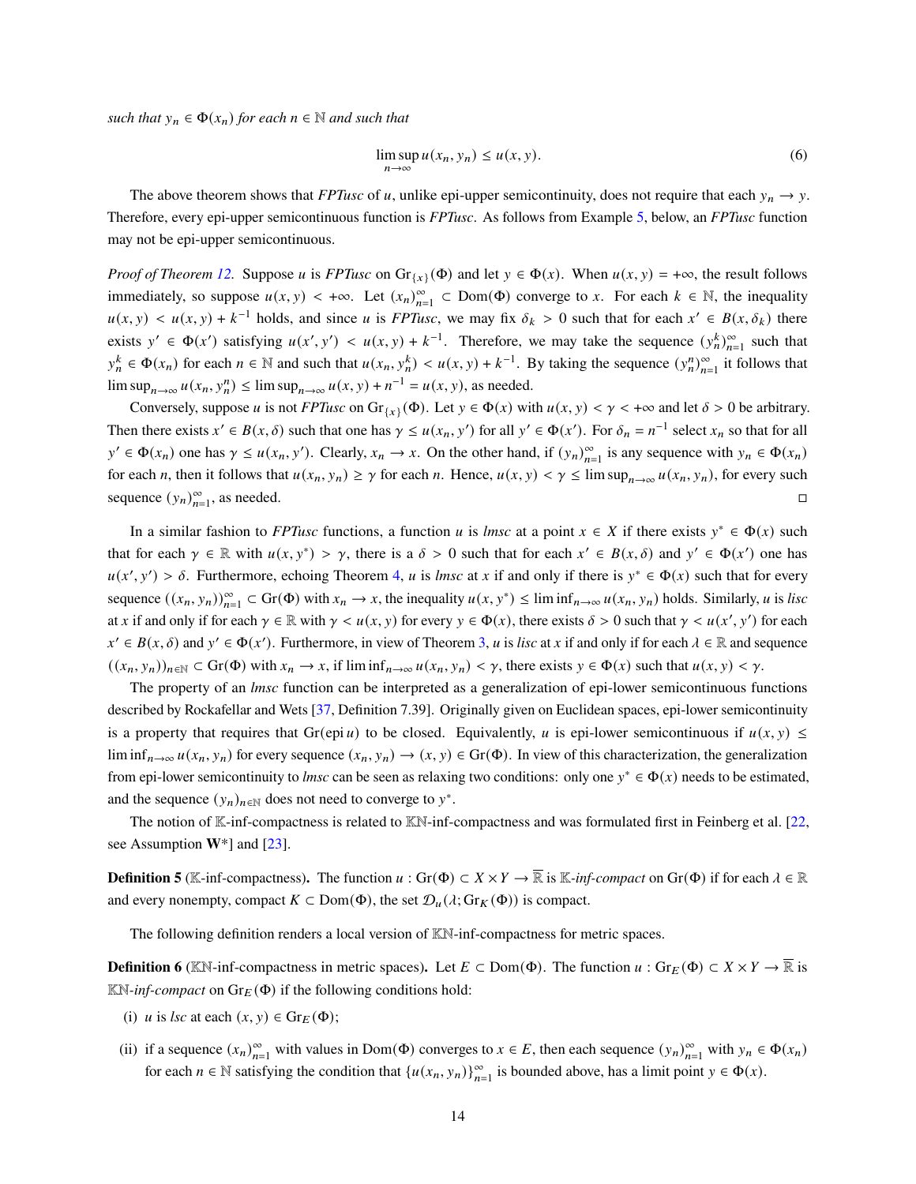*such that $y_n \in \Phi(x_n)$ for each $n \in \mathbb{N}$ and such that*

$$\limsup_{n\to\infty} u(x_n, y_n) \leq u(x, y). \tag{6}$$

The above theorem shows that *FPTusc* of $u$, unlike epi-upper semicontinuity, does not require that each $y_n \to y$. Therefore, every epi-upper semicontinuous function is *FPTusc*. As follows from Example 5, below, an *FPTusc* function may not be epi-upper semicontinuous.

*Proof of Theorem 12.* Suppose $u$ is *FPTusc* on $\mathrm{Gr}_{\{x\}}(\Phi)$ and let $y \in \Phi(x)$. When $u(x, y) = +\infty$, the result follows immediately, so suppose $u(x, y) < +\infty$. Let $(x_n)_{n=1}^{\infty} \subset \mathrm{Dom}(\Phi)$ converge to $x$. For each $k \in \mathbb{N}$, the inequality $u(x, y) < u(x, y) + k^{-1}$ holds, and since $u$ is *FPTusc*, we may fix $\delta_k > 0$ such that for each $x' \in B(x, \delta_k)$ there exists $y' \in \Phi(x')$ satisfying $u(x', y') < u(x, y) + k^{-1}$. Therefore, we may take the sequence $(y_n^k)_{n=1}^{\infty}$ such that $y_n^k \in \Phi(x_n)$ for each $n \in \mathbb{N}$ and such that $u(x_n, y_n^k) < u(x, y) + k^{-1}$. By taking the sequence $(y_n^n)_{n=1}^{\infty}$ it follows that $\limsup_{n\to\infty} u(x_n, y_n^n) \leq \limsup_{n\to\infty} u(x, y) + n^{-1} = u(x, y)$, as needed.

Conversely, suppose $u$ is not *FPTusc* on $\mathrm{Gr}_{\{x\}}(\Phi)$. Let $y \in \Phi(x)$ with $u(x, y) < \gamma < +\infty$ and let $\delta > 0$ be arbitrary. Then there exists $x' \in B(x, \delta)$ such that one has $\gamma \leq u(x_n, y')$ for all $y' \in \Phi(x')$. For $\delta_n = n^{-1}$ select $x_n$ so that for all $y' \in \Phi(x_n)$ one has $\gamma \leq u(x_n, y')$. Clearly, $x_n \to x$. On the other hand, if $(y_n)_{n=1}^{\infty}$ is any sequence with $y_n \in \Phi(x_n)$ for each $n$, then it follows that $u(x_n, y_n) \geq \gamma$ for each $n$. Hence, $u(x, y) < \gamma \leq \limsup_{n\to\infty} u(x_n, y_n)$, for every such sequence $(y_n)_{n=1}^{\infty}$, as needed. $\square$

In a similar fashion to *FPTusc* functions, a function $u$ is *lmsc* at a point $x \in X$ if there exists $y^* \in \Phi(x)$ such that for each $\gamma \in \mathbb{R}$ with $u(x, y^*) > \gamma$, there is a $\delta > 0$ such that for each $x' \in B(x, \delta)$ and $y' \in \Phi(x')$ one has $u(x', y') > \delta$. Furthermore, echoing Theorem 4, $u$ is *lmsc* at $x$ if and only if there is $y^* \in \Phi(x)$ such that for every sequence $((x_n, y_n))_{n=1}^{\infty} \subset \mathrm{Gr}(\Phi)$ with $x_n \to x$, the inequality $u(x, y^*) \leq \liminf_{n\to\infty} u(x_n, y_n)$ holds. Similarly, $u$ is *lisc* at $x$ if and only if for each $\gamma \in \mathbb{R}$ with $\gamma < u(x, y)$ for every $y \in \Phi(x)$, there exists $\delta > 0$ such that $\gamma < u(x', y')$ for each $x' \in B(x, \delta)$ and $y' \in \Phi(x')$. Furthermore, in view of Theorem 3, $u$ is *lisc* at $x$ if and only if for each $\lambda \in \mathbb{R}$ and sequence $((x_n, y_n))_{n\in\mathbb{N}} \subset \mathrm{Gr}(\Phi)$ with $x_n \to x$, if $\liminf_{n\to\infty} u(x_n, y_n) < \gamma$, there exists $y \in \Phi(x)$ such that $u(x, y) < \gamma$.

The property of an *lmsc* function can be interpreted as a generalization of epi-lower semicontinuous functions described by Rockafellar and Wets [37, Definition 7.39]. Originally given on Euclidean spaces, epi-lower semicontinuity is a property that requires that $\mathrm{Gr}(\mathrm{epi}\, u)$ to be closed. Equivalently, $u$ is epi-lower semicontinuous if $u(x, y) \leq \liminf_{n\to\infty} u(x_n, y_n)$ for every sequence $(x_n, y_n) \to (x, y) \in \mathrm{Gr}(\Phi)$. In view of this characterization, the generalization from epi-lower semicontinuity to *lmsc* can be seen as relaxing two conditions: only one $y^* \in \Phi(x)$ needs to be estimated, and the sequence $(y_n)_{n\in\mathbb{N}}$ does not need to converge to $y^*$.

The notion of $\mathbb{K}$-inf-compactness is related to $\mathbb{K}\mathbb{N}$-inf-compactness and was formulated first in Feinberg et al. [22, see Assumption **W***] and [23].

**Definition 5** ($\mathbb{K}$-inf-compactness)**.** The function $u : \mathrm{Gr}(\Phi) \subset X \times Y \to \overline{\mathbb{R}}$ is $\mathbb{K}$-*inf-compact* on $\mathrm{Gr}(\Phi)$ if for each $\lambda \in \mathbb{R}$ and every nonempty, compact $K \subset \mathrm{Dom}(\Phi)$, the set $\mathcal{D}_u(\lambda; \mathrm{Gr}_K(\Phi))$ is compact.

The following definition renders a local version of $\mathbb{K}\mathbb{N}$-inf-compactness for metric spaces.

**Definition 6** ($\mathbb{K}\mathbb{N}$-inf-compactness in metric spaces)**.** Let $E \subset \mathrm{Dom}(\Phi)$. The function $u : \mathrm{Gr}_E(\Phi) \subset X \times Y \to \overline{\mathbb{R}}$ is $\mathbb{K}\mathbb{N}$-*inf-compact* on $\mathrm{Gr}_E(\Phi)$ if the following conditions hold:

(i) $u$ is *lsc* at each $(x, y) \in \mathrm{Gr}_E(\Phi)$;

(ii) if a sequence $(x_n)_{n=1}^{\infty}$ with values in $\mathrm{Dom}(\Phi)$ converges to $x \in E$, then each sequence $(y_n)_{n=1}^{\infty}$ with $y_n \in \Phi(x_n)$ for each $n \in \mathbb{N}$ satisfying the condition that $\{u(x_n, y_n)\}_{n=1}^{\infty}$ is bounded above, has a limit point $y \in \Phi(x)$.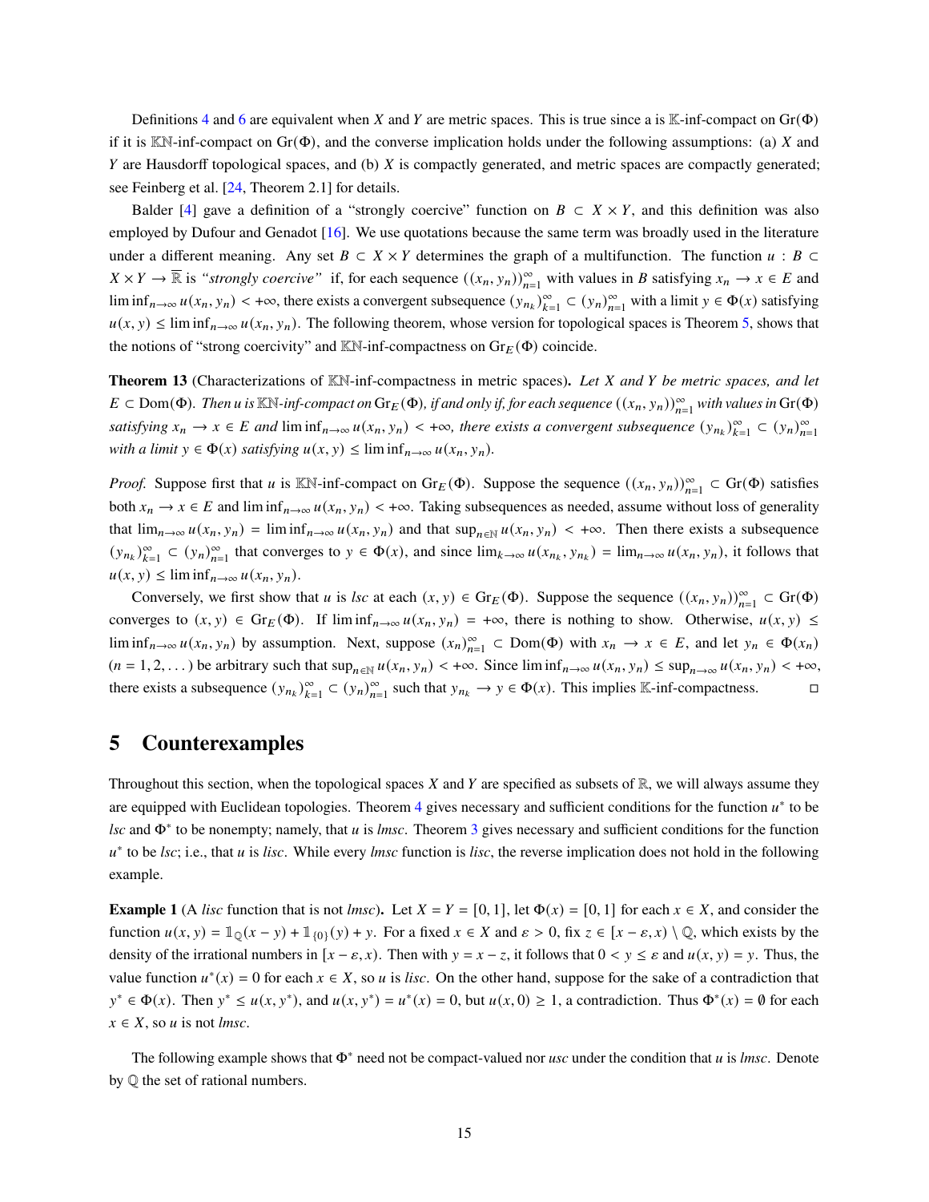Definitions 4 and 6 are equivalent when $X$ and $Y$ are metric spaces. This is true since a is $\mathbb{K}$-inf-compact on $\mathrm{Gr}(\Phi)$ if it is $\mathbb{KN}$-inf-compact on $\mathrm{Gr}(\Phi)$, and the converse implication holds under the following assumptions: (a) $X$ and $Y$ are Hausdorff topological spaces, and (b) $X$ is compactly generated, and metric spaces are compactly generated; see Feinberg et al. [24, Theorem 2.1] for details.

Balder [4] gave a definition of a "strongly coercive" function on $B \subset X \times Y$, and this definition was also employed by Dufour and Genadot [16]. We use quotations because the same term was broadly used in the literature under a different meaning. Any set $B \subset X \times Y$ determines the graph of a multifunction. The function $u : B \subset X \times Y \to \overline{\mathbb{R}}$ is *"strongly coercive"* if, for each sequence $((x_n, y_n))_{n=1}^{\infty}$ with values in $B$ satisfying $x_n \to x \in E$ and $\liminf_{n\to\infty} u(x_n, y_n) < +\infty$, there exists a convergent subsequence $(y_{n_k})_{k=1}^{\infty} \subset (y_n)_{n=1}^{\infty}$ with a limit $y \in \Phi(x)$ satisfying $u(x, y) \leq \liminf_{n\to\infty} u(x_n, y_n)$. The following theorem, whose version for topological spaces is Theorem 5, shows that the notions of "strong coercivity" and $\mathbb{KN}$-inf-compactness on $\mathrm{Gr}_E(\Phi)$ coincide.

**Theorem 13** (Characterizations of $\mathbb{KN}$-inf-compactness in metric spaces)**.** *Let $X$ and $Y$ be metric spaces, and let $E \subset \mathrm{Dom}(\Phi)$. Then $u$ is $\mathbb{KN}$-inf-compact on $\mathrm{Gr}_E(\Phi)$, if and only if, for each sequence $((x_n, y_n))_{n=1}^{\infty}$ with values in $\mathrm{Gr}(\Phi)$ satisfying $x_n \to x \in E$ and $\liminf_{n\to\infty} u(x_n, y_n) < +\infty$, there exists a convergent subsequence $(y_{n_k})_{k=1}^{\infty} \subset (y_n)_{n=1}^{\infty}$ with a limit $y \in \Phi(x)$ satisfying $u(x, y) \leq \liminf_{n\to\infty} u(x_n, y_n)$.*

*Proof.* Suppose first that $u$ is $\mathbb{KN}$-inf-compact on $\mathrm{Gr}_E(\Phi)$. Suppose the sequence $((x_n, y_n))_{n=1}^{\infty} \subset \mathrm{Gr}(\Phi)$ satisfies both $x_n \to x \in E$ and $\liminf_{n\to\infty} u(x_n, y_n) < +\infty$. Taking subsequences as needed, assume without loss of generality that $\lim_{n\to\infty} u(x_n, y_n) = \liminf_{n\to\infty} u(x_n, y_n)$ and that $\sup_{n\in\mathbb{N}} u(x_n, y_n) < +\infty$. Then there exists a subsequence $(y_{n_k})_{k=1}^{\infty} \subset (y_n)_{n=1}^{\infty}$ that converges to $y \in \Phi(x)$, and since $\lim_{k\to\infty} u(x_{n_k}, y_{n_k}) = \lim_{n\to\infty} u(x_n, y_n)$, it follows that $u(x, y) \leq \liminf_{n\to\infty} u(x_n, y_n)$.

Conversely, we first show that $u$ is *lsc* at each $(x, y) \in \mathrm{Gr}_E(\Phi)$. Suppose the sequence $((x_n, y_n))_{n=1}^{\infty} \subset \mathrm{Gr}(\Phi)$ converges to $(x, y) \in \mathrm{Gr}_E(\Phi)$. If $\liminf_{n\to\infty} u(x_n, y_n) = +\infty$, there is nothing to show. Otherwise, $u(x, y) \leq \liminf_{n\to\infty} u(x_n, y_n)$ by assumption. Next, suppose $(x_n)_{n=1}^{\infty} \subset \mathrm{Dom}(\Phi)$ with $x_n \to x \in E$, and let $y_n \in \Phi(x_n)$ $(n = 1, 2, \dots)$ be arbitrary such that $\sup_{n\in\mathbb{N}} u(x_n, y_n) < +\infty$. Since $\liminf_{n\to\infty} u(x_n, y_n) \leq \sup_{n\to\infty} u(x_n, y_n) < +\infty$, there exists a subsequence $(y_{n_k})_{k=1}^{\infty} \subset (y_n)_{n=1}^{\infty}$ such that $y_{n_k} \to y \in \Phi(x)$. This implies $\mathbb{K}$-inf-compactness. $\square$

## 5 Counterexamples

Throughout this section, when the topological spaces $X$ and $Y$ are specified as subsets of $\mathbb{R}$, we will always assume they are equipped with Euclidean topologies. Theorem 4 gives necessary and sufficient conditions for the function $u^*$ to be *lsc* and $\Phi^*$ to be nonempty; namely, that $u$ is *lmsc*. Theorem 3 gives necessary and sufficient conditions for the function $u^*$ to be *lsc*; i.e., that $u$ is *lisc*. While every *lmsc* function is *lisc*, the reverse implication does not hold in the following example.

**Example 1** (A *lisc* function that is not *lmsc*)**.** Let $X = Y = [0, 1]$, let $\Phi(x) = [0, 1]$ for each $x \in X$, and consider the function $u(x, y) = \mathbb{1}_{\mathbb{Q}}(x - y) + \mathbb{1}_{\{0\}}(y) + y$. For a fixed $x \in X$ and $\varepsilon > 0$, fix $z \in [x - \varepsilon, x) \setminus \mathbb{Q}$, which exists by the density of the irrational numbers in $[x - \varepsilon, x)$. Then with $y = x - z$, it follows that $0 < y \leq \varepsilon$ and $u(x, y) = y$. Thus, the value function $u^*(x) = 0$ for each $x \in X$, so $u$ is *lisc*. On the other hand, suppose for the sake of a contradiction that $y^* \in \Phi(x)$. Then $y^* \leq u(x, y^*)$, and $u(x, y^*) = u^*(x) = 0$, but $u(x, 0) \geq 1$, a contradiction. Thus $\Phi^*(x) = \emptyset$ for each $x \in X$, so $u$ is not *lmsc*.

The following example shows that $\Phi^*$ need not be compact-valued nor *usc* under the condition that $u$ is *lmsc*. Denote by $\mathbb{Q}$ the set of rational numbers.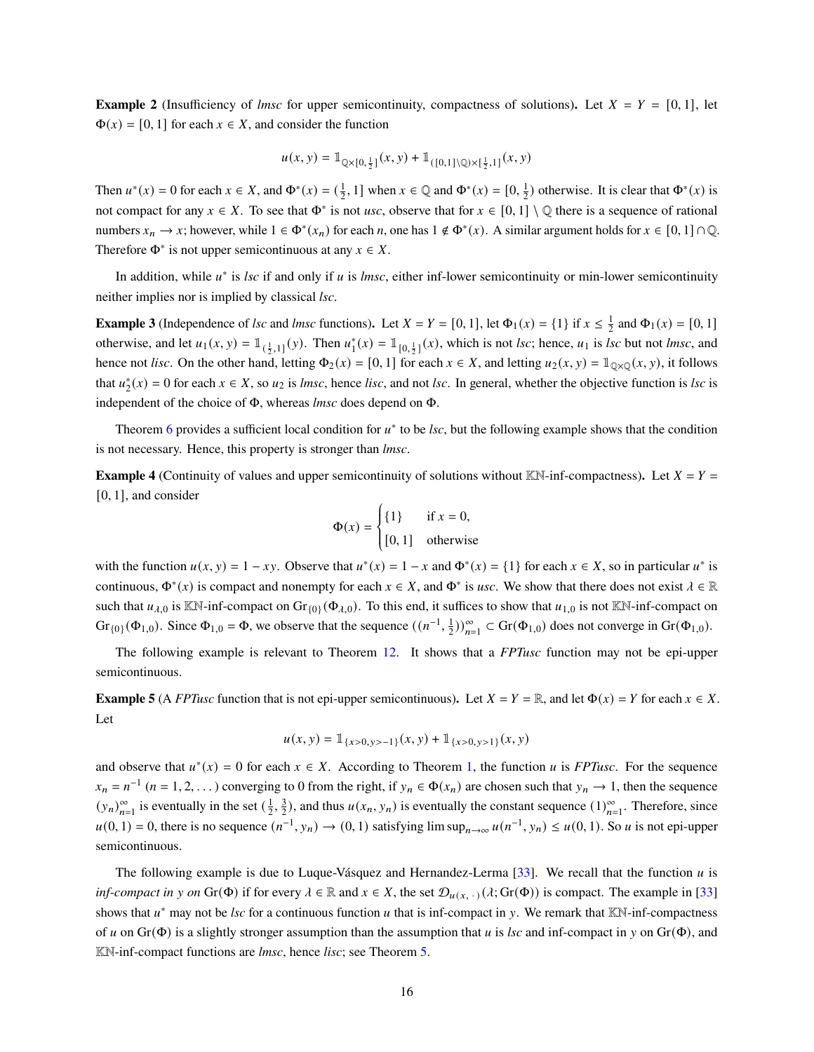**Example 2** (Insufficiency of *lmsc* for upper semicontinuity, compactness of solutions)**.** Let $X = Y = [0, 1]$, let $\Phi(x) = [0, 1]$ for each $x \in X$, and consider the function

$$u(x, y) = \mathbb{1}_{\mathbb{Q}\times[0,\frac{1}{2}]}(x, y) + \mathbb{1}_{([0,1]\setminus\mathbb{Q})\times[\frac{1}{2},1]}(x, y)$$

Then $u^*(x) = 0$ for each $x \in X$, and $\Phi^*(x) = (\frac{1}{2}, 1]$ when $x \in \mathbb{Q}$ and $\Phi^*(x) = [0, \frac{1}{2})$ otherwise. It is clear that $\Phi^*(x)$ is not compact for any $x \in X$. To see that $\Phi^*$ is not *usc*, observe that for $x \in [0, 1] \setminus \mathbb{Q}$ there is a sequence of rational numbers $x_n \to x$; however, while $1 \in \Phi^*(x_n)$ for each $n$, one has $1 \notin \Phi^*(x)$. A similar argument holds for $x \in [0, 1] \cap \mathbb{Q}$. Therefore $\Phi^*$ is not upper semicontinuous at any $x \in X$.

In addition, while $u^*$ is *lsc* if and only if $u$ is *lmsc*, either inf-lower semicontinuity or min-lower semicontinuity neither implies nor is implied by classical *lsc*.

**Example 3** (Independence of *lsc* and *lmsc* functions)**.** Let $X = Y = [0, 1]$, let $\Phi_1(x) = \{1\}$ if $x \leq \frac{1}{2}$ and $\Phi_1(x) = [0, 1]$ otherwise, and let $u_1(x, y) = \mathbb{1}_{(\frac{1}{2},1]}(y)$. Then $u_1^*(x) = \mathbb{1}_{[0,\frac{1}{2}]}(x)$, which is not *lsc*; hence, $u_1$ is *lsc* but not *lmsc*, and hence not *lisc*. On the other hand, letting $\Phi_2(x) = [0, 1]$ for each $x \in X$, and letting $u_2(x, y) = \mathbb{1}_{\mathbb{Q}\times\mathbb{Q}}(x, y)$, it follows that $u_2^*(x) = 0$ for each $x \in X$, so $u_2$ is *lmsc*, hence *lisc*, and not *lsc*. In general, whether the objective function is *lsc* is independent of the choice of $\Phi$, whereas *lmsc* does depend on $\Phi$.

Theorem 6 provides a sufficient local condition for $u^*$ to be *lsc*, but the following example shows that the condition is not necessary. Hence, this property is stronger than *lmsc*.

**Example 4** (Continuity of values and upper semicontinuity of solutions without $\mathbb{KN}$-inf-compactness)**.** Let $X = Y = [0, 1]$, and consider

$$\Phi(x) = \begin{cases} \{1\} & \text{if } x = 0, \\ [0, 1] & \text{otherwise} \end{cases}$$

with the function $u(x, y) = 1 - xy$. Observe that $u^*(x) = 1 - x$ and $\Phi^*(x) = \{1\}$ for each $x \in X$, so in particular $u^*$ is continuous, $\Phi^*(x)$ is compact and nonempty for each $x \in X$, and $\Phi^*$ is *usc*. We show that there does not exist $\lambda \in \mathbb{R}$ such that $u_{\lambda,0}$ is $\mathbb{KN}$-inf-compact on $\mathrm{Gr}_{\{0\}}(\Phi_{\lambda,0})$. To this end, it suffices to show that $u_{1,0}$ is not $\mathbb{KN}$-inf-compact on $\mathrm{Gr}_{\{0\}}(\Phi_{1,0})$. Since $\Phi_{1,0} = \Phi$, we observe that the sequence $((n^{-1}, \frac{1}{2}))_{n=1}^{\infty} \subset \mathrm{Gr}(\Phi_{1,0})$ does not converge in $\mathrm{Gr}(\Phi_{1,0})$.

The following example is relevant to Theorem 12. It shows that a *FPTusc* function may not be epi-upper semicontinuous.

**Example 5** (A *FPTusc* function that is not epi-upper semicontinuous)**.** Let $X = Y = \mathbb{R}$, and let $\Phi(x) = Y$ for each $x \in X$. Let

$$u(x, y) = \mathbb{1}_{\{x>0,y>-1\}}(x, y) + \mathbb{1}_{\{x>0,y>1\}}(x, y)$$

and observe that $u^*(x) = 0$ for each $x \in X$. According to Theorem 1, the function $u$ is *FPTusc*. For the sequence $x_n = n^{-1}$ $(n = 1, 2, \dots)$ converging to 0 from the right, if $y_n \in \Phi(x_n)$ are chosen such that $y_n \to 1$, then the sequence $(y_n)_{n=1}^{\infty}$ is eventually in the set $(\frac{1}{2}, \frac{3}{2})$, and thus $u(x_n, y_n)$ is eventually the constant sequence $(1)_{n=1}^{\infty}$. Therefore, since $u(0, 1) = 0$, there is no sequence $(n^{-1}, y_n) \to (0, 1)$ satisfying $\limsup_{n\to\infty} u(n^{-1}, y_n) \leq u(0, 1)$. So $u$ is not epi-upper semicontinuous.

The following example is due to Luque-Vásquez and Hernandez-Lerma [33]. We recall that the function $u$ is *inf-compact in* $y$ *on* $\mathrm{Gr}(\Phi)$ if for every $\lambda \in \mathbb{R}$ and $x \in X$, the set $\mathcal{D}_{u(x,\,\cdot\,)}(\lambda; \mathrm{Gr}(\Phi))$ is compact. The example in [33] shows that $u^*$ may not be *lsc* for a continuous function $u$ that is inf-compact in $y$. We remark that $\mathbb{KN}$-inf-compactness of $u$ on $\mathrm{Gr}(\Phi)$ is a slightly stronger assumption than the assumption that $u$ is *lsc* and inf-compact in $y$ on $\mathrm{Gr}(\Phi)$, and $\mathbb{KN}$-inf-compact functions are *lmsc*, hence *lisc*; see Theorem 5.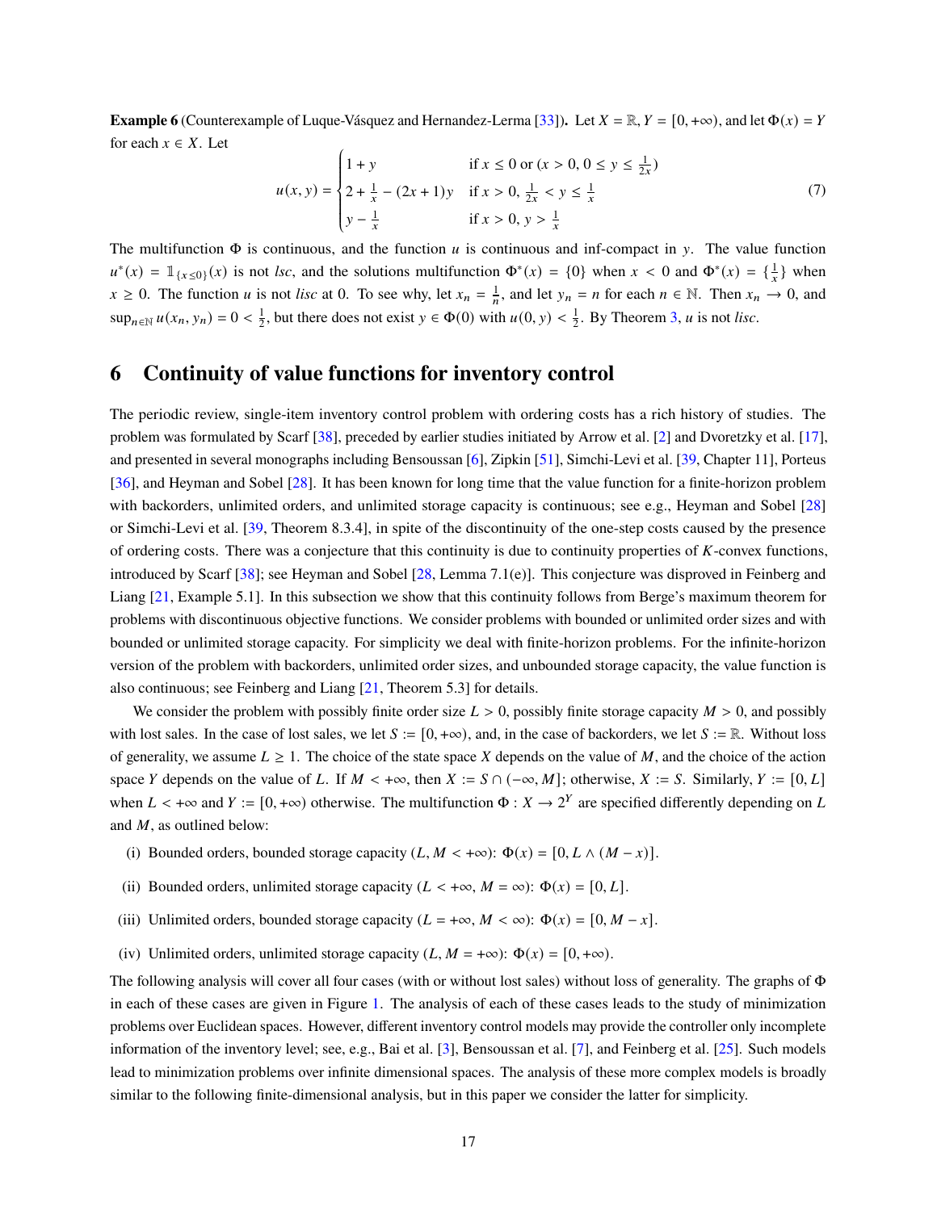**Example 6** (Counterexample of Luque-Vásquez and Hernandez-Lerma [33]). Let $X = \mathbb{R}$, $Y = [0, +\infty)$, and let $\Phi(x) = Y$ for each $x \in X$. Let

$$u(x,y) = \begin{cases} 1 + y & \text{if } x \le 0 \text{ or } (x > 0,\, 0 \le y \le \frac{1}{2x}) \\ 2 + \frac{1}{x} - (2x+1)y & \text{if } x > 0,\, \frac{1}{2x} < y \le \frac{1}{x} \\ y - \frac{1}{x} & \text{if } x > 0,\, y > \frac{1}{x} \end{cases} \tag{7}$$

The multifunction $\Phi$ is continuous, and the function $u$ is continuous and inf-compact in $y$. The value function $u^*(x) = \mathbb{1}_{\{x \le 0\}}(x)$ is not *lsc*, and the solutions multifunction $\Phi^*(x) = \{0\}$ when $x < 0$ and $\Phi^*(x) = \{\frac{1}{x}\}$ when $x \ge 0$. The function $u$ is not *lisc* at 0. To see why, let $x_n = \frac{1}{n}$, and let $y_n = n$ for each $n \in \mathbb{N}$. Then $x_n \to 0$, and $\sup_{n \in \mathbb{N}} u(x_n, y_n) = 0 < \frac{1}{2}$, but there does not exist $y \in \Phi(0)$ with $u(0, y) < \frac{1}{2}$. By Theorem 3, $u$ is not *lisc*.

## 6 Continuity of value functions for inventory control

The periodic review, single-item inventory control problem with ordering costs has a rich history of studies. The problem was formulated by Scarf [38], preceded by earlier studies initiated by Arrow et al. [2] and Dvoretzky et al. [17], and presented in several monographs including Bensoussan [6], Zipkin [51], Simchi-Levi et al. [39, Chapter 11], Porteus [36], and Heyman and Sobel [28]. It has been known for long time that the value function for a finite-horizon problem with backorders, unlimited orders, and unlimited storage capacity is continuous; see e.g., Heyman and Sobel [28] or Simchi-Levi et al. [39, Theorem 8.3.4], in spite of the discontinuity of the one-step costs caused by the presence of ordering costs. There was a conjecture that this continuity is due to continuity properties of $K$-convex functions, introduced by Scarf [38]; see Heyman and Sobel [28, Lemma 7.1(e)]. This conjecture was disproved in Feinberg and Liang [21, Example 5.1]. In this subsection we show that this continuity follows from Berge's maximum theorem for problems with discontinuous objective functions. We consider problems with bounded or unlimited order sizes and with bounded or unlimited storage capacity. For simplicity we deal with finite-horizon problems. For the infinite-horizon version of the problem with backorders, unlimited order sizes, and unbounded storage capacity, the value function is also continuous; see Feinberg and Liang [21, Theorem 5.3] for details.

We consider the problem with possibly finite order size $L > 0$, possibly finite storage capacity $M > 0$, and possibly with lost sales. In the case of lost sales, we let $S := [0, +\infty)$, and, in the case of backorders, we let $S := \mathbb{R}$. Without loss of generality, we assume $L \ge 1$. The choice of the state space $X$ depends on the value of $M$, and the choice of the action space $Y$ depends on the value of $L$. If $M < +\infty$, then $X := S \cap (-\infty, M]$; otherwise, $X := S$. Similarly, $Y := [0, L]$ when $L < +\infty$ and $Y := [0, +\infty)$ otherwise. The multifunction $\Phi : X \to 2^Y$ are specified differently depending on $L$ and $M$, as outlined below:

(i) Bounded orders, bounded storage capacity ($L, M < +\infty$): $\Phi(x) = [0, L \wedge (M - x)]$.

(ii) Bounded orders, unlimited storage capacity ($L < +\infty$, $M = \infty$): $\Phi(x) = [0, L]$.

(iii) Unlimited orders, bounded storage capacity ($L = +\infty$, $M < \infty$): $\Phi(x) = [0, M - x]$.

(iv) Unlimited orders, unlimited storage capacity ($L, M = +\infty$): $\Phi(x) = [0, +\infty)$.

The following analysis will cover all four cases (with or without lost sales) without loss of generality. The graphs of $\Phi$ in each of these cases are given in Figure 1. The analysis of each of these cases leads to the study of minimization problems over Euclidean spaces. However, different inventory control models may provide the controller only incomplete information of the inventory level; see, e.g., Bai et al. [3], Bensoussan et al. [7], and Feinberg et al. [25]. Such models lead to minimization problems over infinite dimensional spaces. The analysis of these more complex models is broadly similar to the following finite-dimensional analysis, but in this paper we consider the latter for simplicity.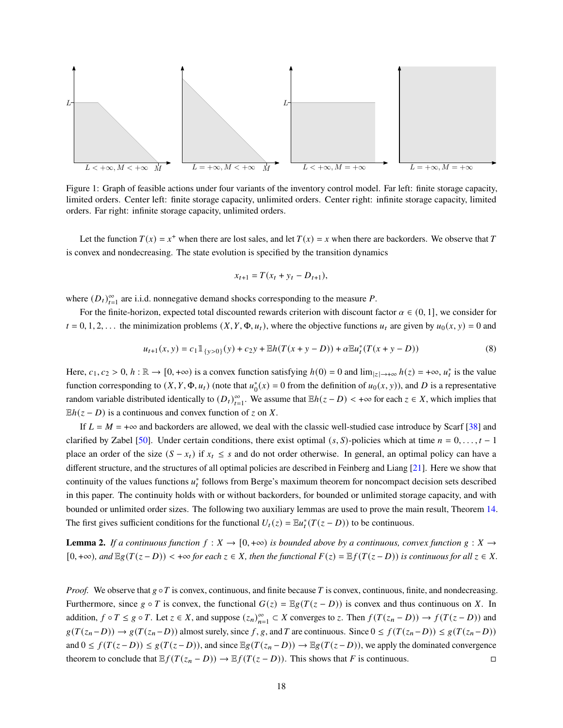Figure 1: Graph of feasible actions under four variants of the inventory control model. Far left: finite storage capacity, limited orders. Center left: finite storage capacity, unlimited orders. Center right: infinite storage capacity, limited orders. Far right: infinite storage capacity, unlimited orders.

Let the function $T(x) = x^+$ when there are lost sales, and let $T(x) = x$ when there are backorders. We observe that $T$ is convex and nondecreasing. The state evolution is specified by the transition dynamics

$$x_{t+1} = T(x_t + y_t - D_{t+1}),$$

where $(D_t)_{t=1}^{\infty}$ are i.i.d. nonnegative demand shocks corresponding to the measure $P$.

For the finite-horizon, expected total discounted rewards criterion with discount factor $\alpha \in (0, 1]$, we consider for $t = 0, 1, 2, \dots$ the minimization problems $(X, Y, \Phi, u_t)$, where the objective functions $u_t$ are given by $u_0(x, y) = 0$ and

$$u_{t+1}(x, y) = c_1 \mathbb{1}_{\{y>0\}}(y) + c_2 y + \mathbb{E}h(T(x + y - D)) + \alpha \mathbb{E}u_t^*(T(x + y - D)) \tag{8}$$

Here, $c_1, c_2 > 0$, $h : \mathbb{R} \to [0, +\infty)$ is a convex function satisfying $h(0) = 0$ and $\lim_{|z|\to+\infty} h(z) = +\infty$, $u_t^*$ is the value function corresponding to $(X, Y, \Phi, u_t)$ (note that $u_0^*(x) = 0$ from the definition of $u_0(x, y)$), and $D$ is a representative random variable distributed identically to $(D_t)_{t=1}^{\infty}$. We assume that $\mathbb{E}h(z - D) < +\infty$ for each $z \in X$, which implies that $\mathbb{E}h(z - D)$ is a continuous and convex function of $z$ on $X$.

If $L = M = +\infty$ and backorders are allowed, we deal with the classic well-studied case introduce by Scarf [38] and clarified by Zabel [50]. Under certain conditions, there exist optimal $(s, S)$-policies which at time $n = 0, \dots, t - 1$ place an order of the size $(S - x_t)$ if $x_t \le s$ and do not order otherwise. In general, an optimal policy can have a different structure, and the structures of all optimal policies are described in Feinberg and Liang [21]. Here we show that continuity of the values functions $u_t^*$ follows from Berge's maximum theorem for noncompact decision sets described in this paper. The continuity holds with or without backorders, for bounded or unlimited storage capacity, and with bounded or unlimited order sizes. The following two auxiliary lemmas are used to prove the main result, Theorem 14. The first gives sufficient conditions for the functional $U_t(z) = \mathbb{E}u_t^*(T(z - D))$ to be continuous.

**Lemma 2.** *If a continuous function $f : X \to [0, +\infty)$ is bounded above by a continuous, convex function $g : X \to [0, +\infty)$, and $\mathbb{E}g(T(z - D)) < +\infty$ for each $z \in X$, then the functional $F(z) = \mathbb{E}f(T(z - D))$ is continuous for all $z \in X$.*

*Proof.* We observe that $g \circ T$ is convex, continuous, and finite because $T$ is convex, continuous, finite, and nondecreasing. Furthermore, since $g \circ T$ is convex, the functional $G(z) = \mathbb{E}g(T(z - D))$ is convex and thus continuous on $X$. In addition, $f \circ T \le g \circ T$. Let $z \in X$, and suppose $(z_n)_{n=1}^{\infty} \subset X$ converges to $z$. Then $f(T(z_n - D)) \to f(T(z - D))$ and $g(T(z_n - D)) \to g(T(z_n - D))$ almost surely, since $f$, $g$, and $T$ are continuous. Since $0 \le f(T(z_n - D)) \le g(T(z_n - D))$ and $0 \le f(T(z - D)) \le g(T(z - D))$, and since $\mathbb{E}g(T(z_n - D)) \to \mathbb{E}g(T(z - D))$, we apply the dominated convergence theorem to conclude that $\mathbb{E}f(T(z_n - D)) \to \mathbb{E}f(T(z - D))$. This shows that $F$ is continuous. □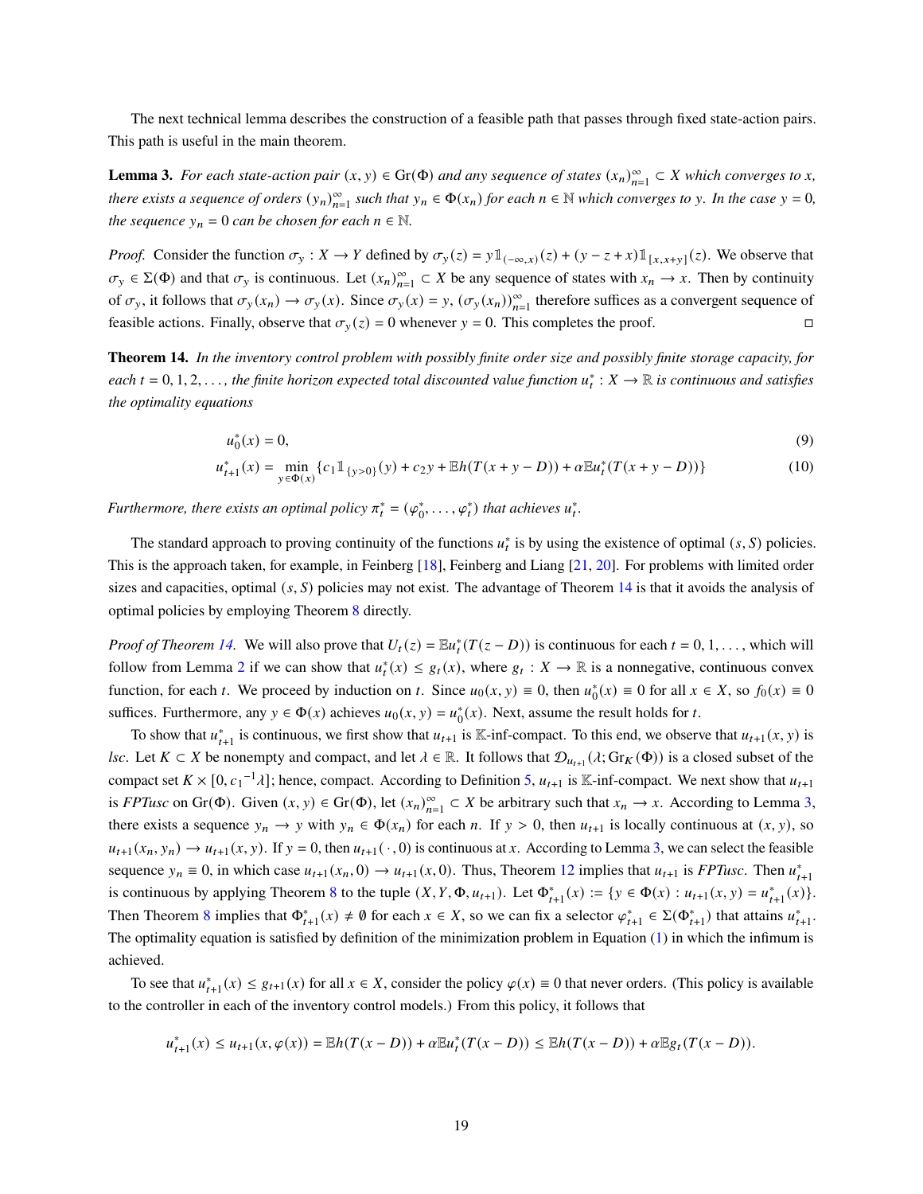The next technical lemma describes the construction of a feasible path that passes through fixed state-action pairs. This path is useful in the main theorem.

**Lemma 3.** *For each state-action pair $(x, y) \in \mathrm{Gr}(\Phi)$ and any sequence of states $(x_n)_{n=1}^{\infty} \subset X$ which converges to $x$, there exists a sequence of orders $(y_n)_{n=1}^{\infty}$ such that $y_n \in \Phi(x_n)$ for each $n \in \mathbb{N}$ which converges to $y$. In the case $y = 0$, the sequence $y_n = 0$ can be chosen for each $n \in \mathbb{N}$.*

*Proof.* Consider the function $\sigma_y : X \to Y$ defined by $\sigma_y(z) = y\mathbb{1}_{(-\infty,x)}(z) + (y - z + x)\mathbb{1}_{[x,x+y]}(z)$. We observe that $\sigma_y \in \Sigma(\Phi)$ and that $\sigma_y$ is continuous. Let $(x_n)_{n=1}^{\infty} \subset X$ be any sequence of states with $x_n \to x$. Then by continuity of $\sigma_y$, it follows that $\sigma_y(x_n) \to \sigma_y(x)$. Since $\sigma_y(x) = y$, $(\sigma_y(x_n))_{n=1}^{\infty}$ therefore suffices as a convergent sequence of feasible actions. Finally, observe that $\sigma_y(z) = 0$ whenever $y = 0$. This completes the proof. $\square$

**Theorem 14.** *In the inventory control problem with possibly finite order size and possibly finite storage capacity, for each $t = 0, 1, 2, \ldots,$ the finite horizon expected total discounted value function $u_t^* : X \to \mathbb{R}$ is continuous and satisfies the optimality equations*

$$u_0^*(x) = 0, \tag{9}$$

$$u_{t+1}^*(x) = \min_{y \in \Phi(x)} \{c_1 \mathbb{1}_{\{y>0\}}(y) + c_2 y + \mathbb{E}h(T(x + y - D)) + \alpha \mathbb{E}u_t^*(T(x + y - D))\} \tag{10}$$

*Furthermore, there exists an optimal policy $\pi_t^* = (\varphi_0^*, \ldots, \varphi_t^*)$ that achieves $u_t^*$.*

The standard approach to proving continuity of the functions $u_t^*$ is by using the existence of optimal $(s, S)$ policies. This is the approach taken, for example, in Feinberg [18], Feinberg and Liang [21, 20]. For problems with limited order sizes and capacities, optimal $(s, S)$ policies may not exist. The advantage of Theorem 14 is that it avoids the analysis of optimal policies by employing Theorem 8 directly.

*Proof of Theorem 14.* We will also prove that $U_t(z) = \mathbb{E}u_t^*(T(z - D))$ is continuous for each $t = 0, 1, \ldots,$ which will follow from Lemma 2 if we can show that $u_t^*(x) \le g_t(x)$, where $g_t : X \to \mathbb{R}$ is a nonnegative, continuous convex function, for each $t$. We proceed by induction on $t$. Since $u_0(x, y) \equiv 0$, then $u_0^*(x) \equiv 0$ for all $x \in X$, so $f_0(x) \equiv 0$ suffices. Furthermore, any $y \in \Phi(x)$ achieves $u_0(x, y) = u_0^*(x)$. Next, assume the result holds for $t$.

To show that $u_{t+1}^*$ is continuous, we first show that $u_{t+1}$ is $\mathbb{K}$-inf-compact. To this end, we observe that $u_{t+1}(x, y)$ is *lsc*. Let $K \subset X$ be nonempty and compact, and let $\lambda \in \mathbb{R}$. It follows that $\mathcal{D}_{u_{t+1}}(\lambda; \mathrm{Gr}_K(\Phi))$ is a closed subset of the compact set $K \times [0, {c_1}^{-1}\lambda]$; hence, compact. According to Definition 5, $u_{t+1}$ is $\mathbb{K}$-inf-compact. We next show that $u_{t+1}$ is *FPTusc* on $\mathrm{Gr}(\Phi)$. Given $(x, y) \in \mathrm{Gr}(\Phi)$, let $(x_n)_{n=1}^{\infty} \subset X$ be arbitrary such that $x_n \to x$. According to Lemma 3, there exists a sequence $y_n \to y$ with $y_n \in \Phi(x_n)$ for each $n$. If $y > 0$, then $u_{t+1}$ is locally continuous at $(x, y)$, so $u_{t+1}(x_n, y_n) \to u_{t+1}(x, y)$. If $y = 0$, then $u_{t+1}(\,\cdot\,, 0)$ is continuous at $x$. According to Lemma 3, we can select the feasible sequence $y_n \equiv 0$, in which case $u_{t+1}(x_n, 0) \to u_{t+1}(x, 0)$. Thus, Theorem 12 implies that $u_{t+1}$ is *FPTusc*. Then $u_{t+1}^*$ is continuous by applying Theorem 8 to the tuple $(X, Y, \Phi, u_{t+1})$. Let $\Phi_{t+1}^*(x) := \{y \in \Phi(x) : u_{t+1}(x, y) = u_{t+1}^*(x)\}$. Then Theorem 8 implies that $\Phi_{t+1}^*(x) \ne \emptyset$ for each $x \in X$, so we can fix a selector $\varphi_{t+1}^* \in \Sigma(\Phi_{t+1}^*)$ that attains $u_{t+1}^*$. The optimality equation is satisfied by definition of the minimization problem in Equation (1) in which the infimum is achieved.

To see that $u_{t+1}^*(x) \le g_{t+1}(x)$ for all $x \in X$, consider the policy $\varphi(x) \equiv 0$ that never orders. (This policy is available to the controller in each of the inventory control models.) From this policy, it follows that

$$u_{t+1}^*(x) \le u_{t+1}(x, \varphi(x)) = \mathbb{E}h(T(x - D)) + \alpha \mathbb{E}u_t^*(T(x - D)) \le \mathbb{E}h(T(x - D)) + \alpha \mathbb{E}g_t(T(x - D)).$$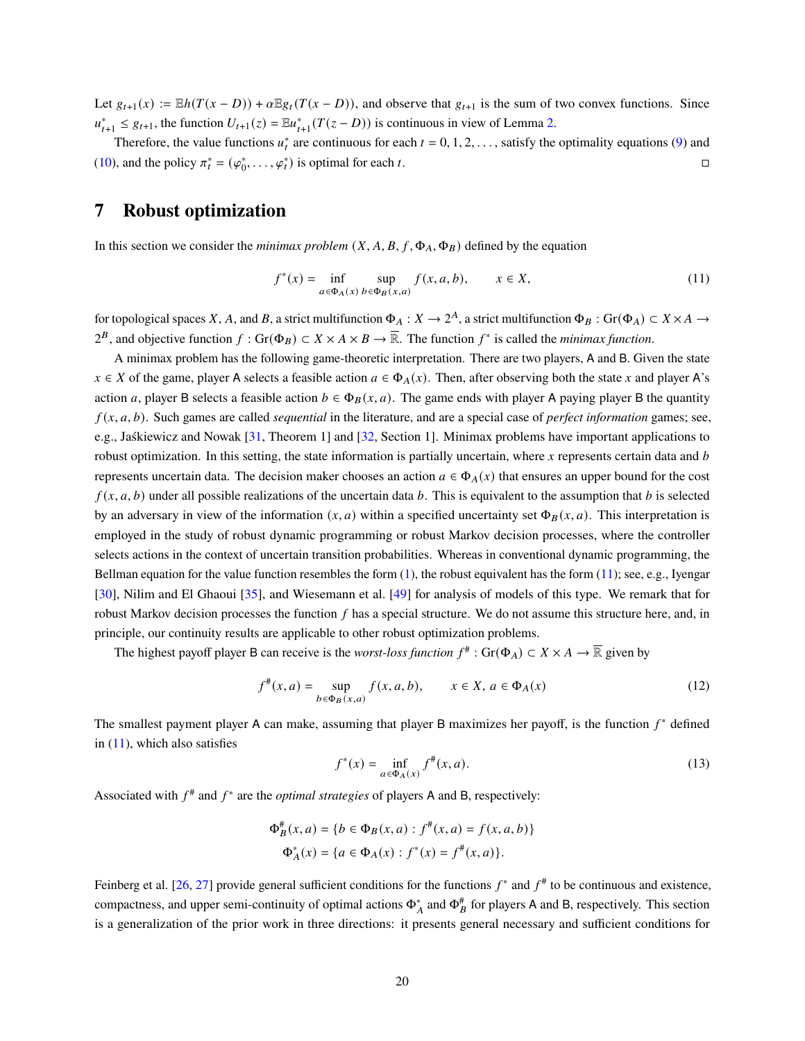Let $g_{t+1}(x) := \mathbb{E}h(T(x-D)) + \alpha\mathbb{E}g_t(T(x-D))$, and observe that $g_{t+1}$ is the sum of two convex functions. Since $u^*_{t+1} \le g_{t+1}$, the function $U_{t+1}(z) = \mathbb{E}u^*_{t+1}(T(z-D))$ is continuous in view of Lemma 2.

Therefore, the value functions $u^*_t$ are continuous for each $t = 0, 1, 2, \dots$, satisfy the optimality equations (9) and (10), and the policy $\pi^*_t = (\varphi^*_0, \dots, \varphi^*_t)$ is optimal for each $t$. □

# 7 Robust optimization

In this section we consider the *minimax problem* $(X, A, B, f, \Phi_A, \Phi_B)$ defined by the equation

$$f^*(x) = \inf_{a \in \Phi_A(x)} \sup_{b \in \Phi_B(x,a)} f(x,a,b), \qquad x \in X, \tag{11}$$

for topological spaces $X$, $A$, and $B$, a strict multifunction $\Phi_A : X \to 2^A$, a strict multifunction $\Phi_B : \mathrm{Gr}(\Phi_A) \subset X \times A \to 2^B$, and objective function $f : \mathrm{Gr}(\Phi_B) \subset X \times A \times B \to \overline{\mathbb{R}}$. The function $f^*$ is called the *minimax function*.

A minimax problem has the following game-theoretic interpretation. There are two players, A and B. Given the state $x \in X$ of the game, player A selects a feasible action $a \in \Phi_A(x)$. Then, after observing both the state $x$ and player A's action $a$, player B selects a feasible action $b \in \Phi_B(x,a)$. The game ends with player A paying player B the quantity $f(x,a,b)$. Such games are called *sequential* in the literature, and are a special case of *perfect information* games; see, e.g., Jaśkiewicz and Nowak [31, Theorem 1] and [32, Section 1]. Minimax problems have important applications to robust optimization. In this setting, the state information is partially uncertain, where $x$ represents certain data and $b$ represents uncertain data. The decision maker chooses an action $a \in \Phi_A(x)$ that ensures an upper bound for the cost $f(x,a,b)$ under all possible realizations of the uncertain data $b$. This is equivalent to the assumption that $b$ is selected by an adversary in view of the information $(x,a)$ within a specified uncertainty set $\Phi_B(x,a)$. This interpretation is employed in the study of robust dynamic programming or robust Markov decision processes, where the controller selects actions in the context of uncertain transition probabilities. Whereas in conventional dynamic programming, the Bellman equation for the value function resembles the form (1), the robust equivalent has the form (11); see, e.g., Iyengar [30], Nilim and El Ghaoui [35], and Wiesemann et al. [49] for analysis of models of this type. We remark that for robust Markov decision processes the function $f$ has a special structure. We do not assume this structure here, and, in principle, our continuity results are applicable to other robust optimization problems.

The highest payoff player B can receive is the *worst-loss function* $f^\# : \mathrm{Gr}(\Phi_A) \subset X \times A \to \overline{\mathbb{R}}$ given by

$$f^\#(x,a) = \sup_{b \in \Phi_B(x,a)} f(x,a,b), \qquad x \in X,\ a \in \Phi_A(x) \tag{12}$$

The smallest payment player A can make, assuming that player B maximizes her payoff, is the function $f^*$ defined in (11), which also satisfies

$$f^*(x) = \inf_{a \in \Phi_A(x)} f^\#(x,a). \tag{13}$$

Associated with $f^\#$ and $f^*$ are the *optimal strategies* of players A and B, respectively:

$$\Phi^\#_B(x,a) = \{b \in \Phi_B(x,a) : f^\#(x,a) = f(x,a,b)\}$$
$$\Phi^*_A(x) = \{a \in \Phi_A(x) : f^*(x) = f^\#(x,a)\}.$$

Feinberg et al. [26, 27] provide general sufficient conditions for the functions $f^*$ and $f^\#$ to be continuous and existence, compactness, and upper semi-continuity of optimal actions $\Phi^*_A$ and $\Phi^\#_B$ for players A and B, respectively. This section is a generalization of the prior work in three directions: it presents general necessary and sufficient conditions for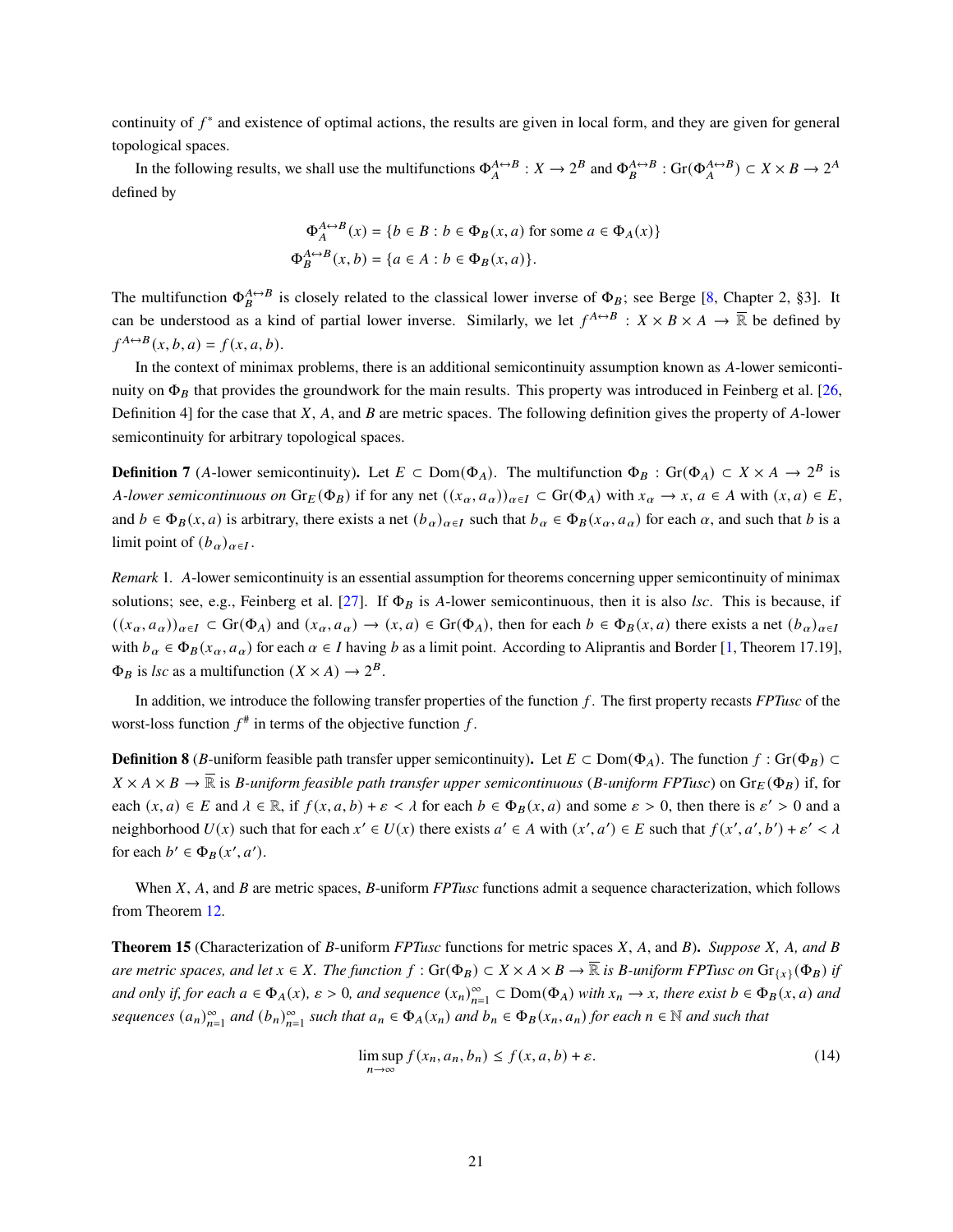continuity of $f^*$ and existence of optimal actions, the results are given in local form, and they are given for general topological spaces.

In the following results, we shall use the multifunctions $\Phi_A^{A\leftrightarrow B} : X \to 2^B$ and $\Phi_B^{A\leftrightarrow B} : \mathrm{Gr}(\Phi_A^{A\leftrightarrow B}) \subset X \times B \to 2^A$ defined by

$$\Phi_A^{A\leftrightarrow B}(x) = \{b \in B : b \in \Phi_B(x,a) \text{ for some } a \in \Phi_A(x)\}$$
$$\Phi_B^{A\leftrightarrow B}(x,b) = \{a \in A : b \in \Phi_B(x,a)\}.$$

The multifunction $\Phi_B^{A\leftrightarrow B}$ is closely related to the classical lower inverse of $\Phi_B$; see Berge [8, Chapter 2, §3]. It can be understood as a kind of partial lower inverse. Similarly, we let $f^{A\leftrightarrow B} : X \times B \times A \to \overline{\mathbb{R}}$ be defined by $f^{A\leftrightarrow B}(x,b,a) = f(x,a,b)$.

In the context of minimax problems, there is an additional semicontinuity assumption known as $A$-lower semicontinuity on $\Phi_B$ that provides the groundwork for the main results. This property was introduced in Feinberg et al. [26, Definition 4] for the case that $X$, $A$, and $B$ are metric spaces. The following definition gives the property of $A$-lower semicontinuity for arbitrary topological spaces.

**Definition 7** ($A$-lower semicontinuity)**.** Let $E \subset \mathrm{Dom}(\Phi_A)$. The multifunction $\Phi_B : \mathrm{Gr}(\Phi_A) \subset X \times A \to 2^B$ is *$A$-lower semicontinuous on* $\mathrm{Gr}_E(\Phi_B)$ if for any net $((x_\alpha, a_\alpha))_{\alpha\in I} \subset \mathrm{Gr}(\Phi_A)$ with $x_\alpha \to x$, $a \in A$ with $(x,a) \in E$, and $b \in \Phi_B(x,a)$ is arbitrary, there exists a net $(b_\alpha)_{\alpha\in I}$ such that $b_\alpha \in \Phi_B(x_\alpha, a_\alpha)$ for each $\alpha$, and such that $b$ is a limit point of $(b_\alpha)_{\alpha\in I}$.

*Remark* 1. $A$-lower semicontinuity is an essential assumption for theorems concerning upper semicontinuity of minimax solutions; see, e.g., Feinberg et al. [27]. If $\Phi_B$ is $A$-lower semicontinuous, then it is also *lsc*. This is because, if $((x_\alpha, a_\alpha))_{\alpha\in I} \subset \mathrm{Gr}(\Phi_A)$ and $(x_\alpha, a_\alpha) \to (x,a) \in \mathrm{Gr}(\Phi_A)$, then for each $b \in \Phi_B(x,a)$ there exists a net $(b_\alpha)_{\alpha\in I}$ with $b_\alpha \in \Phi_B(x_\alpha, a_\alpha)$ for each $\alpha \in I$ having $b$ as a limit point. According to Aliprantis and Border [1, Theorem 17.19], $\Phi_B$ is *lsc* as a multifunction $(X \times A) \to 2^B$.

In addition, we introduce the following transfer properties of the function $f$. The first property recasts *FPTusc* of the worst-loss function $f^\#$ in terms of the objective function $f$.

**Definition 8** ($B$-uniform feasible path transfer upper semicontinuity)**.** Let $E \subset \mathrm{Dom}(\Phi_A)$. The function $f : \mathrm{Gr}(\Phi_B) \subset X \times A \times B \to \overline{\mathbb{R}}$ is *$B$-uniform feasible path transfer upper semicontinuous* (*$B$-uniform FPTusc*) on $\mathrm{Gr}_E(\Phi_B)$ if, for each $(x,a) \in E$ and $\lambda \in \mathbb{R}$, if $f(x,a,b) + \varepsilon < \lambda$ for each $b \in \Phi_B(x,a)$ and some $\varepsilon > 0$, then there is $\varepsilon' > 0$ and a neighborhood $U(x)$ such that for each $x' \in U(x)$ there exists $a' \in A$ with $(x',a') \in E$ such that $f(x',a',b') + \varepsilon' < \lambda$ for each $b' \in \Phi_B(x',a')$.

When $X$, $A$, and $B$ are metric spaces, $B$-uniform *FPTusc* functions admit a sequence characterization, which follows from Theorem 12.

**Theorem 15** (Characterization of $B$-uniform *FPTusc* functions for metric spaces $X$, $A$, and $B$)**.** *Suppose $X$, $A$, and $B$ are metric spaces, and let $x \in X$. The function $f : \mathrm{Gr}(\Phi_B) \subset X \times A \times B \to \overline{\mathbb{R}}$ is $B$-uniform FPTusc on $\mathrm{Gr}_{\{x\}}(\Phi_B)$ if and only if, for each $a \in \Phi_A(x)$, $\varepsilon > 0$, and sequence $(x_n)_{n=1}^\infty \subset \mathrm{Dom}(\Phi_A)$ with $x_n \to x$, there exist $b \in \Phi_B(x,a)$ and sequences $(a_n)_{n=1}^\infty$ and $(b_n)_{n=1}^\infty$ such that $a_n \in \Phi_A(x_n)$ and $b_n \in \Phi_B(x_n, a_n)$ for each $n \in \mathbb{N}$ and such that*

$$\limsup_{n\to\infty} f(x_n, a_n, b_n) \leq f(x,a,b) + \varepsilon. \tag{14}$$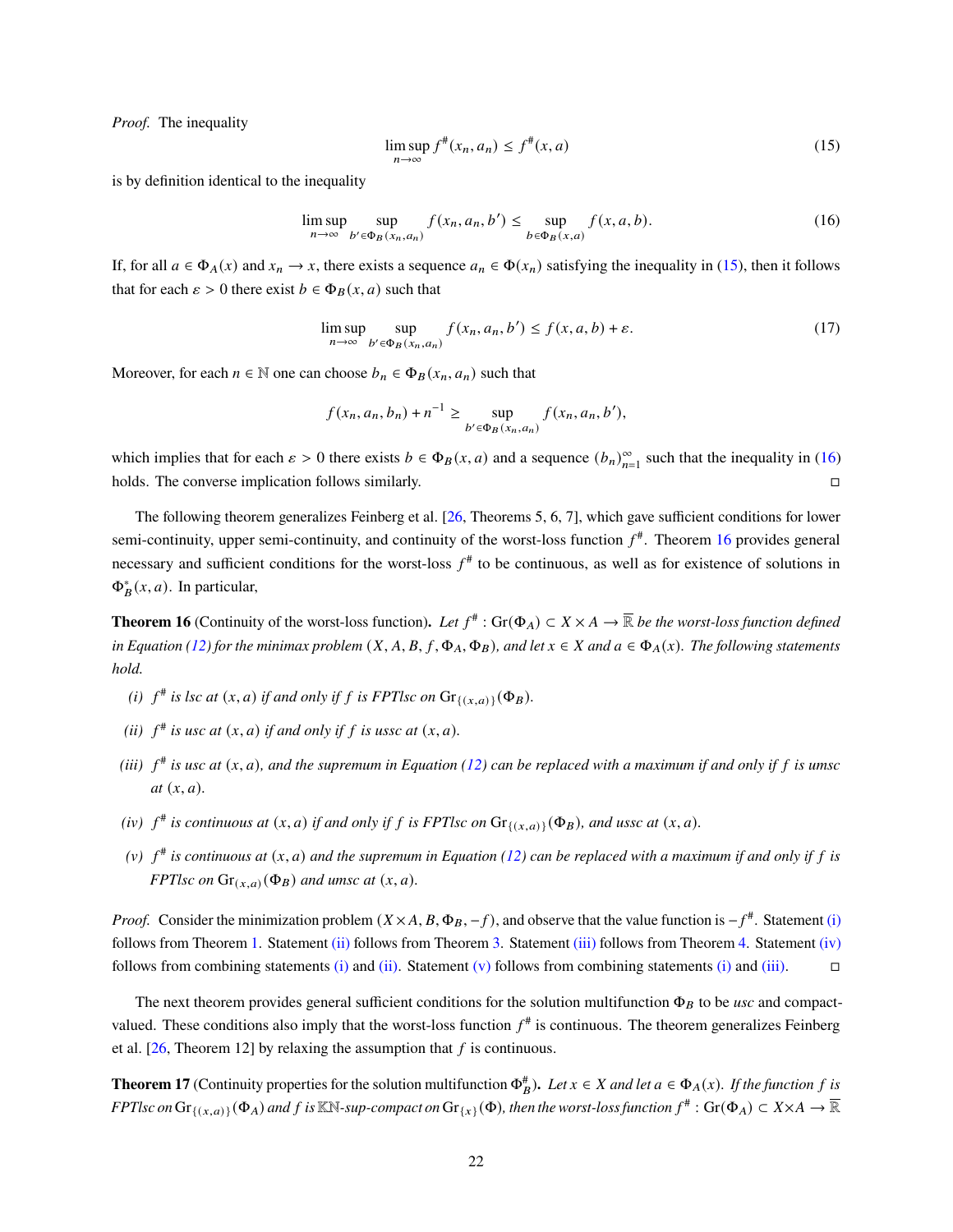*Proof.* The inequality

$$\limsup_{n\to\infty} f^{\#}(x_n, a_n) \le f^{\#}(x, a) \tag{15}$$

is by definition identical to the inequality

$$\limsup_{n\to\infty} \sup_{b'\in\Phi_B(x_n,a_n)} f(x_n, a_n, b') \le \sup_{b\in\Phi_B(x,a)} f(x, a, b). \tag{16}$$

If, for all $a \in \Phi_A(x)$ and $x_n \to x$, there exists a sequence $a_n \in \Phi(x_n)$ satisfying the inequality in (15), then it follows that for each $\varepsilon > 0$ there exist $b \in \Phi_B(x, a)$ such that

$$\limsup_{n\to\infty} \sup_{b'\in\Phi_B(x_n,a_n)} f(x_n, a_n, b') \le f(x, a, b) + \varepsilon. \tag{17}$$

Moreover, for each $n \in \mathbb{N}$ one can choose $b_n \in \Phi_B(x_n, a_n)$ such that

$$f(x_n, a_n, b_n) + n^{-1} \ge \sup_{b'\in\Phi_B(x_n,a_n)} f(x_n, a_n, b'),$$

which implies that for each $\varepsilon > 0$ there exists $b \in \Phi_B(x, a)$ and a sequence $(b_n)_{n=1}^{\infty}$ such that the inequality in (16) holds. The converse implication follows similarly. □

The following theorem generalizes Feinberg et al. [26, Theorems 5, 6, 7], which gave sufficient conditions for lower semi-continuity, upper semi-continuity, and continuity of the worst-loss function $f^{\#}$. Theorem 16 provides general necessary and sufficient conditions for the worst-loss $f^{\#}$ to be continuous, as well as for existence of solutions in $\Phi_B^*(x, a)$. In particular,

**Theorem 16** (Continuity of the worst-loss function)**.** *Let $f^{\#} : \mathrm{Gr}(\Phi_A) \subset X \times A \to \overline{\mathbb{R}}$ be the worst-loss function defined in Equation (12) for the minimax problem $(X, A, B, f, \Phi_A, \Phi_B)$, and let $x \in X$ and $a \in \Phi_A(x)$. The following statements hold.*

- *(i) $f^{\#}$ is lsc at $(x, a)$ if and only if $f$ is FPTlsc on $\mathrm{Gr}_{\{(x,a)\}}(\Phi_B)$.*
- *(ii) $f^{\#}$ is usc at $(x, a)$ if and only if $f$ is ussc at $(x, a)$.*
- *(iii) $f^{\#}$ is usc at $(x, a)$, and the supremum in Equation (12) can be replaced with a maximum if and only if $f$ is umsc at $(x, a)$.*
- *(iv) $f^{\#}$ is continuous at $(x, a)$ if and only if $f$ is FPTlsc on $\mathrm{Gr}_{\{(x,a)\}}(\Phi_B)$, and ussc at $(x, a)$.*
- *(v) $f^{\#}$ is continuous at $(x, a)$ and the supremum in Equation (12) can be replaced with a maximum if and only if $f$ is FPTlsc on $\mathrm{Gr}_{(x,a)}(\Phi_B)$ and umsc at $(x, a)$.*

*Proof.* Consider the minimization problem $(X \times A, B, \Phi_B, -f)$, and observe that the value function is $-f^{\#}$. Statement (i) follows from Theorem 1. Statement (ii) follows from Theorem 3. Statement (iii) follows from Theorem 4. Statement (iv) follows from combining statements (i) and (ii). Statement (v) follows from combining statements (i) and (iii). □

The next theorem provides general sufficient conditions for the solution multifunction $\Phi_B$ to be *usc* and compact-valued. These conditions also imply that the worst-loss function $f^{\#}$ is continuous. The theorem generalizes Feinberg et al. [26, Theorem 12] by relaxing the assumption that $f$ is continuous.

**Theorem 17** (Continuity properties for the solution multifunction $\Phi_B^{\#}$)**.** *Let $x \in X$ and let $a \in \Phi_A(x)$. If the function $f$ is FPTlsc on $\mathrm{Gr}_{\{(x,a)\}}(\Phi_A)$ and $f$ is $\mathbb{KN}$-sup-compact on $\mathrm{Gr}_{\{x\}}(\Phi)$, then the worst-loss function $f^{\#} : \mathrm{Gr}(\Phi_A) \subset X \times A \to \overline{\mathbb{R}}$*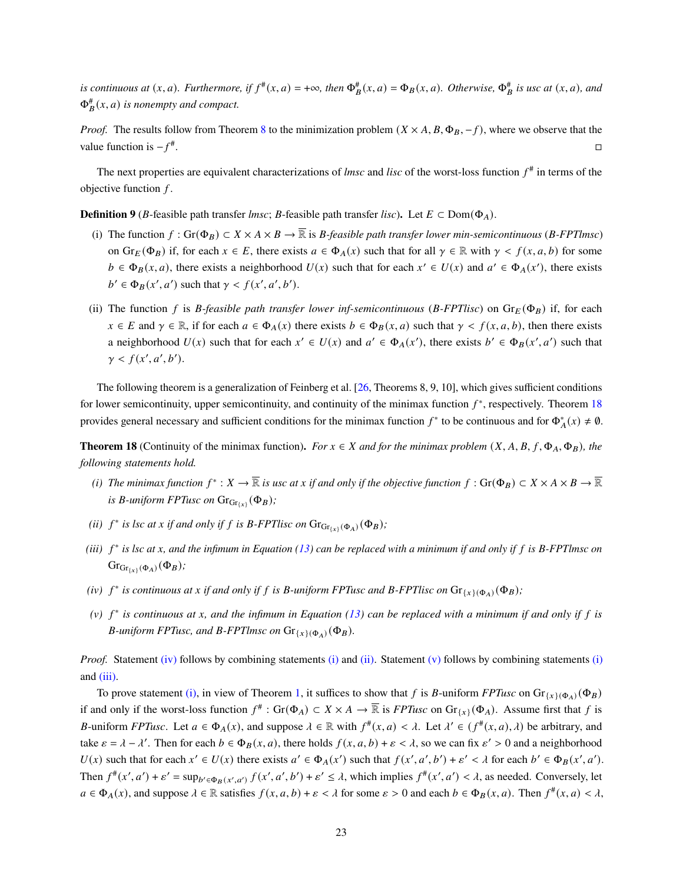*is continuous at $(x, a)$. Furthermore, if $f^{\#}(x, a) = +\infty$, then $\Phi_B^{\#}(x, a) = \Phi_B(x, a)$. Otherwise, $\Phi_B^{\#}$ is usc at $(x, a)$, and $\Phi_B^{\#}(x, a)$ is nonempty and compact.*

*Proof.* The results follow from Theorem 8 to the minimization problem $(X \times A, B, \Phi_B, -f)$, where we observe that the value function is $-f^{\#}$. □

The next properties are equivalent characterizations of *lmsc* and *lisc* of the worst-loss function $f^{\#}$ in terms of the objective function $f$.

**Definition 9** ($B$-feasible path transfer *lmsc*; $B$-feasible path transfer *lisc*)**.** Let $E \subset \mathrm{Dom}(\Phi_A)$.

(i) The function $f : \mathrm{Gr}(\Phi_B) \subset X \times A \times B \to \overline{\mathbb{R}}$ is *B-feasible path transfer lower min-semicontinuous* (*B-FPTlmsc*) on $\mathrm{Gr}_E(\Phi_B)$ if, for each $x \in E$, there exists $a \in \Phi_A(x)$ such that for all $\gamma \in \mathbb{R}$ with $\gamma < f(x, a, b)$ for some $b \in \Phi_B(x, a)$, there exists a neighborhood $U(x)$ such that for each $x' \in U(x)$ and $a' \in \Phi_A(x')$, there exists $b' \in \Phi_B(x', a')$ such that $\gamma < f(x', a', b')$.

(ii) The function $f$ is *B-feasible path transfer lower inf-semicontinuous* (*B-FPTlisc*) on $\mathrm{Gr}_E(\Phi_B)$ if, for each $x \in E$ and $\gamma \in \mathbb{R}$, if for each $a \in \Phi_A(x)$ there exists $b \in \Phi_B(x, a)$ such that $\gamma < f(x, a, b)$, then there exists a neighborhood $U(x)$ such that for each $x' \in U(x)$ and $a' \in \Phi_A(x')$, there exists $b' \in \Phi_B(x', a')$ such that $\gamma < f(x', a', b')$.

The following theorem is a generalization of Feinberg et al. [26, Theorems 8, 9, 10], which gives sufficient conditions for lower semicontinuity, upper semicontinuity, and continuity of the minimax function $f^*$, respectively. Theorem 18 provides general necessary and sufficient conditions for the minimax function $f^*$ to be continuous and for $\Phi_A^*(x) \neq \emptyset$.

**Theorem 18** (Continuity of the minimax function)**.** *For $x \in X$ and for the minimax problem $(X, A, B, f, \Phi_A, \Phi_B)$, the following statements hold.*

*(i) The minimax function $f^* : X \to \overline{\mathbb{R}}$ is usc at $x$ if and only if the objective function $f : \mathrm{Gr}(\Phi_B) \subset X \times A \times B \to \overline{\mathbb{R}}$ is B-uniform FPTusc on $\mathrm{Gr}_{\mathrm{Gr}_{\{x\}}}(\Phi_B)$;*

*(ii) $f^*$ is lsc at $x$ if and only if $f$ is B-FPTlisc on $\mathrm{Gr}_{\mathrm{Gr}_{\{x\}}(\Phi_A)}(\Phi_B)$;*

*(iii) $f^*$ is lsc at $x$, and the infimum in Equation (13) can be replaced with a minimum if and only if $f$ is B-FPTlmsc on $\mathrm{Gr}_{\mathrm{Gr}_{\{x\}}(\Phi_A)}(\Phi_B)$;*

*(iv) $f^*$ is continuous at $x$ if and only if $f$ is B-uniform FPTusc and B-FPTlisc on $\mathrm{Gr}_{\{x\}(\Phi_A)}(\Phi_B)$;*

*(v) $f^*$ is continuous at $x$, and the infimum in Equation (13) can be replaced with a minimum if and only if $f$ is B-uniform FPTusc, and B-FPTlmsc on $\mathrm{Gr}_{\{x\}(\Phi_A)}(\Phi_B)$.*

*Proof.* Statement (iv) follows by combining statements (i) and (ii). Statement (v) follows by combining statements (i) and (iii).

To prove statement (i), in view of Theorem 1, it suffices to show that $f$ is $B$-uniform *FPTusc* on $\mathrm{Gr}_{\{x\}(\Phi_A)}(\Phi_B)$ if and only if the worst-loss function $f^{\#} : \mathrm{Gr}(\Phi_A) \subset X \times A \to \overline{\mathbb{R}}$ is *FPTusc* on $\mathrm{Gr}_{\{x\}}(\Phi_A)$. Assume first that $f$ is $B$-uniform *FPTusc*. Let $a \in \Phi_A(x)$, and suppose $\lambda \in \mathbb{R}$ with $f^{\#}(x, a) < \lambda$. Let $\lambda' \in (f^{\#}(x, a), \lambda)$ be arbitrary, and take $\varepsilon = \lambda - \lambda'$. Then for each $b \in \Phi_B(x, a)$, there holds $f(x, a, b) + \varepsilon < \lambda$, so we can fix $\varepsilon' > 0$ and a neighborhood $U(x)$ such that for each $x' \in U(x)$ there exists $a' \in \Phi_A(x')$ such that $f(x', a', b') + \varepsilon' < \lambda$ for each $b' \in \Phi_B(x', a')$. Then $f^{\#}(x', a') + \varepsilon' = \sup_{b' \in \Phi_B(x', a')} f(x', a', b') + \varepsilon' \leq \lambda$, which implies $f^{\#}(x', a') < \lambda$, as needed. Conversely, let $a \in \Phi_A(x)$, and suppose $\lambda \in \mathbb{R}$ satisfies $f(x, a, b) + \varepsilon < \lambda$ for some $\varepsilon > 0$ and each $b \in \Phi_B(x, a)$. Then $f^{\#}(x, a) < \lambda$,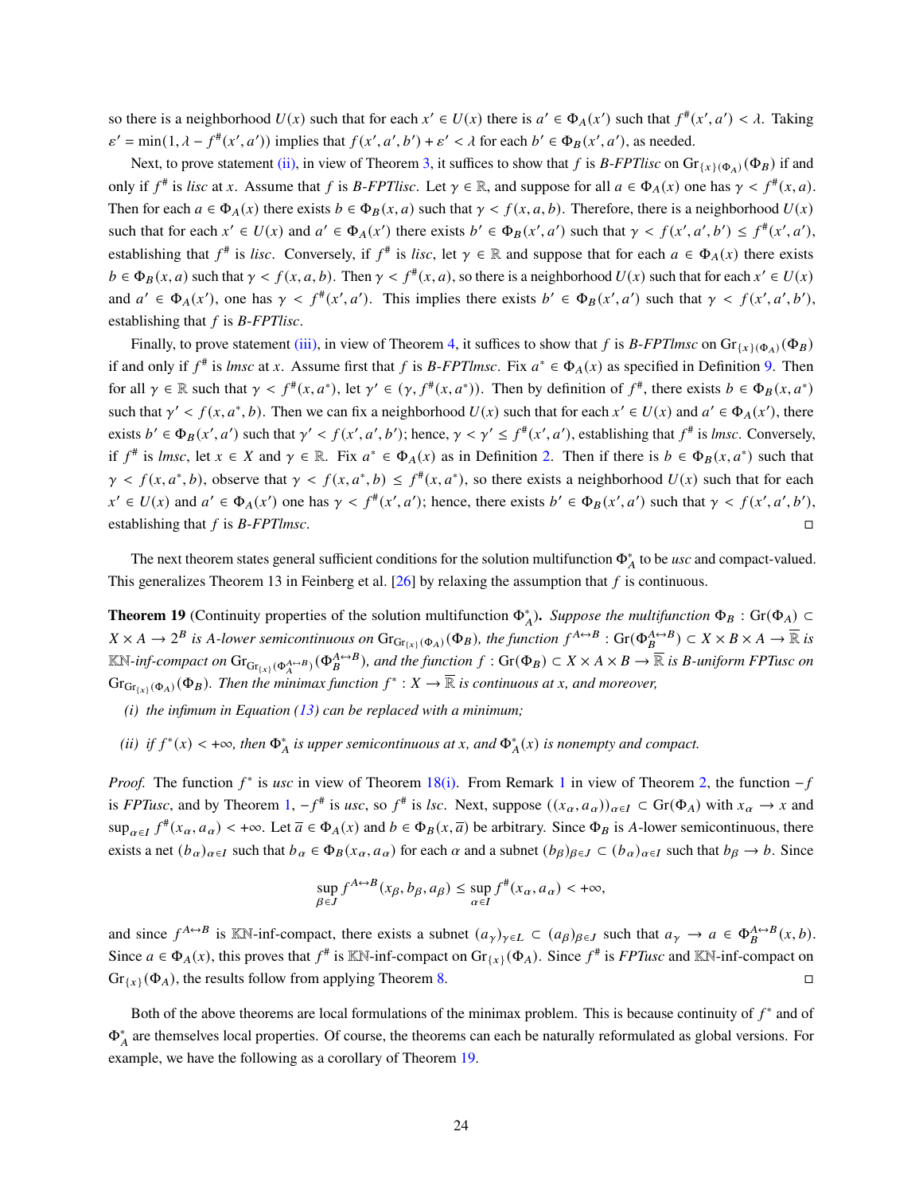so there is a neighborhood $U(x)$ such that for each $x' \in U(x)$ there is $a' \in \Phi_A(x')$ such that $f^\#(x', a') < \lambda$. Taking $\varepsilon' = \min(1, \lambda - f^\#(x', a'))$ implies that $f(x', a', b') + \varepsilon' < \lambda$ for each $b' \in \Phi_B(x', a')$, as needed.

Next, to prove statement (ii), in view of Theorem 3, it suffices to show that $f$ is *B-FPTlisc* on $\mathrm{Gr}_{\{x\}(\Phi_A)}(\Phi_B)$ if and only if $f^\#$ is *lisc* at $x$. Assume that $f$ is *B-FPTlisc*. Let $\gamma \in \mathbb{R}$, and suppose for all $a \in \Phi_A(x)$ one has $\gamma < f^\#(x, a)$. Then for each $a \in \Phi_A(x)$ there exists $b \in \Phi_B(x, a)$ such that $\gamma < f(x, a, b)$. Therefore, there is a neighborhood $U(x)$ such that for each $x' \in U(x)$ and $a' \in \Phi_A(x')$ there exists $b' \in \Phi_B(x', a')$ such that $\gamma < f(x', a', b') \le f^\#(x', a')$, establishing that $f^\#$ is *lisc*. Conversely, if $f^\#$ is *lisc*, let $\gamma \in \mathbb{R}$ and suppose that for each $a \in \Phi_A(x)$ there exists $b \in \Phi_B(x, a)$ such that $\gamma < f(x, a, b)$. Then $\gamma < f^\#(x, a)$, so there is a neighborhood $U(x)$ such that for each $x' \in U(x)$ and $a' \in \Phi_A(x')$, one has $\gamma < f^\#(x', a')$. This implies there exists $b' \in \Phi_B(x', a')$ such that $\gamma < f(x', a', b')$, establishing that $f$ is *B-FPTlisc*.

Finally, to prove statement (iii), in view of Theorem 4, it suffices to show that $f$ is *B-FPTlmsc* on $\mathrm{Gr}_{\{x\}(\Phi_A)}(\Phi_B)$ if and only if $f^\#$ is *lmsc* at $x$. Assume first that $f$ is *B-FPTlmsc*. Fix $a^* \in \Phi_A(x)$ as specified in Definition 9. Then for all $\gamma \in \mathbb{R}$ such that $\gamma < f^\#(x, a^*)$, let $\gamma' \in (\gamma, f^\#(x, a^*))$. Then by definition of $f^\#$, there exists $b \in \Phi_B(x, a^*)$ such that $\gamma' < f(x, a^*, b)$. Then we can fix a neighborhood $U(x)$ such that for each $x' \in U(x)$ and $a' \in \Phi_A(x')$, there exists $b' \in \Phi_B(x', a')$ such that $\gamma' < f(x', a', b')$; hence, $\gamma < \gamma' \le f^\#(x', a')$, establishing that $f^\#$ is *lmsc*. Conversely, if $f^\#$ is *lmsc*, let $x \in X$ and $\gamma \in \mathbb{R}$. Fix $a^* \in \Phi_A(x)$ as in Definition 2. Then if there is $b \in \Phi_B(x, a^*)$ such that $\gamma < f(x, a^*, b)$, observe that $\gamma < f(x, a^*, b) \le f^\#(x, a^*)$, so there exists a neighborhood $U(x)$ such that for each $x' \in U(x)$ and $a' \in \Phi_A(x')$ one has $\gamma < f^\#(x', a')$; hence, there exists $b' \in \Phi_B(x', a')$ such that $\gamma < f(x', a', b')$, establishing that $f$ is *B-FPTlmsc*. ◻

The next theorem states general sufficient conditions for the solution multifunction $\Phi_A^*$ to be *usc* and compact-valued. This generalizes Theorem 13 in Feinberg et al. [26] by relaxing the assumption that $f$ is continuous.

**Theorem 19** (Continuity properties of the solution multifunction $\Phi_A^*$). *Suppose the multifunction $\Phi_B : \mathrm{Gr}(\Phi_A) \subset X \times A \to 2^B$ is A-lower semicontinuous on $\mathrm{Gr}_{\mathrm{Gr}_{\{x\}}(\Phi_A)}(\Phi_B)$, the function $f^{A\leftrightarrow B} : \mathrm{Gr}(\Phi_B^{A\leftrightarrow B}) \subset X \times B \times A \to \overline{\mathbb{R}}$ is $\mathbb{K}\mathbb{N}$-inf-compact on $\mathrm{Gr}_{\mathrm{Gr}_{\{x\}}(\Phi_A^{A\leftrightarrow B})}(\Phi_B^{A\leftrightarrow B})$, and the function $f : \mathrm{Gr}(\Phi_B) \subset X \times A \times B \to \overline{\mathbb{R}}$ is B-uniform FPTusc on $\mathrm{Gr}_{\mathrm{Gr}_{\{x\}}(\Phi_A)}(\Phi_B)$. Then the minimax function $f^* : X \to \overline{\mathbb{R}}$ is continuous at $x$, and moreover,*

*(i) the infimum in Equation (13) can be replaced with a minimum;*

*(ii) if $f^*(x) < +\infty$, then $\Phi_A^*$ is upper semicontinuous at $x$, and $\Phi_A^*(x)$ is nonempty and compact.*

*Proof.* The function $f^*$ is *usc* in view of Theorem 18(i). From Remark 1 in view of Theorem 2, the function $-f$ is *FPTusc*, and by Theorem 1, $-f^\#$ is *usc*, so $f^\#$ is *lsc*. Next, suppose $((x_\alpha, a_\alpha))_{\alpha\in I} \subset \mathrm{Gr}(\Phi_A)$ with $x_\alpha \to x$ and $\sup_{\alpha\in I} f^\#(x_\alpha, a_\alpha) < +\infty$. Let $\overline{a} \in \Phi_A(x)$ and $b \in \Phi_B(x, \overline{a})$ be arbitrary. Since $\Phi_B$ is $A$-lower semicontinuous, there exists a net $(b_\alpha)_{\alpha\in I}$ such that $b_\alpha \in \Phi_B(x_\alpha, a_\alpha)$ for each $\alpha$ and a subnet $(b_\beta)_{\beta\in J} \subset (b_\alpha)_{\alpha\in I}$ such that $b_\beta \to b$. Since

$$\sup_{\beta\in J} f^{A\leftrightarrow B}(x_\beta, b_\beta, a_\beta) \le \sup_{\alpha\in I} f^\#(x_\alpha, a_\alpha) < +\infty,$$

and since $f^{A\leftrightarrow B}$ is $\mathbb{K}\mathbb{N}$-inf-compact, there exists a subnet $(a_\gamma)_{\gamma\in L} \subset (a_\beta)_{\beta\in J}$ such that $a_\gamma \to a \in \Phi_B^{A\leftrightarrow B}(x, b)$. Since $a \in \Phi_A(x)$, this proves that $f^\#$ is $\mathbb{K}\mathbb{N}$-inf-compact on $\mathrm{Gr}_{\{x\}}(\Phi_A)$. Since $f^\#$ is *FPTusc* and $\mathbb{K}\mathbb{N}$-inf-compact on $\mathrm{Gr}_{\{x\}}(\Phi_A)$, the results follow from applying Theorem 8. ◻

Both of the above theorems are local formulations of the minimax problem. This is because continuity of $f^*$ and of $\Phi_A^*$ are themselves local properties. Of course, the theorems can each be naturally reformulated as global versions. For example, we have the following as a corollary of Theorem 19.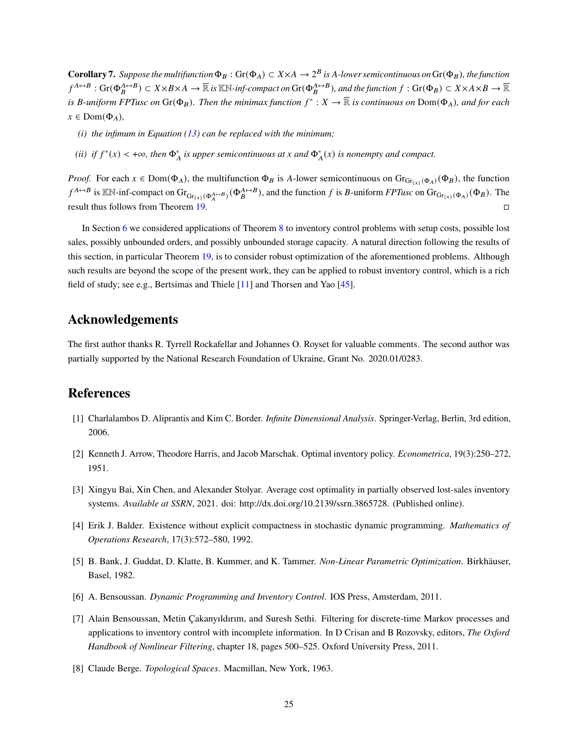**Corollary 7.** *Suppose the multifunction $\Phi_B : \mathrm{Gr}(\Phi_A) \subset X{\times}A \to 2^B$ is $A$-lower semicontinuous on $\mathrm{Gr}(\Phi_B)$, the function $f^{A\leftrightarrow B} : \mathrm{Gr}(\Phi_B^{A\leftrightarrow B}) \subset X{\times}B{\times}A \to \overline{\mathbb{R}}$ is $\mathbb{K}\mathbb{N}$-inf-compact on $\mathrm{Gr}(\Phi_B^{A\leftrightarrow B})$, and the function $f : \mathrm{Gr}(\Phi_B) \subset X{\times}A{\times}B \to \overline{\mathbb{R}}$ is $B$-uniform FPTusc on $\mathrm{Gr}(\Phi_B)$. Then the minimax function $f^* : X \to \overline{\mathbb{R}}$ is continuous on $\mathrm{Dom}(\Phi_A)$, and for each $x \in \mathrm{Dom}(\Phi_A)$,*

*(i) the infimum in Equation (13) can be replaced with the minimum;*

*(ii) if $f^*(x) < +\infty$, then $\Phi_A^*$ is upper semicontinuous at $x$ and $\Phi_A^*(x)$ is nonempty and compact.*

*Proof.* For each $x \in \mathrm{Dom}(\Phi_A)$, the multifunction $\Phi_B$ is $A$-lower semicontinuous on $\mathrm{Gr}_{\mathrm{Gr}_{\{x\}}(\Phi_A)}(\Phi_B)$, the function $f^{A\leftrightarrow B}$ is $\mathbb{K}\mathbb{N}$-inf-compact on $\mathrm{Gr}_{\mathrm{Gr}_{\{x\}}(\Phi_A^{A\leftrightarrow B})}(\Phi_B^{A\leftrightarrow B})$, and the function $f$ is $B$-uniform *FPTusc* on $\mathrm{Gr}_{\mathrm{Gr}_{\{x\}}(\Phi_A)}(\Phi_B)$. The result thus follows from Theorem 19. □

In Section 6 we considered applications of Theorem 8 to inventory control problems with setup costs, possible lost sales, possibly unbounded orders, and possibly unbounded storage capacity. A natural direction following the results of this section, in particular Theorem 19, is to consider robust optimization of the aforementioned problems. Although such results are beyond the scope of the present work, they can be applied to robust inventory control, which is a rich field of study; see e.g., Bertsimas and Thiele [11] and Thorsen and Yao [45].

## Acknowledgements

The first author thanks R. Tyrrell Rockafellar and Johannes O. Royset for valuable comments. The second author was partially supported by the National Research Foundation of Ukraine, Grant No. 2020.01/0283.

## References

[1] Charlalambos D. Aliprantis and Kim C. Border. *Infinite Dimensional Analysis*. Springer-Verlag, Berlin, 3rd edition, 2006.

[2] Kenneth J. Arrow, Theodore Harris, and Jacob Marschak. Optimal inventory policy. *Econometrica*, 19(3):250–272, 1951.

[3] Xingyu Bai, Xin Chen, and Alexander Stolyar. Average cost optimality in partially observed lost-sales inventory systems. *Available at SSRN*, 2021. doi: http://dx.doi.org/10.2139/ssrn.3865728. (Published online).

[4] Erik J. Balder. Existence without explicit compactness in stochastic dynamic programming. *Mathematics of Operations Research*, 17(3):572–580, 1992.

[5] B. Bank, J. Guddat, D. Klatte, B. Kummer, and K. Tammer. *Non-Linear Parametric Optimization*. Birkhäuser, Basel, 1982.

[6] A. Bensoussan. *Dynamic Programming and Inventory Control*. IOS Press, Amsterdam, 2011.

[7] Alain Bensoussan, Metin Çakanyıldırım, and Suresh Sethi. Filtering for discrete-time Markov processes and applications to inventory control with incomplete information. In D Crisan and B Rozovsky, editors, *The Oxford Handbook of Nonlinear Filtering*, chapter 18, pages 500–525. Oxford University Press, 2011.

[8] Claude Berge. *Topological Spaces*. Macmillan, New York, 1963.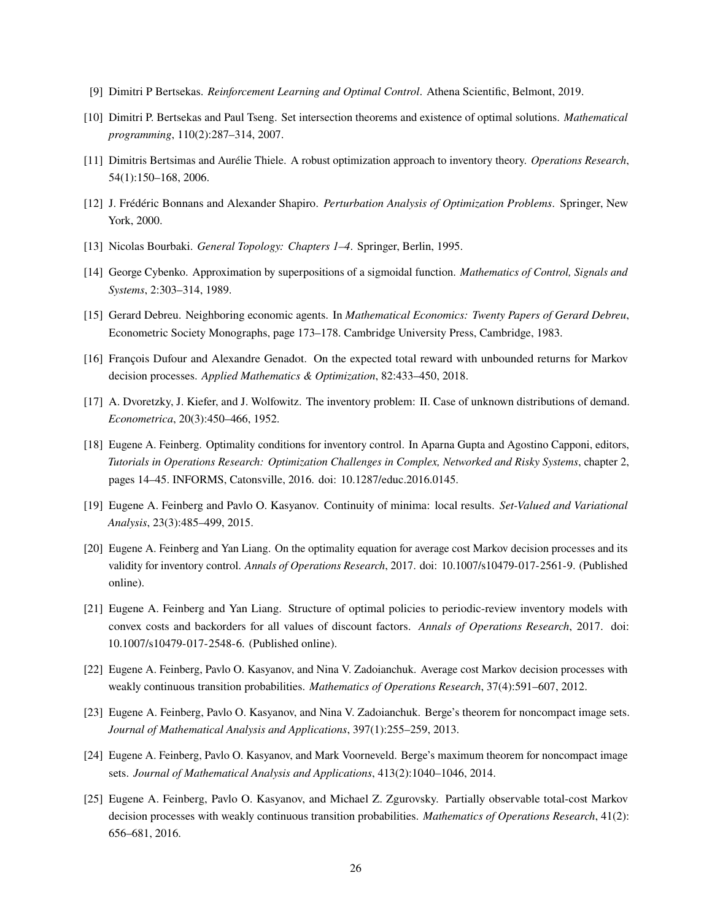[9] Dimitri P Bertsekas. *Reinforcement Learning and Optimal Control*. Athena Scientific, Belmont, 2019.

[10] Dimitri P. Bertsekas and Paul Tseng. Set intersection theorems and existence of optimal solutions. *Mathematical programming*, 110(2):287–314, 2007.

[11] Dimitris Bertsimas and Aurélie Thiele. A robust optimization approach to inventory theory. *Operations Research*, 54(1):150–168, 2006.

[12] J. Frédéric Bonnans and Alexander Shapiro. *Perturbation Analysis of Optimization Problems*. Springer, New York, 2000.

[13] Nicolas Bourbaki. *General Topology: Chapters 1–4*. Springer, Berlin, 1995.

[14] George Cybenko. Approximation by superpositions of a sigmoidal function. *Mathematics of Control, Signals and Systems*, 2:303–314, 1989.

[15] Gerard Debreu. Neighboring economic agents. In *Mathematical Economics: Twenty Papers of Gerard Debreu*, Econometric Society Monographs, page 173–178. Cambridge University Press, Cambridge, 1983.

[16] François Dufour and Alexandre Genadot. On the expected total reward with unbounded returns for Markov decision processes. *Applied Mathematics & Optimization*, 82:433–450, 2018.

[17] A. Dvoretzky, J. Kiefer, and J. Wolfowitz. The inventory problem: II. Case of unknown distributions of demand. *Econometrica*, 20(3):450–466, 1952.

[18] Eugene A. Feinberg. Optimality conditions for inventory control. In Aparna Gupta and Agostino Capponi, editors, *Tutorials in Operations Research: Optimization Challenges in Complex, Networked and Risky Systems*, chapter 2, pages 14–45. INFORMS, Catonsville, 2016. doi: 10.1287/educ.2016.0145.

[19] Eugene A. Feinberg and Pavlo O. Kasyanov. Continuity of minima: local results. *Set-Valued and Variational Analysis*, 23(3):485–499, 2015.

[20] Eugene A. Feinberg and Yan Liang. On the optimality equation for average cost Markov decision processes and its validity for inventory control. *Annals of Operations Research*, 2017. doi: 10.1007/s10479-017-2561-9. (Published online).

[21] Eugene A. Feinberg and Yan Liang. Structure of optimal policies to periodic-review inventory models with convex costs and backorders for all values of discount factors. *Annals of Operations Research*, 2017. doi: 10.1007/s10479-017-2548-6. (Published online).

[22] Eugene A. Feinberg, Pavlo O. Kasyanov, and Nina V. Zadoianchuk. Average cost Markov decision processes with weakly continuous transition probabilities. *Mathematics of Operations Research*, 37(4):591–607, 2012.

[23] Eugene A. Feinberg, Pavlo O. Kasyanov, and Nina V. Zadoianchuk. Berge's theorem for noncompact image sets. *Journal of Mathematical Analysis and Applications*, 397(1):255–259, 2013.

[24] Eugene A. Feinberg, Pavlo O. Kasyanov, and Mark Voorneveld. Berge's maximum theorem for noncompact image sets. *Journal of Mathematical Analysis and Applications*, 413(2):1040–1046, 2014.

[25] Eugene A. Feinberg, Pavlo O. Kasyanov, and Michael Z. Zgurovsky. Partially observable total-cost Markov decision processes with weakly continuous transition probabilities. *Mathematics of Operations Research*, 41(2): 656–681, 2016.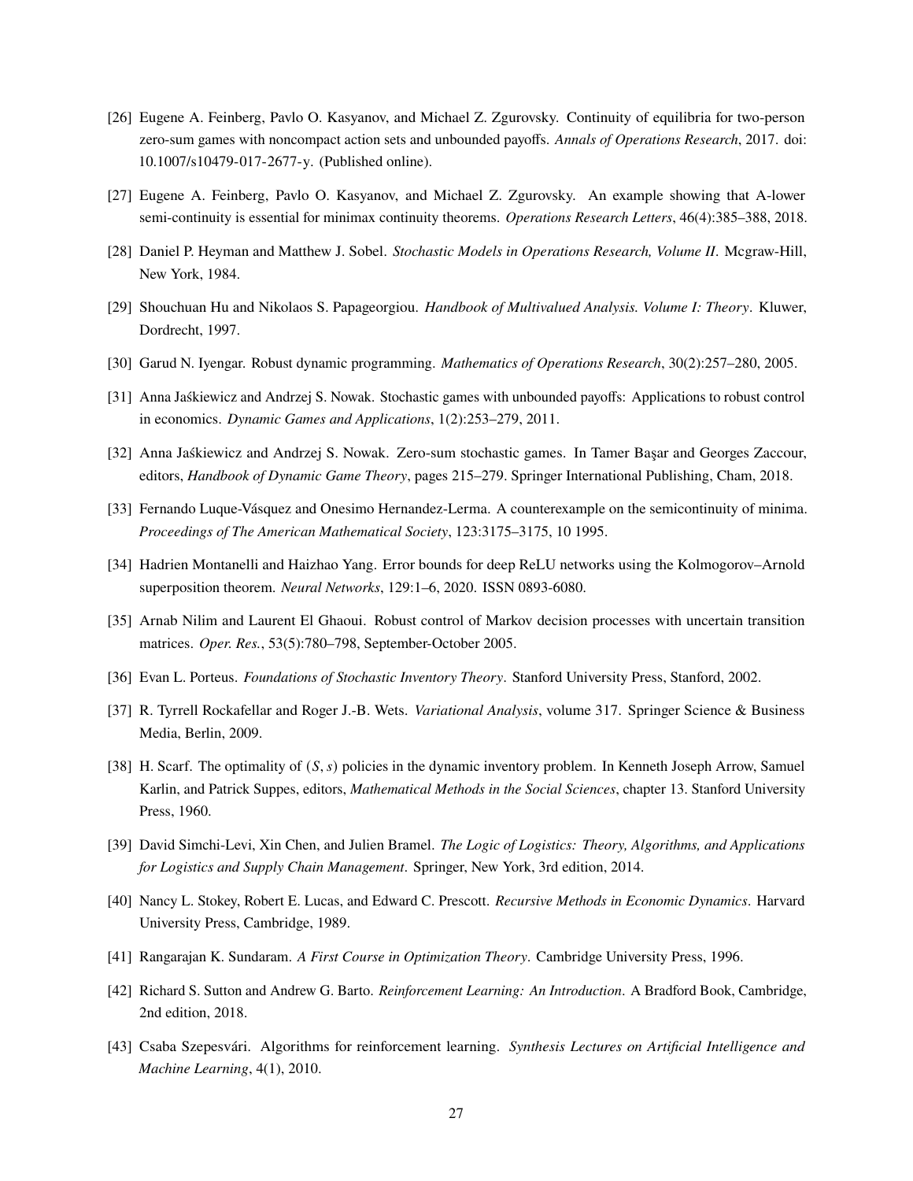[26] Eugene A. Feinberg, Pavlo O. Kasyanov, and Michael Z. Zgurovsky. Continuity of equilibria for two-person zero-sum games with noncompact action sets and unbounded payoffs. *Annals of Operations Research*, 2017. doi: 10.1007/s10479-017-2677-y. (Published online).

[27] Eugene A. Feinberg, Pavlo O. Kasyanov, and Michael Z. Zgurovsky. An example showing that A-lower semi-continuity is essential for minimax continuity theorems. *Operations Research Letters*, 46(4):385–388, 2018.

[28] Daniel P. Heyman and Matthew J. Sobel. *Stochastic Models in Operations Research, Volume II*. Mcgraw-Hill, New York, 1984.

[29] Shouchuan Hu and Nikolaos S. Papageorgiou. *Handbook of Multivalued Analysis. Volume I: Theory*. Kluwer, Dordrecht, 1997.

[30] Garud N. Iyengar. Robust dynamic programming. *Mathematics of Operations Research*, 30(2):257–280, 2005.

[31] Anna Jaśkiewicz and Andrzej S. Nowak. Stochastic games with unbounded payoffs: Applications to robust control in economics. *Dynamic Games and Applications*, 1(2):253–279, 2011.

[32] Anna Jaśkiewicz and Andrzej S. Nowak. Zero-sum stochastic games. In Tamer Başar and Georges Zaccour, editors, *Handbook of Dynamic Game Theory*, pages 215–279. Springer International Publishing, Cham, 2018.

[33] Fernando Luque-Vásquez and Onesimo Hernandez-Lerma. A counterexample on the semicontinuity of minima. *Proceedings of The American Mathematical Society*, 123:3175–3175, 10 1995.

[34] Hadrien Montanelli and Haizhao Yang. Error bounds for deep ReLU networks using the Kolmogorov–Arnold superposition theorem. *Neural Networks*, 129:1–6, 2020. ISSN 0893-6080.

[35] Arnab Nilim and Laurent El Ghaoui. Robust control of Markov decision processes with uncertain transition matrices. *Oper. Res.*, 53(5):780–798, September-October 2005.

[36] Evan L. Porteus. *Foundations of Stochastic Inventory Theory*. Stanford University Press, Stanford, 2002.

[37] R. Tyrrell Rockafellar and Roger J.-B. Wets. *Variational Analysis*, volume 317. Springer Science & Business Media, Berlin, 2009.

[38] H. Scarf. The optimality of $(S, s)$ policies in the dynamic inventory problem. In Kenneth Joseph Arrow, Samuel Karlin, and Patrick Suppes, editors, *Mathematical Methods in the Social Sciences*, chapter 13. Stanford University Press, 1960.

[39] David Simchi-Levi, Xin Chen, and Julien Bramel. *The Logic of Logistics: Theory, Algorithms, and Applications for Logistics and Supply Chain Management*. Springer, New York, 3rd edition, 2014.

[40] Nancy L. Stokey, Robert E. Lucas, and Edward C. Prescott. *Recursive Methods in Economic Dynamics*. Harvard University Press, Cambridge, 1989.

[41] Rangarajan K. Sundaram. *A First Course in Optimization Theory*. Cambridge University Press, 1996.

[42] Richard S. Sutton and Andrew G. Barto. *Reinforcement Learning: An Introduction*. A Bradford Book, Cambridge, 2nd edition, 2018.

[43] Csaba Szepesvári. Algorithms for reinforcement learning. *Synthesis Lectures on Artificial Intelligence and Machine Learning*, 4(1), 2010.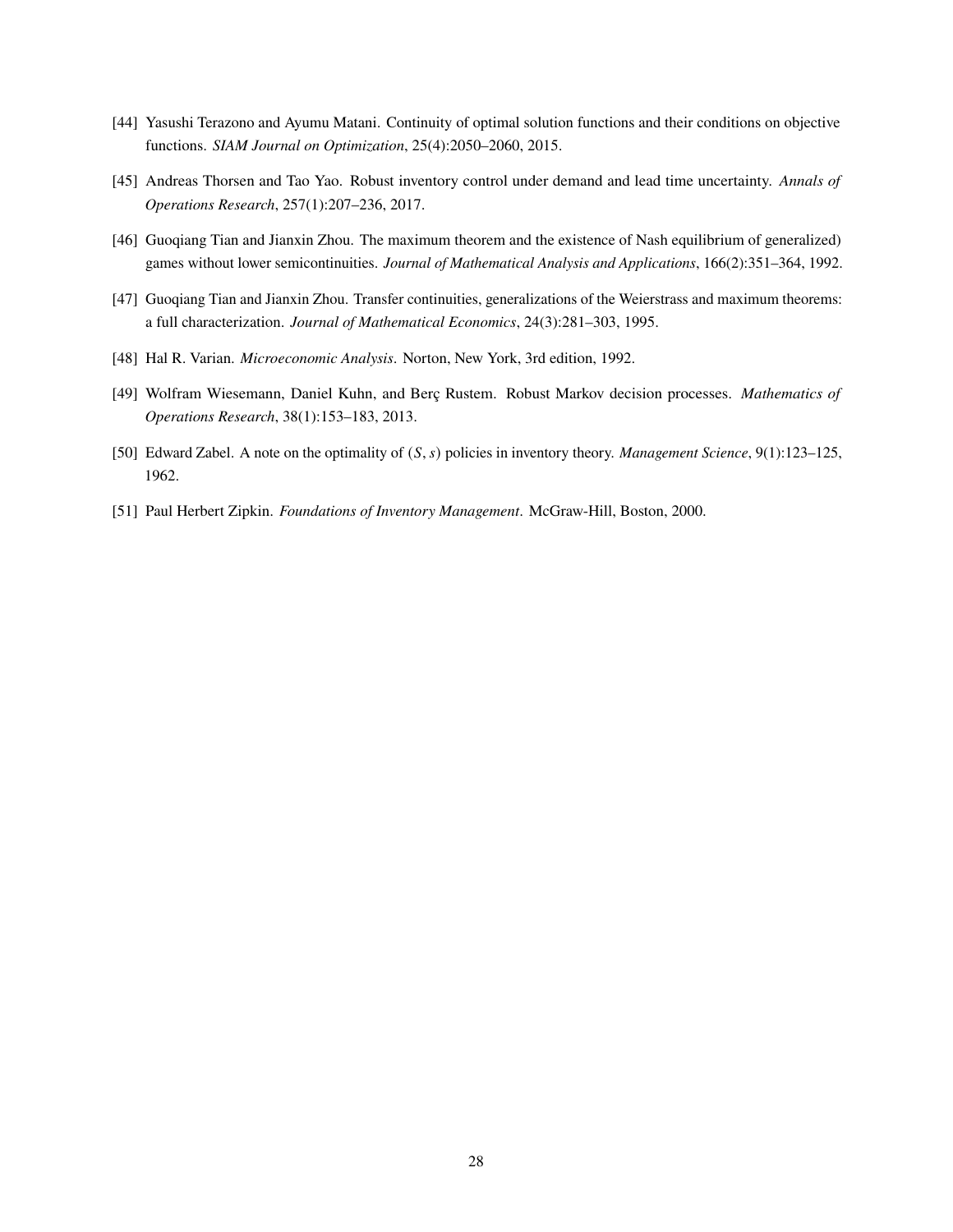[44] Yasushi Terazono and Ayumu Matani. Continuity of optimal solution functions and their conditions on objective functions. *SIAM Journal on Optimization*, 25(4):2050–2060, 2015.

[45] Andreas Thorsen and Tao Yao. Robust inventory control under demand and lead time uncertainty. *Annals of Operations Research*, 257(1):207–236, 2017.

[46] Guoqiang Tian and Jianxin Zhou. The maximum theorem and the existence of Nash equilibrium of generalized) games without lower semicontinuities. *Journal of Mathematical Analysis and Applications*, 166(2):351–364, 1992.

[47] Guoqiang Tian and Jianxin Zhou. Transfer continuities, generalizations of the Weierstrass and maximum theorems: a full characterization. *Journal of Mathematical Economics*, 24(3):281–303, 1995.

[48] Hal R. Varian. *Microeconomic Analysis*. Norton, New York, 3rd edition, 1992.

[49] Wolfram Wiesemann, Daniel Kuhn, and Berç Rustem. Robust Markov decision processes. *Mathematics of Operations Research*, 38(1):153–183, 2013.

[50] Edward Zabel. A note on the optimality of $(S, s)$ policies in inventory theory. *Management Science*, 9(1):123–125, 1962.

[51] Paul Herbert Zipkin. *Foundations of Inventory Management*. McGraw-Hill, Boston, 2000.